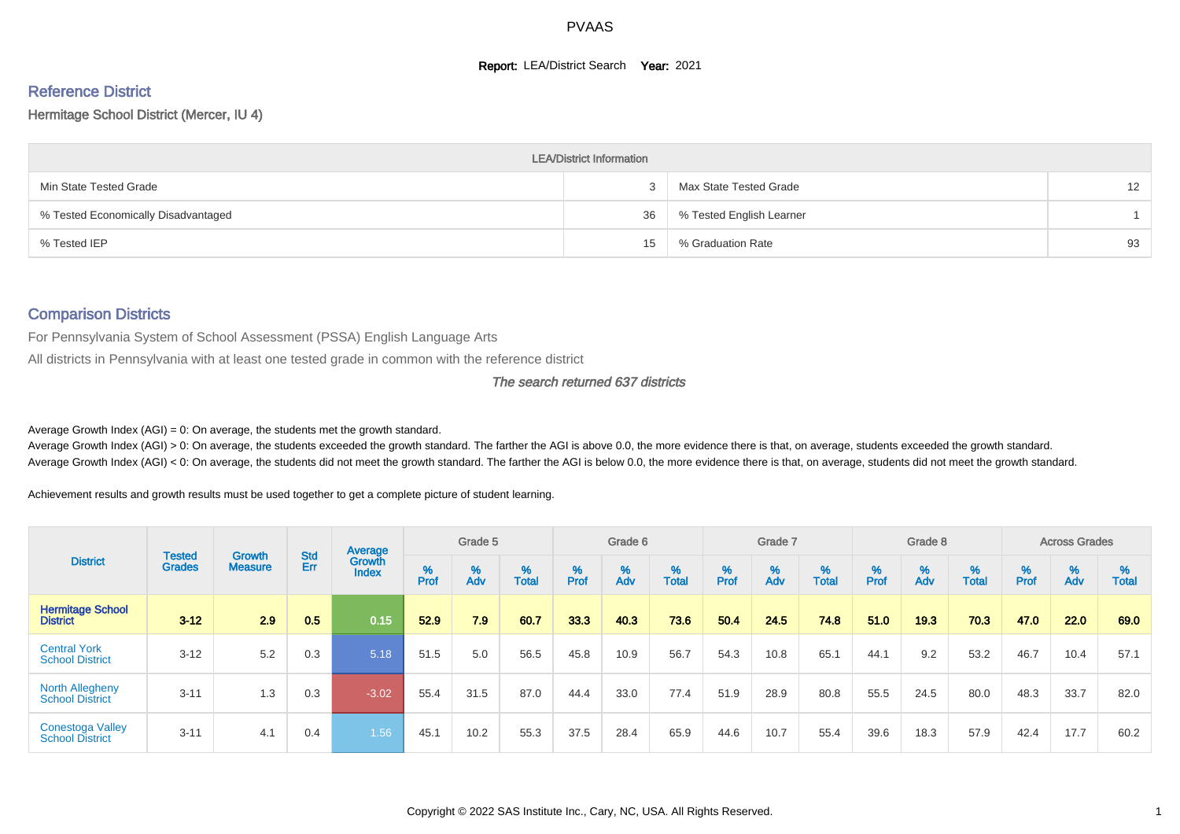# PVAAS

**Report:** LEA/District Search **Year:** 2021

## Reference District

Hermitage School District (Mercer, IU 4)

| LEA/District Information | | | |
|---|---|---|---|
| Min State Tested Grade | 3 | Max State Tested Grade | 12 |
| % Tested Economically Disadvantaged | 36 | % Tested English Learner | 1 |
| % Tested IEP | 15 | % Graduation Rate | 93 |

## Comparison Districts

For Pennsylvania System of School Assessment (PSSA) English Language Arts

All districts in Pennsylvania with at least one tested grade in common with the reference district

*The search returned 637 districts*

Average Growth Index (AGI) = 0: On average, the students met the growth standard.

Average Growth Index (AGI) > 0: On average, the students exceeded the growth standard. The farther the AGI is above 0.0, the more evidence there is that, on average, students exceeded the growth standard.

Average Growth Index (AGI) < 0: On average, the students did not meet the growth standard. The farther the AGI is below 0.0, the more evidence there is that, on average, students did not meet the growth standard.

Achievement results and growth results must be used together to get a complete picture of student learning.

| District | Tested Grades | Growth Measure | Std Err | Average Growth Index | Grade 5 | | | Grade 6 | | | Grade 7 | | | Grade 8 | | | Across Grades | | |
|---|---|---|---|---|---|---|---|---|---|---|---|---|---|---|---|---|---|---|---|
| | | | | | % Prof | % Adv | % Total | % Prof | % Adv | % Total | % Prof | % Adv | % Total | % Prof | % Adv | % Total | % Prof | % Adv | % Total |
| **Hermitage School District** | **3-12** | **2.9** | **0.5** | **0.15** | **52.9** | **7.9** | **60.7** | **33.3** | **40.3** | **73.6** | **50.4** | **24.5** | **74.8** | **51.0** | **19.3** | **70.3** | **47.0** | **22.0** | **69.0** |
| Central York School District | 3-12 | 5.2 | 0.3 | 5.18 | 51.5 | 5.0 | 56.5 | 45.8 | 10.9 | 56.7 | 54.3 | 10.8 | 65.1 | 44.1 | 9.2 | 53.2 | 46.7 | 10.4 | 57.1 |
| North Allegheny School District | 3-11 | 1.3 | 0.3 | -3.02 | 55.4 | 31.5 | 87.0 | 44.4 | 33.0 | 77.4 | 51.9 | 28.9 | 80.8 | 55.5 | 24.5 | 80.0 | 48.3 | 33.7 | 82.0 |
| Conestoga Valley School District | 3-11 | 4.1 | 0.4 | 1.56 | 45.1 | 10.2 | 55.3 | 37.5 | 28.4 | 65.9 | 44.6 | 10.7 | 55.4 | 39.6 | 18.3 | 57.9 | 42.4 | 17.7 | 60.2 |

Copyright © 2022 SAS Institute Inc., Cary, NC, USA. All Rights Reserved.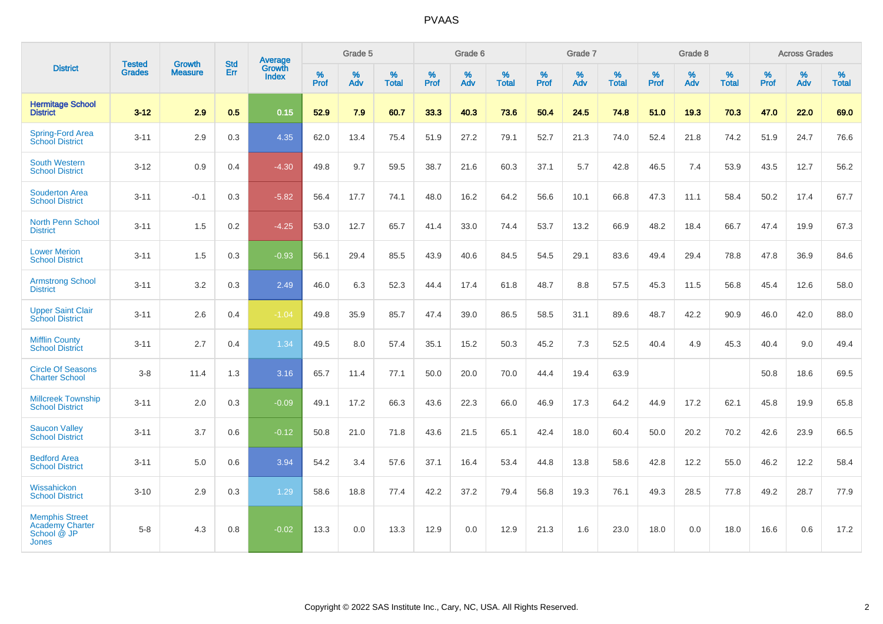# PVAAS

| District | Tested Grades | Growth Measure | Std Err | Average Growth Index | Grade 5 | | | Grade 6 | | | Grade 7 | | | Grade 8 | | | Across Grades | | |
|---|---|---|---|---|---|---|---|---|---|---|---|---|---|---|---|---|---|---|---|
| | | | | | % Prof | % Adv | % Total | % Prof | % Adv | % Total | % Prof | % Adv | % Total | % Prof | % Adv | % Total | % Prof | % Adv | % Total |
| **Hermitage School District** | **3-12** | **2.9** | **0.5** | **0.15** | **52.9** | **7.9** | **60.7** | **33.3** | **40.3** | **73.6** | **50.4** | **24.5** | **74.8** | **51.0** | **19.3** | **70.3** | **47.0** | **22.0** | **69.0** |
| Spring-Ford Area School District | 3-11 | 2.9 | 0.3 | 4.35 | 62.0 | 13.4 | 75.4 | 51.9 | 27.2 | 79.1 | 52.7 | 21.3 | 74.0 | 52.4 | 21.8 | 74.2 | 51.9 | 24.7 | 76.6 |
| South Western School District | 3-12 | 0.9 | 0.4 | -4.30 | 49.8 | 9.7 | 59.5 | 38.7 | 21.6 | 60.3 | 37.1 | 5.7 | 42.8 | 46.5 | 7.4 | 53.9 | 43.5 | 12.7 | 56.2 |
| Souderton Area School District | 3-11 | -0.1 | 0.3 | -5.82 | 56.4 | 17.7 | 74.1 | 48.0 | 16.2 | 64.2 | 56.6 | 10.1 | 66.8 | 47.3 | 11.1 | 58.4 | 50.2 | 17.4 | 67.7 |
| North Penn School District | 3-11 | 1.5 | 0.2 | -4.25 | 53.0 | 12.7 | 65.7 | 41.4 | 33.0 | 74.4 | 53.7 | 13.2 | 66.9 | 48.2 | 18.4 | 66.7 | 47.4 | 19.9 | 67.3 |
| Lower Merion School District | 3-11 | 1.5 | 0.3 | -0.93 | 56.1 | 29.4 | 85.5 | 43.9 | 40.6 | 84.5 | 54.5 | 29.1 | 83.6 | 49.4 | 29.4 | 78.8 | 47.8 | 36.9 | 84.6 |
| Armstrong School District | 3-11 | 3.2 | 0.3 | 2.49 | 46.0 | 6.3 | 52.3 | 44.4 | 17.4 | 61.8 | 48.7 | 8.8 | 57.5 | 45.3 | 11.5 | 56.8 | 45.4 | 12.6 | 58.0 |
| Upper Saint Clair School District | 3-11 | 2.6 | 0.4 | -1.04 | 49.8 | 35.9 | 85.7 | 47.4 | 39.0 | 86.5 | 58.5 | 31.1 | 89.6 | 48.7 | 42.2 | 90.9 | 46.0 | 42.0 | 88.0 |
| Mifflin County School District | 3-11 | 2.7 | 0.4 | 1.34 | 49.5 | 8.0 | 57.4 | 35.1 | 15.2 | 50.3 | 45.2 | 7.3 | 52.5 | 40.4 | 4.9 | 45.3 | 40.4 | 9.0 | 49.4 |
| Circle Of Seasons Charter School | 3-8 | 11.4 | 1.3 | 3.16 | 65.7 | 11.4 | 77.1 | 50.0 | 20.0 | 70.0 | 44.4 | 19.4 | 63.9 | | | | 50.8 | 18.6 | 69.5 |
| Millcreek Township School District | 3-11 | 2.0 | 0.3 | -0.09 | 49.1 | 17.2 | 66.3 | 43.6 | 22.3 | 66.0 | 46.9 | 17.3 | 64.2 | 44.9 | 17.2 | 62.1 | 45.8 | 19.9 | 65.8 |
| Saucon Valley School District | 3-11 | 3.7 | 0.6 | -0.12 | 50.8 | 21.0 | 71.8 | 43.6 | 21.5 | 65.1 | 42.4 | 18.0 | 60.4 | 50.0 | 20.2 | 70.2 | 42.6 | 23.9 | 66.5 |
| Bedford Area School District | 3-11 | 5.0 | 0.6 | 3.94 | 54.2 | 3.4 | 57.6 | 37.1 | 16.4 | 53.4 | 44.8 | 13.8 | 58.6 | 42.8 | 12.2 | 55.0 | 46.2 | 12.2 | 58.4 |
| Wissahickon School District | 3-10 | 2.9 | 0.3 | 1.29 | 58.6 | 18.8 | 77.4 | 42.2 | 37.2 | 79.4 | 56.8 | 19.3 | 76.1 | 49.3 | 28.5 | 77.8 | 49.2 | 28.7 | 77.9 |
| Memphis Street Academy Charter School @ JP Jones | 5-8 | 4.3 | 0.8 | -0.02 | 13.3 | 0.0 | 13.3 | 12.9 | 0.0 | 12.9 | 21.3 | 1.6 | 23.0 | 18.0 | 0.0 | 18.0 | 16.6 | 0.6 | 17.2 |

Copyright © 2022 SAS Institute Inc., Cary, NC, USA. All Rights Reserved.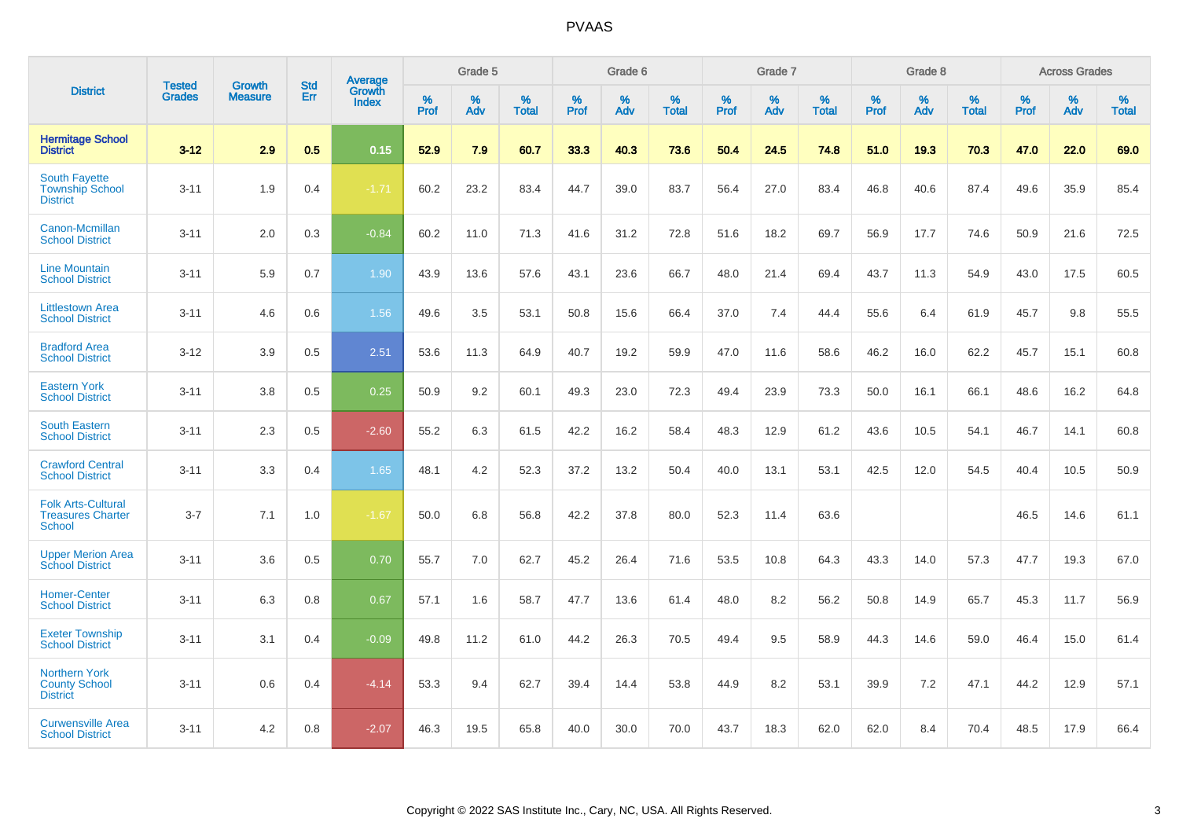# PVAAS

| District | Tested Grades | Growth Measure | Std Err | Average Growth Index | Grade 5 | | | Grade 6 | | | Grade 7 | | | Grade 8 | | | Across Grades | | |
|---|---|---|---|---|---|---|---|---|---|---|---|---|---|---|---|---|---|---|---|
| | | | | | % Prof | % Adv | % Total | % Prof | % Adv | % Total | % Prof | % Adv | % Total | % Prof | % Adv | % Total | % Prof | % Adv | % Total |
| **Hermitage School District** | **3-12** | **2.9** | **0.5** | **0.15** | **52.9** | **7.9** | **60.7** | **33.3** | **40.3** | **73.6** | **50.4** | **24.5** | **74.8** | **51.0** | **19.3** | **70.3** | **47.0** | **22.0** | **69.0** |
| South Fayette Township School District | 3-11 | 1.9 | 0.4 | -1.71 | 60.2 | 23.2 | 83.4 | 44.7 | 39.0 | 83.7 | 56.4 | 27.0 | 83.4 | 46.8 | 40.6 | 87.4 | 49.6 | 35.9 | 85.4 |
| Canon-Mcmillan School District | 3-11 | 2.0 | 0.3 | -0.84 | 60.2 | 11.0 | 71.3 | 41.6 | 31.2 | 72.8 | 51.6 | 18.2 | 69.7 | 56.9 | 17.7 | 74.6 | 50.9 | 21.6 | 72.5 |
| Line Mountain School District | 3-11 | 5.9 | 0.7 | 1.90 | 43.9 | 13.6 | 57.6 | 43.1 | 23.6 | 66.7 | 48.0 | 21.4 | 69.4 | 43.7 | 11.3 | 54.9 | 43.0 | 17.5 | 60.5 |
| Littlestown Area School District | 3-11 | 4.6 | 0.6 | 1.56 | 49.6 | 3.5 | 53.1 | 50.8 | 15.6 | 66.4 | 37.0 | 7.4 | 44.4 | 55.6 | 6.4 | 61.9 | 45.7 | 9.8 | 55.5 |
| Bradford Area School District | 3-12 | 3.9 | 0.5 | 2.51 | 53.6 | 11.3 | 64.9 | 40.7 | 19.2 | 59.9 | 47.0 | 11.6 | 58.6 | 46.2 | 16.0 | 62.2 | 45.7 | 15.1 | 60.8 |
| Eastern York School District | 3-11 | 3.8 | 0.5 | 0.25 | 50.9 | 9.2 | 60.1 | 49.3 | 23.0 | 72.3 | 49.4 | 23.9 | 73.3 | 50.0 | 16.1 | 66.1 | 48.6 | 16.2 | 64.8 |
| South Eastern School District | 3-11 | 2.3 | 0.5 | -2.60 | 55.2 | 6.3 | 61.5 | 42.2 | 16.2 | 58.4 | 48.3 | 12.9 | 61.2 | 43.6 | 10.5 | 54.1 | 46.7 | 14.1 | 60.8 |
| Crawford Central School District | 3-11 | 3.3 | 0.4 | 1.65 | 48.1 | 4.2 | 52.3 | 37.2 | 13.2 | 50.4 | 40.0 | 13.1 | 53.1 | 42.5 | 12.0 | 54.5 | 40.4 | 10.5 | 50.9 |
| Folk Arts-Cultural Treasures Charter School | 3-7 | 7.1 | 1.0 | -1.67 | 50.0 | 6.8 | 56.8 | 42.2 | 37.8 | 80.0 | 52.3 | 11.4 | 63.6 | | | | 46.5 | 14.6 | 61.1 |
| Upper Merion Area School District | 3-11 | 3.6 | 0.5 | 0.70 | 55.7 | 7.0 | 62.7 | 45.2 | 26.4 | 71.6 | 53.5 | 10.8 | 64.3 | 43.3 | 14.0 | 57.3 | 47.7 | 19.3 | 67.0 |
| Homer-Center School District | 3-11 | 6.3 | 0.8 | 0.67 | 57.1 | 1.6 | 58.7 | 47.7 | 13.6 | 61.4 | 48.0 | 8.2 | 56.2 | 50.8 | 14.9 | 65.7 | 45.3 | 11.7 | 56.9 |
| Exeter Township School District | 3-11 | 3.1 | 0.4 | -0.09 | 49.8 | 11.2 | 61.0 | 44.2 | 26.3 | 70.5 | 49.4 | 9.5 | 58.9 | 44.3 | 14.6 | 59.0 | 46.4 | 15.0 | 61.4 |
| Northern York County School District | 3-11 | 0.6 | 0.4 | -4.14 | 53.3 | 9.4 | 62.7 | 39.4 | 14.4 | 53.8 | 44.9 | 8.2 | 53.1 | 39.9 | 7.2 | 47.1 | 44.2 | 12.9 | 57.1 |
| Curwensville Area School District | 3-11 | 4.2 | 0.8 | -2.07 | 46.3 | 19.5 | 65.8 | 40.0 | 30.0 | 70.0 | 43.7 | 18.3 | 62.0 | 62.0 | 8.4 | 70.4 | 48.5 | 17.9 | 66.4 |

Copyright © 2022 SAS Institute Inc., Cary, NC, USA. All Rights Reserved.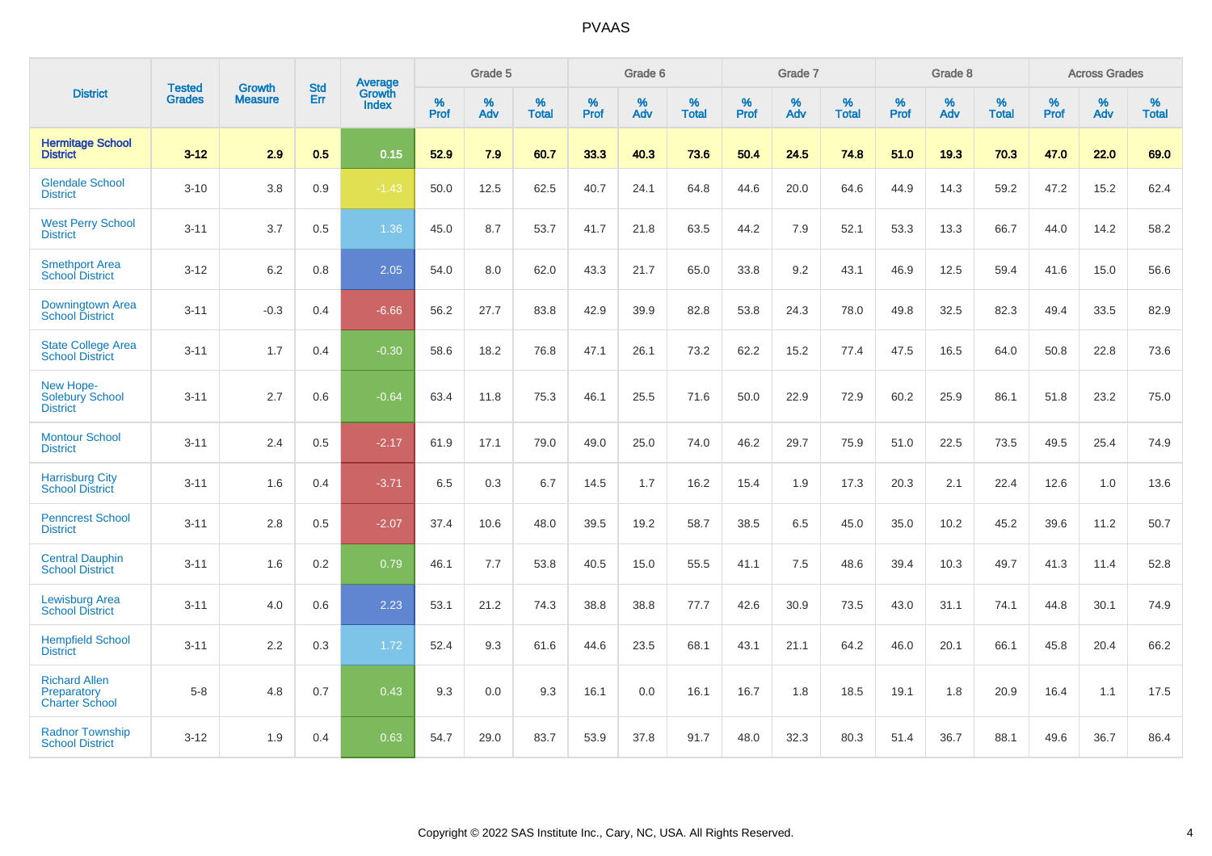# PVAAS

| District | Tested Grades | Growth Measure | Std Err | Average Growth Index | Grade 5 | | | Grade 6 | | | Grade 7 | | | Grade 8 | | | Across Grades | | |
|---|---|---|---|---|---|---|---|---|---|---|---|---|---|---|---|---|---|---|---|
| | | | | | % Prof | % Adv | % Total | % Prof | % Adv | % Total | % Prof | % Adv | % Total | % Prof | % Adv | % Total | % Prof | % Adv | % Total |
| **Hermitage School District** | **3-12** | **2.9** | **0.5** | **0.15** | **52.9** | **7.9** | **60.7** | **33.3** | **40.3** | **73.6** | **50.4** | **24.5** | **74.8** | **51.0** | **19.3** | **70.3** | **47.0** | **22.0** | **69.0** |
| Glendale School District | 3-10 | 3.8 | 0.9 | -1.43 | 50.0 | 12.5 | 62.5 | 40.7 | 24.1 | 64.8 | 44.6 | 20.0 | 64.6 | 44.9 | 14.3 | 59.2 | 47.2 | 15.2 | 62.4 |
| West Perry School District | 3-11 | 3.7 | 0.5 | 1.36 | 45.0 | 8.7 | 53.7 | 41.7 | 21.8 | 63.5 | 44.2 | 7.9 | 52.1 | 53.3 | 13.3 | 66.7 | 44.0 | 14.2 | 58.2 |
| Smethport Area School District | 3-12 | 6.2 | 0.8 | 2.05 | 54.0 | 8.0 | 62.0 | 43.3 | 21.7 | 65.0 | 33.8 | 9.2 | 43.1 | 46.9 | 12.5 | 59.4 | 41.6 | 15.0 | 56.6 |
| Downingtown Area School District | 3-11 | -0.3 | 0.4 | -6.66 | 56.2 | 27.7 | 83.8 | 42.9 | 39.9 | 82.8 | 53.8 | 24.3 | 78.0 | 49.8 | 32.5 | 82.3 | 49.4 | 33.5 | 82.9 |
| State College Area School District | 3-11 | 1.7 | 0.4 | -0.30 | 58.6 | 18.2 | 76.8 | 47.1 | 26.1 | 73.2 | 62.2 | 15.2 | 77.4 | 47.5 | 16.5 | 64.0 | 50.8 | 22.8 | 73.6 |
| New Hope-Solebury School District | 3-11 | 2.7 | 0.6 | -0.64 | 63.4 | 11.8 | 75.3 | 46.1 | 25.5 | 71.6 | 50.0 | 22.9 | 72.9 | 60.2 | 25.9 | 86.1 | 51.8 | 23.2 | 75.0 |
| Montour School District | 3-11 | 2.4 | 0.5 | -2.17 | 61.9 | 17.1 | 79.0 | 49.0 | 25.0 | 74.0 | 46.2 | 29.7 | 75.9 | 51.0 | 22.5 | 73.5 | 49.5 | 25.4 | 74.9 |
| Harrisburg City School District | 3-11 | 1.6 | 0.4 | -3.71 | 6.5 | 0.3 | 6.7 | 14.5 | 1.7 | 16.2 | 15.4 | 1.9 | 17.3 | 20.3 | 2.1 | 22.4 | 12.6 | 1.0 | 13.6 |
| Penncrest School District | 3-11 | 2.8 | 0.5 | -2.07 | 37.4 | 10.6 | 48.0 | 39.5 | 19.2 | 58.7 | 38.5 | 6.5 | 45.0 | 35.0 | 10.2 | 45.2 | 39.6 | 11.2 | 50.7 |
| Central Dauphin School District | 3-11 | 1.6 | 0.2 | 0.79 | 46.1 | 7.7 | 53.8 | 40.5 | 15.0 | 55.5 | 41.1 | 7.5 | 48.6 | 39.4 | 10.3 | 49.7 | 41.3 | 11.4 | 52.8 |
| Lewisburg Area School District | 3-11 | 4.0 | 0.6 | 2.23 | 53.1 | 21.2 | 74.3 | 38.8 | 38.8 | 77.7 | 42.6 | 30.9 | 73.5 | 43.0 | 31.1 | 74.1 | 44.8 | 30.1 | 74.9 |
| Hempfield School District | 3-11 | 2.2 | 0.3 | 1.72 | 52.4 | 9.3 | 61.6 | 44.6 | 23.5 | 68.1 | 43.1 | 21.1 | 64.2 | 46.0 | 20.1 | 66.1 | 45.8 | 20.4 | 66.2 |
| Richard Allen Preparatory Charter School | 5-8 | 4.8 | 0.7 | 0.43 | 9.3 | 0.0 | 9.3 | 16.1 | 0.0 | 16.1 | 16.7 | 1.8 | 18.5 | 19.1 | 1.8 | 20.9 | 16.4 | 1.1 | 17.5 |
| Radnor Township School District | 3-12 | 1.9 | 0.4 | 0.63 | 54.7 | 29.0 | 83.7 | 53.9 | 37.8 | 91.7 | 48.0 | 32.3 | 80.3 | 51.4 | 36.7 | 88.1 | 49.6 | 36.7 | 86.4 |

Copyright © 2022 SAS Institute Inc., Cary, NC, USA. All Rights Reserved.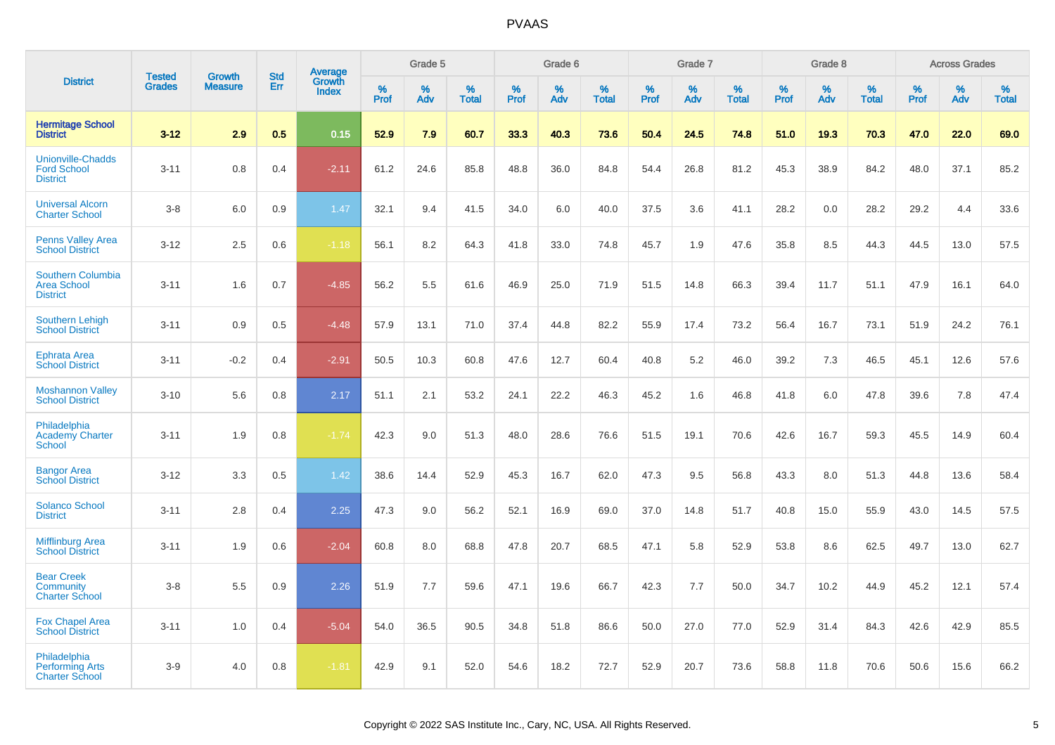# PVAAS

| District | Tested Grades | Growth Measure | Std Err | Average Growth Index | Grade 5 | | | Grade 6 | | | Grade 7 | | | Grade 8 | | | Across Grades | | |
|---|---|---|---|---|---|---|---|---|---|---|---|---|---|---|---|---|---|---|---|
| | | | | | % Prof | % Adv | % Total | % Prof | % Adv | % Total | % Prof | % Adv | % Total | % Prof | % Adv | % Total | % Prof | % Adv | % Total |
| **Hermitage School District** | **3-12** | **2.9** | **0.5** | **0.15** | **52.9** | **7.9** | **60.7** | **33.3** | **40.3** | **73.6** | **50.4** | **24.5** | **74.8** | **51.0** | **19.3** | **70.3** | **47.0** | **22.0** | **69.0** |
| Unionville-Chadds Ford School District | 3-11 | 0.8 | 0.4 | -2.11 | 61.2 | 24.6 | 85.8 | 48.8 | 36.0 | 84.8 | 54.4 | 26.8 | 81.2 | 45.3 | 38.9 | 84.2 | 48.0 | 37.1 | 85.2 |
| Universal Alcorn Charter School | 3-8 | 6.0 | 0.9 | 1.47 | 32.1 | 9.4 | 41.5 | 34.0 | 6.0 | 40.0 | 37.5 | 3.6 | 41.1 | 28.2 | 0.0 | 28.2 | 29.2 | 4.4 | 33.6 |
| Penns Valley Area School District | 3-12 | 2.5 | 0.6 | -1.18 | 56.1 | 8.2 | 64.3 | 41.8 | 33.0 | 74.8 | 45.7 | 1.9 | 47.6 | 35.8 | 8.5 | 44.3 | 44.5 | 13.0 | 57.5 |
| Southern Columbia Area School District | 3-11 | 1.6 | 0.7 | -4.85 | 56.2 | 5.5 | 61.6 | 46.9 | 25.0 | 71.9 | 51.5 | 14.8 | 66.3 | 39.4 | 11.7 | 51.1 | 47.9 | 16.1 | 64.0 |
| Southern Lehigh School District | 3-11 | 0.9 | 0.5 | -4.48 | 57.9 | 13.1 | 71.0 | 37.4 | 44.8 | 82.2 | 55.9 | 17.4 | 73.2 | 56.4 | 16.7 | 73.1 | 51.9 | 24.2 | 76.1 |
| Ephrata Area School District | 3-11 | -0.2 | 0.4 | -2.91 | 50.5 | 10.3 | 60.8 | 47.6 | 12.7 | 60.4 | 40.8 | 5.2 | 46.0 | 39.2 | 7.3 | 46.5 | 45.1 | 12.6 | 57.6 |
| Moshannon Valley School District | 3-10 | 5.6 | 0.8 | 2.17 | 51.1 | 2.1 | 53.2 | 24.1 | 22.2 | 46.3 | 45.2 | 1.6 | 46.8 | 41.8 | 6.0 | 47.8 | 39.6 | 7.8 | 47.4 |
| Philadelphia Academy Charter School | 3-11 | 1.9 | 0.8 | -1.74 | 42.3 | 9.0 | 51.3 | 48.0 | 28.6 | 76.6 | 51.5 | 19.1 | 70.6 | 42.6 | 16.7 | 59.3 | 45.5 | 14.9 | 60.4 |
| Bangor Area School District | 3-12 | 3.3 | 0.5 | 1.42 | 38.6 | 14.4 | 52.9 | 45.3 | 16.7 | 62.0 | 47.3 | 9.5 | 56.8 | 43.3 | 8.0 | 51.3 | 44.8 | 13.6 | 58.4 |
| Solanco School District | 3-11 | 2.8 | 0.4 | 2.25 | 47.3 | 9.0 | 56.2 | 52.1 | 16.9 | 69.0 | 37.0 | 14.8 | 51.7 | 40.8 | 15.0 | 55.9 | 43.0 | 14.5 | 57.5 |
| Mifflinburg Area School District | 3-11 | 1.9 | 0.6 | -2.04 | 60.8 | 8.0 | 68.8 | 47.8 | 20.7 | 68.5 | 47.1 | 5.8 | 52.9 | 53.8 | 8.6 | 62.5 | 49.7 | 13.0 | 62.7 |
| Bear Creek Community Charter School | 3-8 | 5.5 | 0.9 | 2.26 | 51.9 | 7.7 | 59.6 | 47.1 | 19.6 | 66.7 | 42.3 | 7.7 | 50.0 | 34.7 | 10.2 | 44.9 | 45.2 | 12.1 | 57.4 |
| Fox Chapel Area School District | 3-11 | 1.0 | 0.4 | -5.04 | 54.0 | 36.5 | 90.5 | 34.8 | 51.8 | 86.6 | 50.0 | 27.0 | 77.0 | 52.9 | 31.4 | 84.3 | 42.6 | 42.9 | 85.5 |
| Philadelphia Performing Arts Charter School | 3-9 | 4.0 | 0.8 | -1.81 | 42.9 | 9.1 | 52.0 | 54.6 | 18.2 | 72.7 | 52.9 | 20.7 | 73.6 | 58.8 | 11.8 | 70.6 | 50.6 | 15.6 | 66.2 |

Copyright © 2022 SAS Institute Inc., Cary, NC, USA. All Rights Reserved.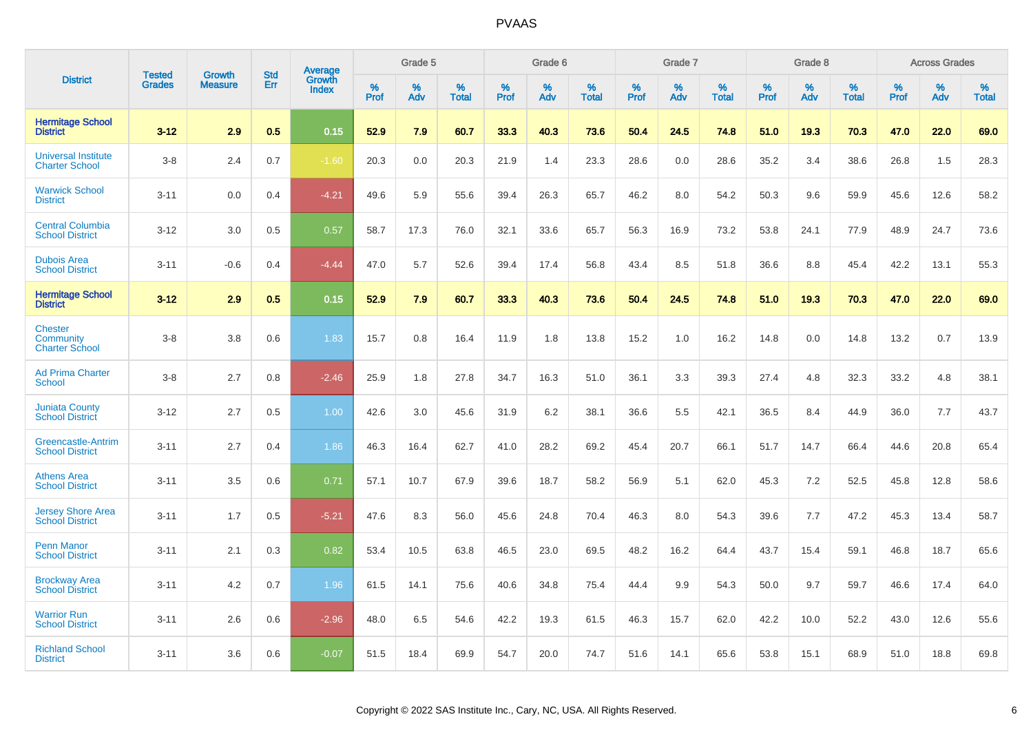| District | Tested Grades | Growth Measure | Std Err | Average Growth Index | Grade 5 | | | Grade 6 | | | Grade 7 | | | Grade 8 | | | Across Grades | | |
|---|---|---|---|---|---|---|---|---|---|---|---|---|---|---|---|---|---|---|---|
| | | | | | % Prof | % Adv | % Total | % Prof | % Adv | % Total | % Prof | % Adv | % Total | % Prof | % Adv | % Total | % Prof | % Adv | % Total |
| **Hermitage School District** | **3-12** | **2.9** | **0.5** | **0.15** | **52.9** | **7.9** | **60.7** | **33.3** | **40.3** | **73.6** | **50.4** | **24.5** | **74.8** | **51.0** | **19.3** | **70.3** | **47.0** | **22.0** | **69.0** |
| Universal Institute Charter School | 3-8 | 2.4 | 0.7 | -1.60 | 20.3 | 0.0 | 20.3 | 21.9 | 1.4 | 23.3 | 28.6 | 0.0 | 28.6 | 35.2 | 3.4 | 38.6 | 26.8 | 1.5 | 28.3 |
| Warwick School District | 3-11 | 0.0 | 0.4 | -4.21 | 49.6 | 5.9 | 55.6 | 39.4 | 26.3 | 65.7 | 46.2 | 8.0 | 54.2 | 50.3 | 9.6 | 59.9 | 45.6 | 12.6 | 58.2 |
| Central Columbia School District | 3-12 | 3.0 | 0.5 | 0.57 | 58.7 | 17.3 | 76.0 | 32.1 | 33.6 | 65.7 | 56.3 | 16.9 | 73.2 | 53.8 | 24.1 | 77.9 | 48.9 | 24.7 | 73.6 |
| Dubois Area School District | 3-11 | -0.6 | 0.4 | -4.44 | 47.0 | 5.7 | 52.6 | 39.4 | 17.4 | 56.8 | 43.4 | 8.5 | 51.8 | 36.6 | 8.8 | 45.4 | 42.2 | 13.1 | 55.3 |
| **Hermitage School District** | **3-12** | **2.9** | **0.5** | **0.15** | **52.9** | **7.9** | **60.7** | **33.3** | **40.3** | **73.6** | **50.4** | **24.5** | **74.8** | **51.0** | **19.3** | **70.3** | **47.0** | **22.0** | **69.0** |
| Chester Community Charter School | 3-8 | 3.8 | 0.6 | 1.83 | 15.7 | 0.8 | 16.4 | 11.9 | 1.8 | 13.8 | 15.2 | 1.0 | 16.2 | 14.8 | 0.0 | 14.8 | 13.2 | 0.7 | 13.9 |
| Ad Prima Charter School | 3-8 | 2.7 | 0.8 | -2.46 | 25.9 | 1.8 | 27.8 | 34.7 | 16.3 | 51.0 | 36.1 | 3.3 | 39.3 | 27.4 | 4.8 | 32.3 | 33.2 | 4.8 | 38.1 |
| Juniata County School District | 3-12 | 2.7 | 0.5 | 1.00 | 42.6 | 3.0 | 45.6 | 31.9 | 6.2 | 38.1 | 36.6 | 5.5 | 42.1 | 36.5 | 8.4 | 44.9 | 36.0 | 7.7 | 43.7 |
| Greencastle-Antrim School District | 3-11 | 2.7 | 0.4 | 1.86 | 46.3 | 16.4 | 62.7 | 41.0 | 28.2 | 69.2 | 45.4 | 20.7 | 66.1 | 51.7 | 14.7 | 66.4 | 44.6 | 20.8 | 65.4 |
| Athens Area School District | 3-11 | 3.5 | 0.6 | 0.71 | 57.1 | 10.7 | 67.9 | 39.6 | 18.7 | 58.2 | 56.9 | 5.1 | 62.0 | 45.3 | 7.2 | 52.5 | 45.8 | 12.8 | 58.6 |
| Jersey Shore Area School District | 3-11 | 1.7 | 0.5 | -5.21 | 47.6 | 8.3 | 56.0 | 45.6 | 24.8 | 70.4 | 46.3 | 8.0 | 54.3 | 39.6 | 7.7 | 47.2 | 45.3 | 13.4 | 58.7 |
| Penn Manor School District | 3-11 | 2.1 | 0.3 | 0.82 | 53.4 | 10.5 | 63.8 | 46.5 | 23.0 | 69.5 | 48.2 | 16.2 | 64.4 | 43.7 | 15.4 | 59.1 | 46.8 | 18.7 | 65.6 |
| Brockway Area School District | 3-11 | 4.2 | 0.7 | 1.96 | 61.5 | 14.1 | 75.6 | 40.6 | 34.8 | 75.4 | 44.4 | 9.9 | 54.3 | 50.0 | 9.7 | 59.7 | 46.6 | 17.4 | 64.0 |
| Warrior Run School District | 3-11 | 2.6 | 0.6 | -2.96 | 48.0 | 6.5 | 54.6 | 42.2 | 19.3 | 61.5 | 46.3 | 15.7 | 62.0 | 42.2 | 10.0 | 52.2 | 43.0 | 12.6 | 55.6 |
| Richland School District | 3-11 | 3.6 | 0.6 | -0.07 | 51.5 | 18.4 | 69.9 | 54.7 | 20.0 | 74.7 | 51.6 | 14.1 | 65.6 | 53.8 | 15.1 | 68.9 | 51.0 | 18.8 | 69.8 |

Copyright © 2022 SAS Institute Inc., Cary, NC, USA. All Rights Reserved.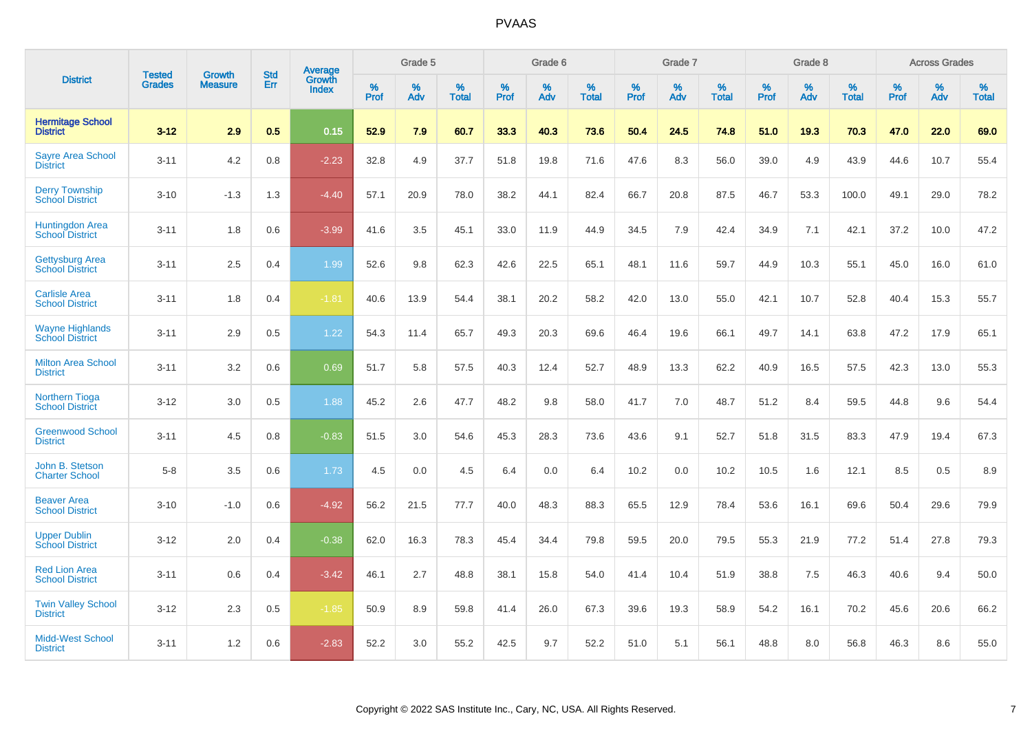# PVAAS

| District | Tested Grades | Growth Measure | Std Err | Average Growth Index | Grade 5 | | | Grade 6 | | | Grade 7 | | | Grade 8 | | | Across Grades | | |
|---|---|---|---|---|---|---|---|---|---|---|---|---|---|---|---|---|---|---|---|
| | | | | | % Prof | % Adv | % Total | % Prof | % Adv | % Total | % Prof | % Adv | % Total | % Prof | % Adv | % Total | % Prof | % Adv | % Total |
| **Hermitage School District** | **3-12** | **2.9** | **0.5** | **0.15** | **52.9** | **7.9** | **60.7** | **33.3** | **40.3** | **73.6** | **50.4** | **24.5** | **74.8** | **51.0** | **19.3** | **70.3** | **47.0** | **22.0** | **69.0** |
| Sayre Area School District | 3-11 | 4.2 | 0.8 | -2.23 | 32.8 | 4.9 | 37.7 | 51.8 | 19.8 | 71.6 | 47.6 | 8.3 | 56.0 | 39.0 | 4.9 | 43.9 | 44.6 | 10.7 | 55.4 |
| Derry Township School District | 3-10 | -1.3 | 1.3 | -4.40 | 57.1 | 20.9 | 78.0 | 38.2 | 44.1 | 82.4 | 66.7 | 20.8 | 87.5 | 46.7 | 53.3 | 100.0 | 49.1 | 29.0 | 78.2 |
| Huntingdon Area School District | 3-11 | 1.8 | 0.6 | -3.99 | 41.6 | 3.5 | 45.1 | 33.0 | 11.9 | 44.9 | 34.5 | 7.9 | 42.4 | 34.9 | 7.1 | 42.1 | 37.2 | 10.0 | 47.2 |
| Gettysburg Area School District | 3-11 | 2.5 | 0.4 | 1.99 | 52.6 | 9.8 | 62.3 | 42.6 | 22.5 | 65.1 | 48.1 | 11.6 | 59.7 | 44.9 | 10.3 | 55.1 | 45.0 | 16.0 | 61.0 |
| Carlisle Area School District | 3-11 | 1.8 | 0.4 | -1.81 | 40.6 | 13.9 | 54.4 | 38.1 | 20.2 | 58.2 | 42.0 | 13.0 | 55.0 | 42.1 | 10.7 | 52.8 | 40.4 | 15.3 | 55.7 |
| Wayne Highlands School District | 3-11 | 2.9 | 0.5 | 1.22 | 54.3 | 11.4 | 65.7 | 49.3 | 20.3 | 69.6 | 46.4 | 19.6 | 66.1 | 49.7 | 14.1 | 63.8 | 47.2 | 17.9 | 65.1 |
| Milton Area School District | 3-11 | 3.2 | 0.6 | 0.69 | 51.7 | 5.8 | 57.5 | 40.3 | 12.4 | 52.7 | 48.9 | 13.3 | 62.2 | 40.9 | 16.5 | 57.5 | 42.3 | 13.0 | 55.3 |
| Northern Tioga School District | 3-12 | 3.0 | 0.5 | 1.88 | 45.2 | 2.6 | 47.7 | 48.2 | 9.8 | 58.0 | 41.7 | 7.0 | 48.7 | 51.2 | 8.4 | 59.5 | 44.8 | 9.6 | 54.4 |
| Greenwood School District | 3-11 | 4.5 | 0.8 | -0.83 | 51.5 | 3.0 | 54.6 | 45.3 | 28.3 | 73.6 | 43.6 | 9.1 | 52.7 | 51.8 | 31.5 | 83.3 | 47.9 | 19.4 | 67.3 |
| John B. Stetson Charter School | 5-8 | 3.5 | 0.6 | 1.73 | 4.5 | 0.0 | 4.5 | 6.4 | 0.0 | 6.4 | 10.2 | 0.0 | 10.2 | 10.5 | 1.6 | 12.1 | 8.5 | 0.5 | 8.9 |
| Beaver Area School District | 3-10 | -1.0 | 0.6 | -4.92 | 56.2 | 21.5 | 77.7 | 40.0 | 48.3 | 88.3 | 65.5 | 12.9 | 78.4 | 53.6 | 16.1 | 69.6 | 50.4 | 29.6 | 79.9 |
| Upper Dublin School District | 3-12 | 2.0 | 0.4 | -0.38 | 62.0 | 16.3 | 78.3 | 45.4 | 34.4 | 79.8 | 59.5 | 20.0 | 79.5 | 55.3 | 21.9 | 77.2 | 51.4 | 27.8 | 79.3 |
| Red Lion Area School District | 3-11 | 0.6 | 0.4 | -3.42 | 46.1 | 2.7 | 48.8 | 38.1 | 15.8 | 54.0 | 41.4 | 10.4 | 51.9 | 38.8 | 7.5 | 46.3 | 40.6 | 9.4 | 50.0 |
| Twin Valley School District | 3-12 | 2.3 | 0.5 | -1.85 | 50.9 | 8.9 | 59.8 | 41.4 | 26.0 | 67.3 | 39.6 | 19.3 | 58.9 | 54.2 | 16.1 | 70.2 | 45.6 | 20.6 | 66.2 |
| Midd-West School District | 3-11 | 1.2 | 0.6 | -2.83 | 52.2 | 3.0 | 55.2 | 42.5 | 9.7 | 52.2 | 51.0 | 5.1 | 56.1 | 48.8 | 8.0 | 56.8 | 46.3 | 8.6 | 55.0 |

Copyright © 2022 SAS Institute Inc., Cary, NC, USA. All Rights Reserved.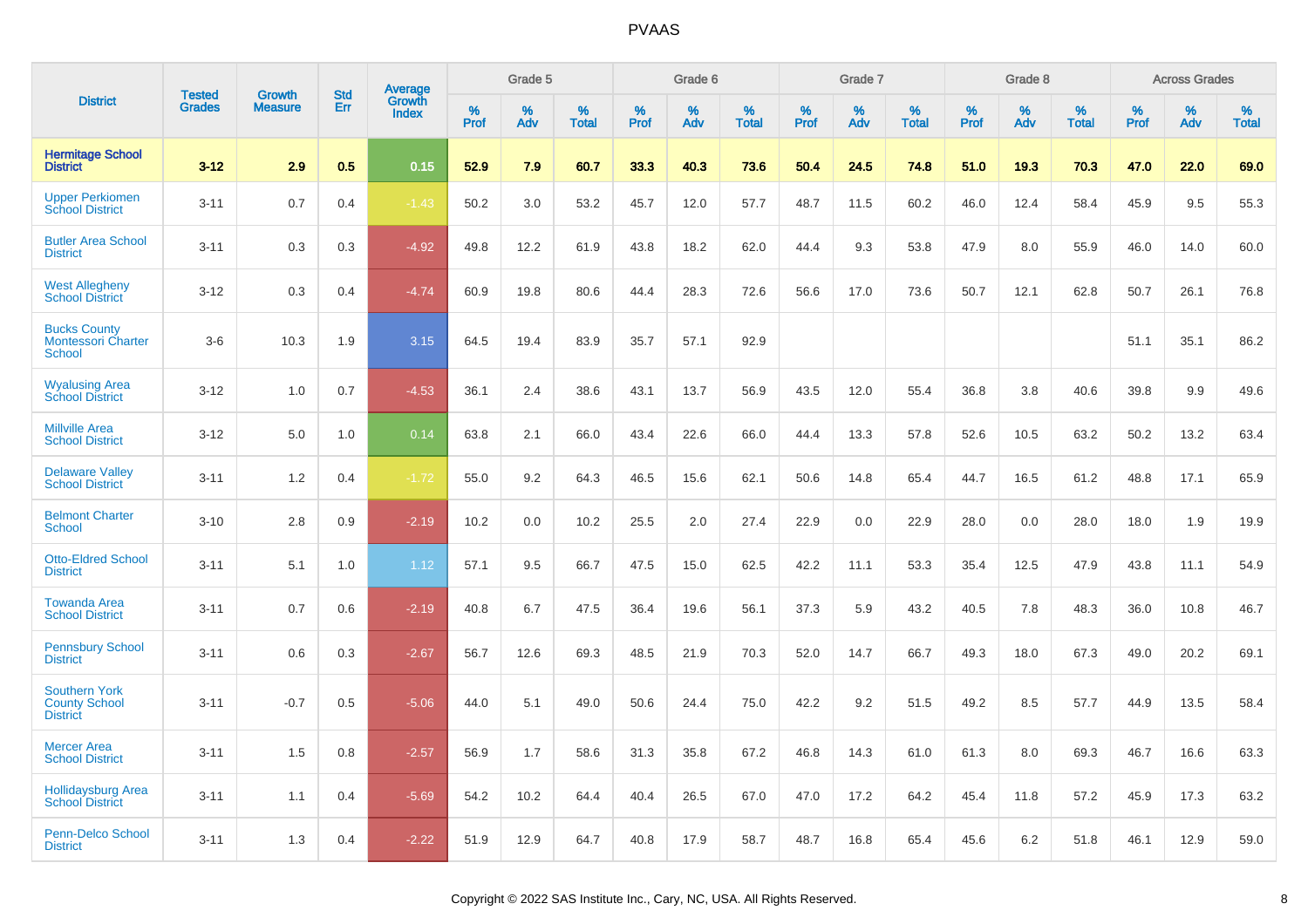| District | Tested Grades | Growth Measure | Std Err | Average Growth Index | Grade 5 | | | Grade 6 | | | Grade 7 | | | Grade 8 | | | Across Grades | | |
|---|---|---|---|---|---|---|---|---|---|---|---|---|---|---|---|---|---|---|---|
| | | | | | % Prof | % Adv | % Total | % Prof | % Adv | % Total | % Prof | % Adv | % Total | % Prof | % Adv | % Total | % Prof | % Adv | % Total |
| **Hermitage School District** | **3-12** | **2.9** | **0.5** | **0.15** | **52.9** | **7.9** | **60.7** | **33.3** | **40.3** | **73.6** | **50.4** | **24.5** | **74.8** | **51.0** | **19.3** | **70.3** | **47.0** | **22.0** | **69.0** |
| Upper Perkiomen School District | 3-11 | 0.7 | 0.4 | -1.43 | 50.2 | 3.0 | 53.2 | 45.7 | 12.0 | 57.7 | 48.7 | 11.5 | 60.2 | 46.0 | 12.4 | 58.4 | 45.9 | 9.5 | 55.3 |
| Butler Area School District | 3-11 | 0.3 | 0.3 | -4.92 | 49.8 | 12.2 | 61.9 | 43.8 | 18.2 | 62.0 | 44.4 | 9.3 | 53.8 | 47.9 | 8.0 | 55.9 | 46.0 | 14.0 | 60.0 |
| West Allegheny School District | 3-12 | 0.3 | 0.4 | -4.74 | 60.9 | 19.8 | 80.6 | 44.4 | 28.3 | 72.6 | 56.6 | 17.0 | 73.6 | 50.7 | 12.1 | 62.8 | 50.7 | 26.1 | 76.8 |
| Bucks County Montessori Charter School | 3-6 | 10.3 | 1.9 | 3.15 | 64.5 | 19.4 | 83.9 | 35.7 | 57.1 | 92.9 | | | | | | | 51.1 | 35.1 | 86.2 |
| Wyalusing Area School District | 3-12 | 1.0 | 0.7 | -4.53 | 36.1 | 2.4 | 38.6 | 43.1 | 13.7 | 56.9 | 43.5 | 12.0 | 55.4 | 36.8 | 3.8 | 40.6 | 39.8 | 9.9 | 49.6 |
| Millville Area School District | 3-12 | 5.0 | 1.0 | 0.14 | 63.8 | 2.1 | 66.0 | 43.4 | 22.6 | 66.0 | 44.4 | 13.3 | 57.8 | 52.6 | 10.5 | 63.2 | 50.2 | 13.2 | 63.4 |
| Delaware Valley School District | 3-11 | 1.2 | 0.4 | -1.72 | 55.0 | 9.2 | 64.3 | 46.5 | 15.6 | 62.1 | 50.6 | 14.8 | 65.4 | 44.7 | 16.5 | 61.2 | 48.8 | 17.1 | 65.9 |
| Belmont Charter School | 3-10 | 2.8 | 0.9 | -2.19 | 10.2 | 0.0 | 10.2 | 25.5 | 2.0 | 27.4 | 22.9 | 0.0 | 22.9 | 28.0 | 0.0 | 28.0 | 18.0 | 1.9 | 19.9 |
| Otto-Eldred School District | 3-11 | 5.1 | 1.0 | 1.12 | 57.1 | 9.5 | 66.7 | 47.5 | 15.0 | 62.5 | 42.2 | 11.1 | 53.3 | 35.4 | 12.5 | 47.9 | 43.8 | 11.1 | 54.9 |
| Towanda Area School District | 3-11 | 0.7 | 0.6 | -2.19 | 40.8 | 6.7 | 47.5 | 36.4 | 19.6 | 56.1 | 37.3 | 5.9 | 43.2 | 40.5 | 7.8 | 48.3 | 36.0 | 10.8 | 46.7 |
| Pennsbury School District | 3-11 | 0.6 | 0.3 | -2.67 | 56.7 | 12.6 | 69.3 | 48.5 | 21.9 | 70.3 | 52.0 | 14.7 | 66.7 | 49.3 | 18.0 | 67.3 | 49.0 | 20.2 | 69.1 |
| Southern York County School District | 3-11 | -0.7 | 0.5 | -5.06 | 44.0 | 5.1 | 49.0 | 50.6 | 24.4 | 75.0 | 42.2 | 9.2 | 51.5 | 49.2 | 8.5 | 57.7 | 44.9 | 13.5 | 58.4 |
| Mercer Area School District | 3-11 | 1.5 | 0.8 | -2.57 | 56.9 | 1.7 | 58.6 | 31.3 | 35.8 | 67.2 | 46.8 | 14.3 | 61.0 | 61.3 | 8.0 | 69.3 | 46.7 | 16.6 | 63.3 |
| Hollidaysburg Area School District | 3-11 | 1.1 | 0.4 | -5.69 | 54.2 | 10.2 | 64.4 | 40.4 | 26.5 | 67.0 | 47.0 | 17.2 | 64.2 | 45.4 | 11.8 | 57.2 | 45.9 | 17.3 | 63.2 |
| Penn-Delco School District | 3-11 | 1.3 | 0.4 | -2.22 | 51.9 | 12.9 | 64.7 | 40.8 | 17.9 | 58.7 | 48.7 | 16.8 | 65.4 | 45.6 | 6.2 | 51.8 | 46.1 | 12.9 | 59.0 |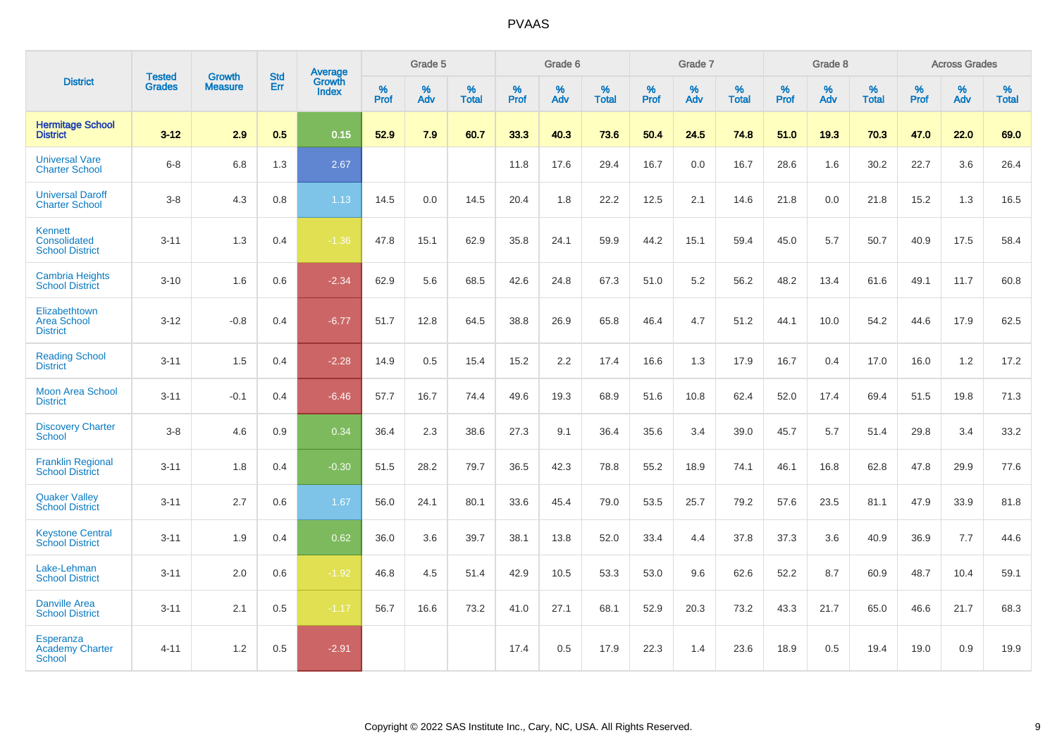# PVAAS

| District | Tested Grades | Growth Measure | Std Err | Average Growth Index | Grade 5 | | | Grade 6 | | | Grade 7 | | | Grade 8 | | | Across Grades | | |
|---|---|---|---|---|---|---|---|---|---|---|---|---|---|---|---|---|---|---|---|
| | | | | | % Prof | % Adv | % Total | % Prof | % Adv | % Total | % Prof | % Adv | % Total | % Prof | % Adv | % Total | % Prof | % Adv | % Total |
| **Hermitage School District** | **3-12** | **2.9** | **0.5** | **0.15** | **52.9** | **7.9** | **60.7** | **33.3** | **40.3** | **73.6** | **50.4** | **24.5** | **74.8** | **51.0** | **19.3** | **70.3** | **47.0** | **22.0** | **69.0** |
| Universal Vare Charter School | 6-8 | 6.8 | 1.3 | 2.67 | | | | 11.8 | 17.6 | 29.4 | 16.7 | 0.0 | 16.7 | 28.6 | 1.6 | 30.2 | 22.7 | 3.6 | 26.4 |
| Universal Daroff Charter School | 3-8 | 4.3 | 0.8 | 1.13 | 14.5 | 0.0 | 14.5 | 20.4 | 1.8 | 22.2 | 12.5 | 2.1 | 14.6 | 21.8 | 0.0 | 21.8 | 15.2 | 1.3 | 16.5 |
| Kennett Consolidated School District | 3-11 | 1.3 | 0.4 | -1.36 | 47.8 | 15.1 | 62.9 | 35.8 | 24.1 | 59.9 | 44.2 | 15.1 | 59.4 | 45.0 | 5.7 | 50.7 | 40.9 | 17.5 | 58.4 |
| Cambria Heights School District | 3-10 | 1.6 | 0.6 | -2.34 | 62.9 | 5.6 | 68.5 | 42.6 | 24.8 | 67.3 | 51.0 | 5.2 | 56.2 | 48.2 | 13.4 | 61.6 | 49.1 | 11.7 | 60.8 |
| Elizabethtown Area School District | 3-12 | -0.8 | 0.4 | -6.77 | 51.7 | 12.8 | 64.5 | 38.8 | 26.9 | 65.8 | 46.4 | 4.7 | 51.2 | 44.1 | 10.0 | 54.2 | 44.6 | 17.9 | 62.5 |
| Reading School District | 3-11 | 1.5 | 0.4 | -2.28 | 14.9 | 0.5 | 15.4 | 15.2 | 2.2 | 17.4 | 16.6 | 1.3 | 17.9 | 16.7 | 0.4 | 17.0 | 16.0 | 1.2 | 17.2 |
| Moon Area School District | 3-11 | -0.1 | 0.4 | -6.46 | 57.7 | 16.7 | 74.4 | 49.6 | 19.3 | 68.9 | 51.6 | 10.8 | 62.4 | 52.0 | 17.4 | 69.4 | 51.5 | 19.8 | 71.3 |
| Discovery Charter School | 3-8 | 4.6 | 0.9 | 0.34 | 36.4 | 2.3 | 38.6 | 27.3 | 9.1 | 36.4 | 35.6 | 3.4 | 39.0 | 45.7 | 5.7 | 51.4 | 29.8 | 3.4 | 33.2 |
| Franklin Regional School District | 3-11 | 1.8 | 0.4 | -0.30 | 51.5 | 28.2 | 79.7 | 36.5 | 42.3 | 78.8 | 55.2 | 18.9 | 74.1 | 46.1 | 16.8 | 62.8 | 47.8 | 29.9 | 77.6 |
| Quaker Valley School District | 3-11 | 2.7 | 0.6 | 1.67 | 56.0 | 24.1 | 80.1 | 33.6 | 45.4 | 79.0 | 53.5 | 25.7 | 79.2 | 57.6 | 23.5 | 81.1 | 47.9 | 33.9 | 81.8 |
| Keystone Central School District | 3-11 | 1.9 | 0.4 | 0.62 | 36.0 | 3.6 | 39.7 | 38.1 | 13.8 | 52.0 | 33.4 | 4.4 | 37.8 | 37.3 | 3.6 | 40.9 | 36.9 | 7.7 | 44.6 |
| Lake-Lehman School District | 3-11 | 2.0 | 0.6 | -1.92 | 46.8 | 4.5 | 51.4 | 42.9 | 10.5 | 53.3 | 53.0 | 9.6 | 62.6 | 52.2 | 8.7 | 60.9 | 48.7 | 10.4 | 59.1 |
| Danville Area School District | 3-11 | 2.1 | 0.5 | -1.17 | 56.7 | 16.6 | 73.2 | 41.0 | 27.1 | 68.1 | 52.9 | 20.3 | 73.2 | 43.3 | 21.7 | 65.0 | 46.6 | 21.7 | 68.3 |
| Esperanza Academy Charter School | 4-11 | 1.2 | 0.5 | -2.91 | | | | 17.4 | 0.5 | 17.9 | 22.3 | 1.4 | 23.6 | 18.9 | 0.5 | 19.4 | 19.0 | 0.9 | 19.9 |

Copyright © 2022 SAS Institute Inc., Cary, NC, USA. All Rights Reserved.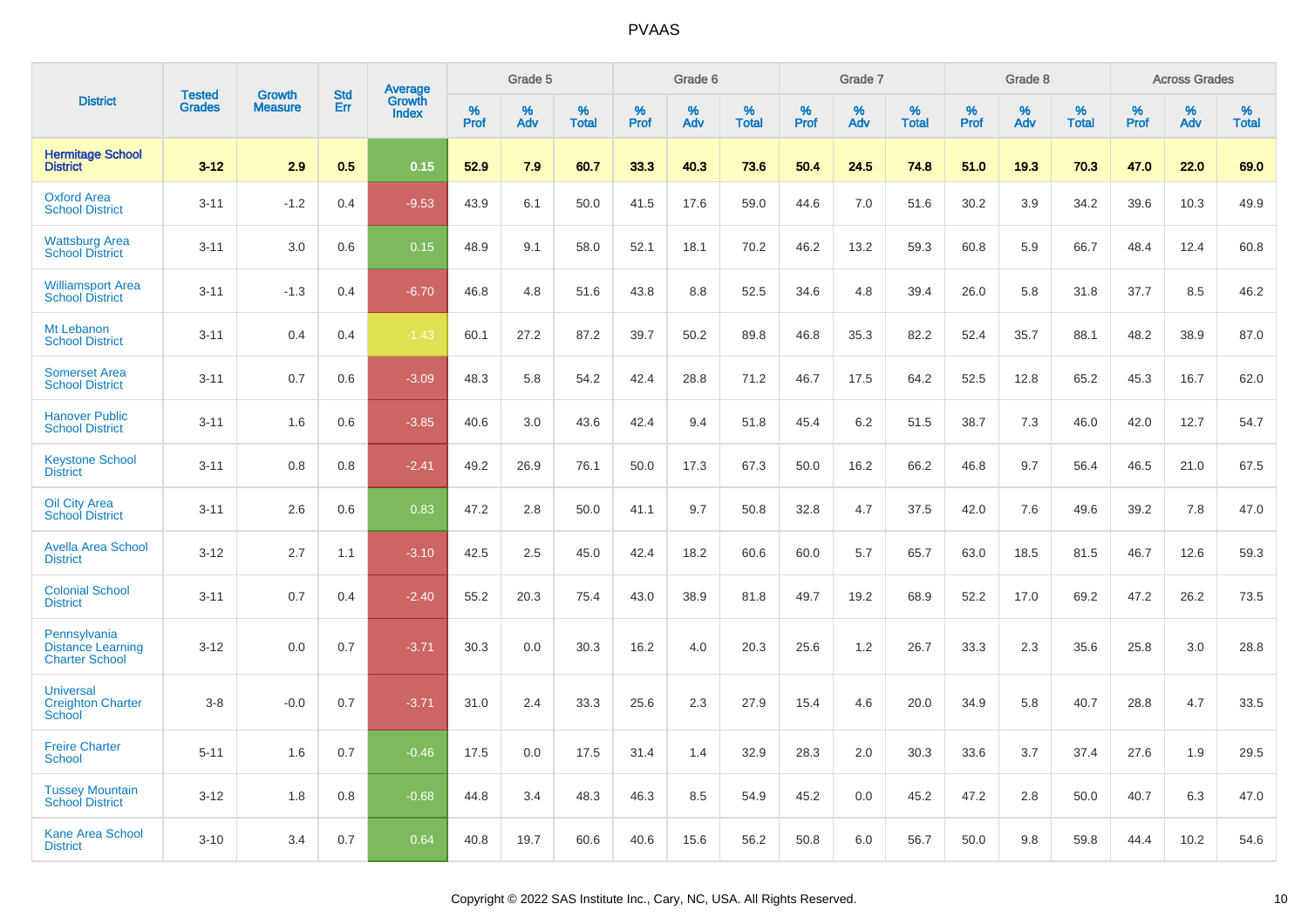# PVAAS

| District | Tested Grades | Growth Measure | Std Err | Average Growth Index | Grade 5 | | | Grade 6 | | | Grade 7 | | | Grade 8 | | | Across Grades | | |
|---|---|---|---|---|---|---|---|---|---|---|---|---|---|---|---|---|---|---|---|
| | | | | | % Prof | % Adv | % Total | % Prof | % Adv | % Total | % Prof | % Adv | % Total | % Prof | % Adv | % Total | % Prof | % Adv | % Total |
| **Hermitage School District** | **3-12** | **2.9** | **0.5** | **0.15** | **52.9** | **7.9** | **60.7** | **33.3** | **40.3** | **73.6** | **50.4** | **24.5** | **74.8** | **51.0** | **19.3** | **70.3** | **47.0** | **22.0** | **69.0** |
| Oxford Area School District | 3-11 | -1.2 | 0.4 | -9.53 | 43.9 | 6.1 | 50.0 | 41.5 | 17.6 | 59.0 | 44.6 | 7.0 | 51.6 | 30.2 | 3.9 | 34.2 | 39.6 | 10.3 | 49.9 |
| Wattsburg Area School District | 3-11 | 3.0 | 0.6 | 0.15 | 48.9 | 9.1 | 58.0 | 52.1 | 18.1 | 70.2 | 46.2 | 13.2 | 59.3 | 60.8 | 5.9 | 66.7 | 48.4 | 12.4 | 60.8 |
| Williamsport Area School District | 3-11 | -1.3 | 0.4 | -6.70 | 46.8 | 4.8 | 51.6 | 43.8 | 8.8 | 52.5 | 34.6 | 4.8 | 39.4 | 26.0 | 5.8 | 31.8 | 37.7 | 8.5 | 46.2 |
| Mt Lebanon School District | 3-11 | 0.4 | 0.4 | -1.43 | 60.1 | 27.2 | 87.2 | 39.7 | 50.2 | 89.8 | 46.8 | 35.3 | 82.2 | 52.4 | 35.7 | 88.1 | 48.2 | 38.9 | 87.0 |
| Somerset Area School District | 3-11 | 0.7 | 0.6 | -3.09 | 48.3 | 5.8 | 54.2 | 42.4 | 28.8 | 71.2 | 46.7 | 17.5 | 64.2 | 52.5 | 12.8 | 65.2 | 45.3 | 16.7 | 62.0 |
| Hanover Public School District | 3-11 | 1.6 | 0.6 | -3.85 | 40.6 | 3.0 | 43.6 | 42.4 | 9.4 | 51.8 | 45.4 | 6.2 | 51.5 | 38.7 | 7.3 | 46.0 | 42.0 | 12.7 | 54.7 |
| Keystone School District | 3-11 | 0.8 | 0.8 | -2.41 | 49.2 | 26.9 | 76.1 | 50.0 | 17.3 | 67.3 | 50.0 | 16.2 | 66.2 | 46.8 | 9.7 | 56.4 | 46.5 | 21.0 | 67.5 |
| Oil City Area School District | 3-11 | 2.6 | 0.6 | 0.83 | 47.2 | 2.8 | 50.0 | 41.1 | 9.7 | 50.8 | 32.8 | 4.7 | 37.5 | 42.0 | 7.6 | 49.6 | 39.2 | 7.8 | 47.0 |
| Avella Area School District | 3-12 | 2.7 | 1.1 | -3.10 | 42.5 | 2.5 | 45.0 | 42.4 | 18.2 | 60.6 | 60.0 | 5.7 | 65.7 | 63.0 | 18.5 | 81.5 | 46.7 | 12.6 | 59.3 |
| Colonial School District | 3-11 | 0.7 | 0.4 | -2.40 | 55.2 | 20.3 | 75.4 | 43.0 | 38.9 | 81.8 | 49.7 | 19.2 | 68.9 | 52.2 | 17.0 | 69.2 | 47.2 | 26.2 | 73.5 |
| Pennsylvania Distance Learning Charter School | 3-12 | 0.0 | 0.7 | -3.71 | 30.3 | 0.0 | 30.3 | 16.2 | 4.0 | 20.3 | 25.6 | 1.2 | 26.7 | 33.3 | 2.3 | 35.6 | 25.8 | 3.0 | 28.8 |
| Universal Creighton Charter School | 3-8 | -0.0 | 0.7 | -3.71 | 31.0 | 2.4 | 33.3 | 25.6 | 2.3 | 27.9 | 15.4 | 4.6 | 20.0 | 34.9 | 5.8 | 40.7 | 28.8 | 4.7 | 33.5 |
| Freire Charter School | 5-11 | 1.6 | 0.7 | -0.46 | 17.5 | 0.0 | 17.5 | 31.4 | 1.4 | 32.9 | 28.3 | 2.0 | 30.3 | 33.6 | 3.7 | 37.4 | 27.6 | 1.9 | 29.5 |
| Tussey Mountain School District | 3-12 | 1.8 | 0.8 | -0.68 | 44.8 | 3.4 | 48.3 | 46.3 | 8.5 | 54.9 | 45.2 | 0.0 | 45.2 | 47.2 | 2.8 | 50.0 | 40.7 | 6.3 | 47.0 |
| Kane Area School District | 3-10 | 3.4 | 0.7 | 0.64 | 40.8 | 19.7 | 60.6 | 40.6 | 15.6 | 56.2 | 50.8 | 6.0 | 56.7 | 50.0 | 9.8 | 59.8 | 44.4 | 10.2 | 54.6 |

Copyright © 2022 SAS Institute Inc., Cary, NC, USA. All Rights Reserved.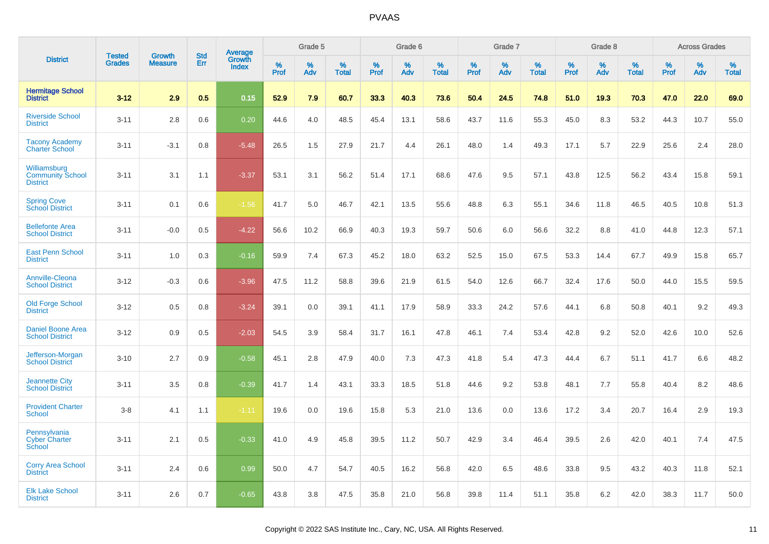| District | Tested Grades | Growth Measure | Std Err | Average Growth Index | Grade 5 | | | Grade 6 | | | Grade 7 | | | Grade 8 | | | Across Grades | | |
|---|---|---|---|---|---|---|---|---|---|---|---|---|---|---|---|---|---|---|---|
| | | | | | % Prof | % Adv | % Total | % Prof | % Adv | % Total | % Prof | % Adv | % Total | % Prof | % Adv | % Total | % Prof | % Adv | % Total |
| **Hermitage School District** | **3-12** | **2.9** | **0.5** | **0.15** | **52.9** | **7.9** | **60.7** | **33.3** | **40.3** | **73.6** | **50.4** | **24.5** | **74.8** | **51.0** | **19.3** | **70.3** | **47.0** | **22.0** | **69.0** |
| Riverside School District | 3-11 | 2.8 | 0.6 | 0.20 | 44.6 | 4.0 | 48.5 | 45.4 | 13.1 | 58.6 | 43.7 | 11.6 | 55.3 | 45.0 | 8.3 | 53.2 | 44.3 | 10.7 | 55.0 |
| Tacony Academy Charter School | 3-11 | -3.1 | 0.8 | -5.48 | 26.5 | 1.5 | 27.9 | 21.7 | 4.4 | 26.1 | 48.0 | 1.4 | 49.3 | 17.1 | 5.7 | 22.9 | 25.6 | 2.4 | 28.0 |
| Williamsburg Community School District | 3-11 | 3.1 | 1.1 | -3.37 | 53.1 | 3.1 | 56.2 | 51.4 | 17.1 | 68.6 | 47.6 | 9.5 | 57.1 | 43.8 | 12.5 | 56.2 | 43.4 | 15.8 | 59.1 |
| Spring Cove School District | 3-11 | 0.1 | 0.6 | -1.56 | 41.7 | 5.0 | 46.7 | 42.1 | 13.5 | 55.6 | 48.8 | 6.3 | 55.1 | 34.6 | 11.8 | 46.5 | 40.5 | 10.8 | 51.3 |
| Bellefonte Area School District | 3-11 | -0.0 | 0.5 | -4.22 | 56.6 | 10.2 | 66.9 | 40.3 | 19.3 | 59.7 | 50.6 | 6.0 | 56.6 | 32.2 | 8.8 | 41.0 | 44.8 | 12.3 | 57.1 |
| East Penn School District | 3-11 | 1.0 | 0.3 | -0.16 | 59.9 | 7.4 | 67.3 | 45.2 | 18.0 | 63.2 | 52.5 | 15.0 | 67.5 | 53.3 | 14.4 | 67.7 | 49.9 | 15.8 | 65.7 |
| Annville-Cleona School District | 3-12 | -0.3 | 0.6 | -3.96 | 47.5 | 11.2 | 58.8 | 39.6 | 21.9 | 61.5 | 54.0 | 12.6 | 66.7 | 32.4 | 17.6 | 50.0 | 44.0 | 15.5 | 59.5 |
| Old Forge School District | 3-12 | 0.5 | 0.8 | -3.24 | 39.1 | 0.0 | 39.1 | 41.1 | 17.9 | 58.9 | 33.3 | 24.2 | 57.6 | 44.1 | 6.8 | 50.8 | 40.1 | 9.2 | 49.3 |
| Daniel Boone Area School District | 3-12 | 0.9 | 0.5 | -2.03 | 54.5 | 3.9 | 58.4 | 31.7 | 16.1 | 47.8 | 46.1 | 7.4 | 53.4 | 42.8 | 9.2 | 52.0 | 42.6 | 10.0 | 52.6 |
| Jefferson-Morgan School District | 3-10 | 2.7 | 0.9 | -0.58 | 45.1 | 2.8 | 47.9 | 40.0 | 7.3 | 47.3 | 41.8 | 5.4 | 47.3 | 44.4 | 6.7 | 51.1 | 41.7 | 6.6 | 48.2 |
| Jeannette City School District | 3-11 | 3.5 | 0.8 | -0.39 | 41.7 | 1.4 | 43.1 | 33.3 | 18.5 | 51.8 | 44.6 | 9.2 | 53.8 | 48.1 | 7.7 | 55.8 | 40.4 | 8.2 | 48.6 |
| Provident Charter School | 3-8 | 4.1 | 1.1 | -1.11 | 19.6 | 0.0 | 19.6 | 15.8 | 5.3 | 21.0 | 13.6 | 0.0 | 13.6 | 17.2 | 3.4 | 20.7 | 16.4 | 2.9 | 19.3 |
| Pennsylvania Cyber Charter School | 3-11 | 2.1 | 0.5 | -0.33 | 41.0 | 4.9 | 45.8 | 39.5 | 11.2 | 50.7 | 42.9 | 3.4 | 46.4 | 39.5 | 2.6 | 42.0 | 40.1 | 7.4 | 47.5 |
| Corry Area School District | 3-11 | 2.4 | 0.6 | 0.99 | 50.0 | 4.7 | 54.7 | 40.5 | 16.2 | 56.8 | 42.0 | 6.5 | 48.6 | 33.8 | 9.5 | 43.2 | 40.3 | 11.8 | 52.1 |
| Elk Lake School District | 3-11 | 2.6 | 0.7 | -0.65 | 43.8 | 3.8 | 47.5 | 35.8 | 21.0 | 56.8 | 39.8 | 11.4 | 51.1 | 35.8 | 6.2 | 42.0 | 38.3 | 11.7 | 50.0 |

Copyright © 2022 SAS Institute Inc., Cary, NC, USA. All Rights Reserved.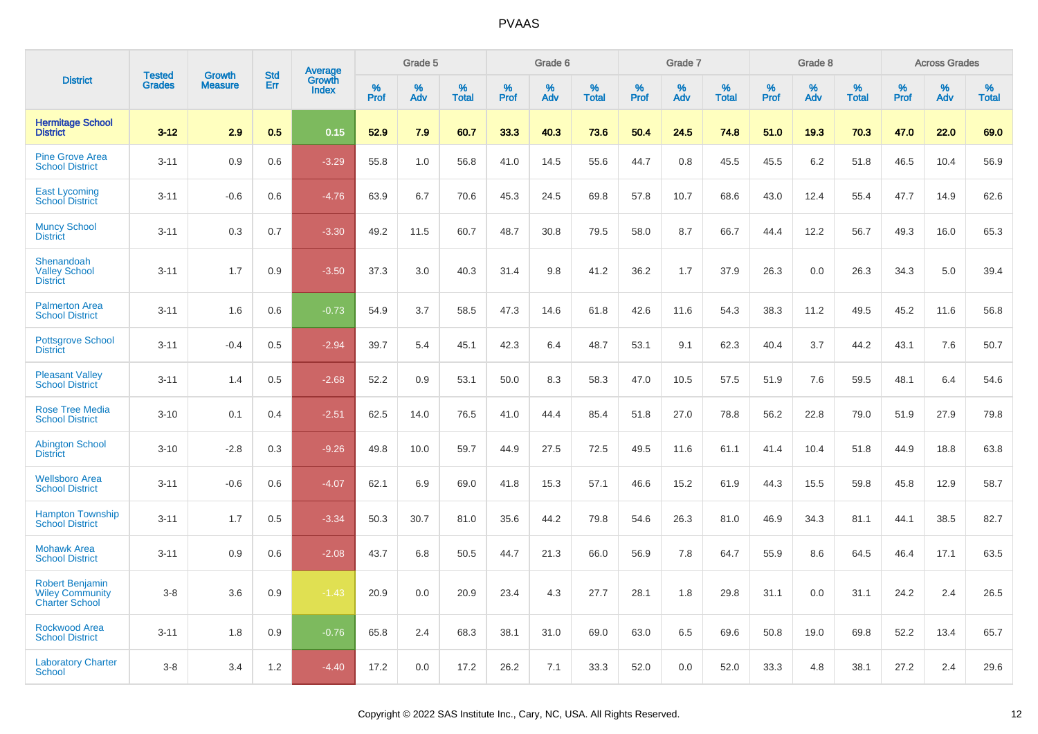# PVAAS

| District | Tested Grades | Growth Measure | Std Err | Average Growth Index | Grade 5 | | | Grade 6 | | | Grade 7 | | | Grade 8 | | | Across Grades | | |
|---|---|---|---|---|---|---|---|---|---|---|---|---|---|---|---|---|---|---|---|
| | | | | | % Prof | % Adv | % Total | % Prof | % Adv | % Total | % Prof | % Adv | % Total | % Prof | % Adv | % Total | % Prof | % Adv | % Total |
| **Hermitage School District** | **3-12** | **2.9** | **0.5** | **0.15** | **52.9** | **7.9** | **60.7** | **33.3** | **40.3** | **73.6** | **50.4** | **24.5** | **74.8** | **51.0** | **19.3** | **70.3** | **47.0** | **22.0** | **69.0** |
| Pine Grove Area School District | 3-11 | 0.9 | 0.6 | -3.29 | 55.8 | 1.0 | 56.8 | 41.0 | 14.5 | 55.6 | 44.7 | 0.8 | 45.5 | 45.5 | 6.2 | 51.8 | 46.5 | 10.4 | 56.9 |
| East Lycoming School District | 3-11 | -0.6 | 0.6 | -4.76 | 63.9 | 6.7 | 70.6 | 45.3 | 24.5 | 69.8 | 57.8 | 10.7 | 68.6 | 43.0 | 12.4 | 55.4 | 47.7 | 14.9 | 62.6 |
| Muncy School District | 3-11 | 0.3 | 0.7 | -3.30 | 49.2 | 11.5 | 60.7 | 48.7 | 30.8 | 79.5 | 58.0 | 8.7 | 66.7 | 44.4 | 12.2 | 56.7 | 49.3 | 16.0 | 65.3 |
| Shenandoah Valley School District | 3-11 | 1.7 | 0.9 | -3.50 | 37.3 | 3.0 | 40.3 | 31.4 | 9.8 | 41.2 | 36.2 | 1.7 | 37.9 | 26.3 | 0.0 | 26.3 | 34.3 | 5.0 | 39.4 |
| Palmerton Area School District | 3-11 | 1.6 | 0.6 | -0.73 | 54.9 | 3.7 | 58.5 | 47.3 | 14.6 | 61.8 | 42.6 | 11.6 | 54.3 | 38.3 | 11.2 | 49.5 | 45.2 | 11.6 | 56.8 |
| Pottsgrove School District | 3-11 | -0.4 | 0.5 | -2.94 | 39.7 | 5.4 | 45.1 | 42.3 | 6.4 | 48.7 | 53.1 | 9.1 | 62.3 | 40.4 | 3.7 | 44.2 | 43.1 | 7.6 | 50.7 |
| Pleasant Valley School District | 3-11 | 1.4 | 0.5 | -2.68 | 52.2 | 0.9 | 53.1 | 50.0 | 8.3 | 58.3 | 47.0 | 10.5 | 57.5 | 51.9 | 7.6 | 59.5 | 48.1 | 6.4 | 54.6 |
| Rose Tree Media School District | 3-10 | 0.1 | 0.4 | -2.51 | 62.5 | 14.0 | 76.5 | 41.0 | 44.4 | 85.4 | 51.8 | 27.0 | 78.8 | 56.2 | 22.8 | 79.0 | 51.9 | 27.9 | 79.8 |
| Abington School District | 3-10 | -2.8 | 0.3 | -9.26 | 49.8 | 10.0 | 59.7 | 44.9 | 27.5 | 72.5 | 49.5 | 11.6 | 61.1 | 41.4 | 10.4 | 51.8 | 44.9 | 18.8 | 63.8 |
| Wellsboro Area School District | 3-11 | -0.6 | 0.6 | -4.07 | 62.1 | 6.9 | 69.0 | 41.8 | 15.3 | 57.1 | 46.6 | 15.2 | 61.9 | 44.3 | 15.5 | 59.8 | 45.8 | 12.9 | 58.7 |
| Hampton Township School District | 3-11 | 1.7 | 0.5 | -3.34 | 50.3 | 30.7 | 81.0 | 35.6 | 44.2 | 79.8 | 54.6 | 26.3 | 81.0 | 46.9 | 34.3 | 81.1 | 44.1 | 38.5 | 82.7 |
| Mohawk Area School District | 3-11 | 0.9 | 0.6 | -2.08 | 43.7 | 6.8 | 50.5 | 44.7 | 21.3 | 66.0 | 56.9 | 7.8 | 64.7 | 55.9 | 8.6 | 64.5 | 46.4 | 17.1 | 63.5 |
| Robert Benjamin Wiley Community Charter School | 3-8 | 3.6 | 0.9 | -1.43 | 20.9 | 0.0 | 20.9 | 23.4 | 4.3 | 27.7 | 28.1 | 1.8 | 29.8 | 31.1 | 0.0 | 31.1 | 24.2 | 2.4 | 26.5 |
| Rockwood Area School District | 3-11 | 1.8 | 0.9 | -0.76 | 65.8 | 2.4 | 68.3 | 38.1 | 31.0 | 69.0 | 63.0 | 6.5 | 69.6 | 50.8 | 19.0 | 69.8 | 52.2 | 13.4 | 65.7 |
| Laboratory Charter School | 3-8 | 3.4 | 1.2 | -4.40 | 17.2 | 0.0 | 17.2 | 26.2 | 7.1 | 33.3 | 52.0 | 0.0 | 52.0 | 33.3 | 4.8 | 38.1 | 27.2 | 2.4 | 29.6 |

Copyright © 2022 SAS Institute Inc., Cary, NC, USA. All Rights Reserved.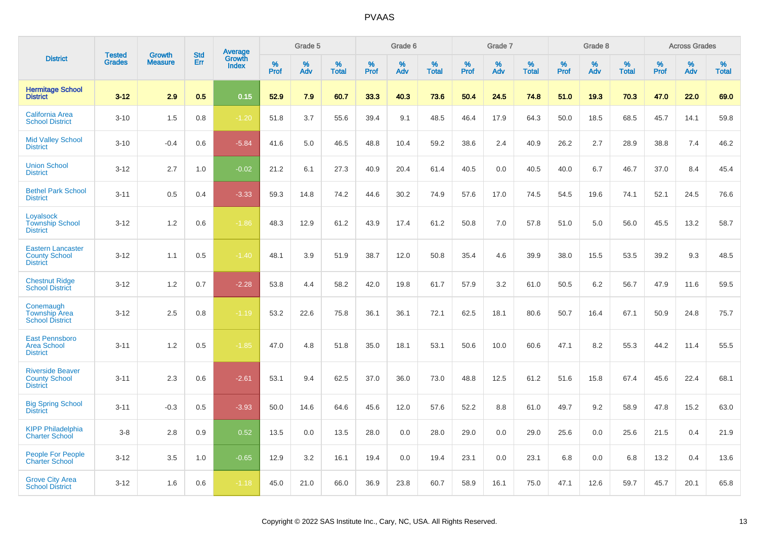# PVAAS

| District | Tested Grades | Growth Measure | Std Err | Average Growth Index | Grade 5 | | | Grade 6 | | | Grade 7 | | | Grade 8 | | | Across Grades | | |
|---|---|---|---|---|---|---|---|---|---|---|---|---|---|---|---|---|---|---|---|
| | | | | | % Prof | % Adv | % Total | % Prof | % Adv | % Total | % Prof | % Adv | % Total | % Prof | % Adv | % Total | % Prof | % Adv | % Total |
| **Hermitage School District** | **3-12** | **2.9** | **0.5** | **0.15** | **52.9** | **7.9** | **60.7** | **33.3** | **40.3** | **73.6** | **50.4** | **24.5** | **74.8** | **51.0** | **19.3** | **70.3** | **47.0** | **22.0** | **69.0** |
| California Area School District | 3-10 | 1.5 | 0.8 | -1.20 | 51.8 | 3.7 | 55.6 | 39.4 | 9.1 | 48.5 | 46.4 | 17.9 | 64.3 | 50.0 | 18.5 | 68.5 | 45.7 | 14.1 | 59.8 |
| Mid Valley School District | 3-10 | -0.4 | 0.6 | -5.84 | 41.6 | 5.0 | 46.5 | 48.8 | 10.4 | 59.2 | 38.6 | 2.4 | 40.9 | 26.2 | 2.7 | 28.9 | 38.8 | 7.4 | 46.2 |
| Union School District | 3-12 | 2.7 | 1.0 | -0.02 | 21.2 | 6.1 | 27.3 | 40.9 | 20.4 | 61.4 | 40.5 | 0.0 | 40.5 | 40.0 | 6.7 | 46.7 | 37.0 | 8.4 | 45.4 |
| Bethel Park School District | 3-11 | 0.5 | 0.4 | -3.33 | 59.3 | 14.8 | 74.2 | 44.6 | 30.2 | 74.9 | 57.6 | 17.0 | 74.5 | 54.5 | 19.6 | 74.1 | 52.1 | 24.5 | 76.6 |
| Loyalsock Township School District | 3-12 | 1.2 | 0.6 | -1.86 | 48.3 | 12.9 | 61.2 | 43.9 | 17.4 | 61.2 | 50.8 | 7.0 | 57.8 | 51.0 | 5.0 | 56.0 | 45.5 | 13.2 | 58.7 |
| Eastern Lancaster County School District | 3-12 | 1.1 | 0.5 | -1.40 | 48.1 | 3.9 | 51.9 | 38.7 | 12.0 | 50.8 | 35.4 | 4.6 | 39.9 | 38.0 | 15.5 | 53.5 | 39.2 | 9.3 | 48.5 |
| Chestnut Ridge School District | 3-12 | 1.2 | 0.7 | -2.28 | 53.8 | 4.4 | 58.2 | 42.0 | 19.8 | 61.7 | 57.9 | 3.2 | 61.0 | 50.5 | 6.2 | 56.7 | 47.9 | 11.6 | 59.5 |
| Conemaugh Township Area School District | 3-12 | 2.5 | 0.8 | -1.19 | 53.2 | 22.6 | 75.8 | 36.1 | 36.1 | 72.1 | 62.5 | 18.1 | 80.6 | 50.7 | 16.4 | 67.1 | 50.9 | 24.8 | 75.7 |
| East Pennsboro Area School District | 3-11 | 1.2 | 0.5 | -1.85 | 47.0 | 4.8 | 51.8 | 35.0 | 18.1 | 53.1 | 50.6 | 10.0 | 60.6 | 47.1 | 8.2 | 55.3 | 44.2 | 11.4 | 55.5 |
| Riverside Beaver County School District | 3-11 | 2.3 | 0.6 | -2.61 | 53.1 | 9.4 | 62.5 | 37.0 | 36.0 | 73.0 | 48.8 | 12.5 | 61.2 | 51.6 | 15.8 | 67.4 | 45.6 | 22.4 | 68.1 |
| Big Spring School District | 3-11 | -0.3 | 0.5 | -3.93 | 50.0 | 14.6 | 64.6 | 45.6 | 12.0 | 57.6 | 52.2 | 8.8 | 61.0 | 49.7 | 9.2 | 58.9 | 47.8 | 15.2 | 63.0 |
| KIPP Philadelphia Charter School | 3-8 | 2.8 | 0.9 | 0.52 | 13.5 | 0.0 | 13.5 | 28.0 | 0.0 | 28.0 | 29.0 | 0.0 | 29.0 | 25.6 | 0.0 | 25.6 | 21.5 | 0.4 | 21.9 |
| People For People Charter School | 3-12 | 3.5 | 1.0 | -0.65 | 12.9 | 3.2 | 16.1 | 19.4 | 0.0 | 19.4 | 23.1 | 0.0 | 23.1 | 6.8 | 0.0 | 6.8 | 13.2 | 0.4 | 13.6 |
| Grove City Area School District | 3-12 | 1.6 | 0.6 | -1.18 | 45.0 | 21.0 | 66.0 | 36.9 | 23.8 | 60.7 | 58.9 | 16.1 | 75.0 | 47.1 | 12.6 | 59.7 | 45.7 | 20.1 | 65.8 |

Copyright © 2022 SAS Institute Inc., Cary, NC, USA. All Rights Reserved.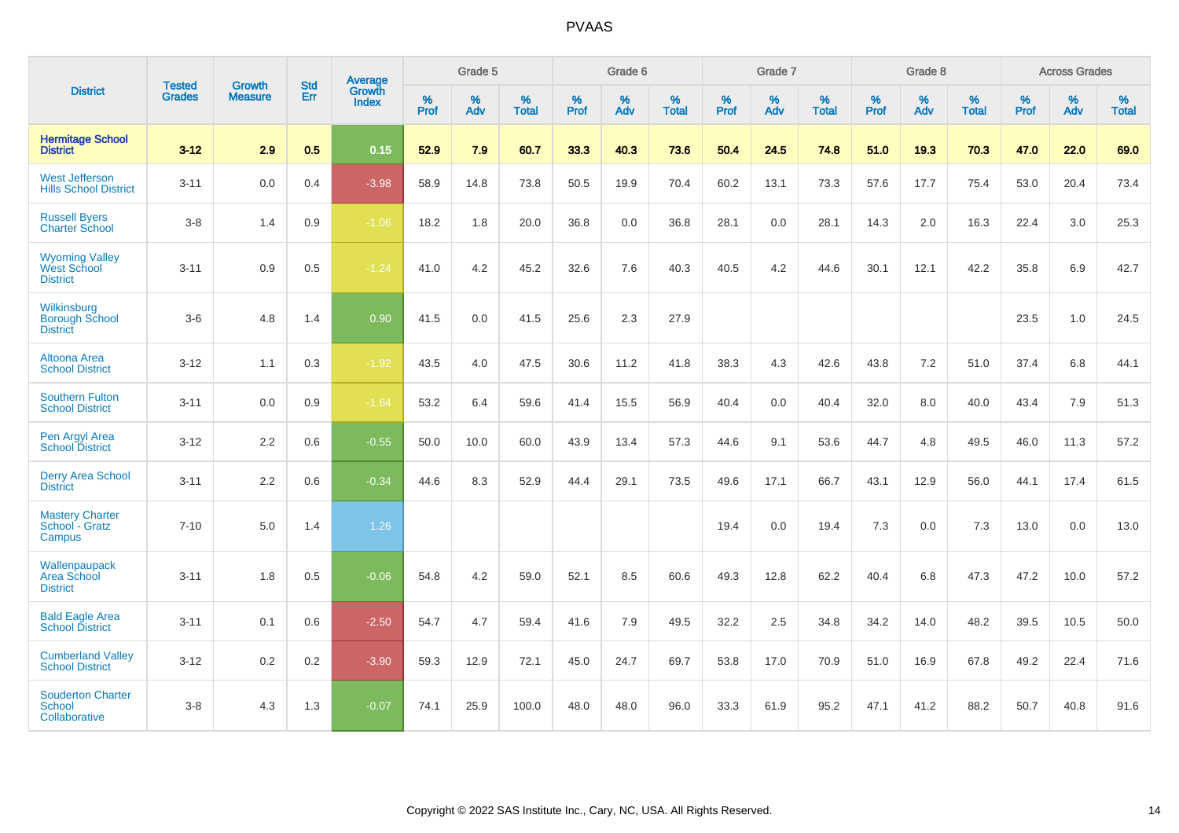| District | Tested Grades | Growth Measure | Std Err | Average Growth Index | Grade 5 | | | Grade 6 | | | Grade 7 | | | Grade 8 | | | Across Grades | | |
|---|---|---|---|---|---|---|---|---|---|---|---|---|---|---|---|---|---|---|---|
| | | | | | % Prof | % Adv | % Total | % Prof | % Adv | % Total | % Prof | % Adv | % Total | % Prof | % Adv | % Total | % Prof | % Adv | % Total |
| **Hermitage School District** | **3-12** | **2.9** | **0.5** | **0.15** | **52.9** | **7.9** | **60.7** | **33.3** | **40.3** | **73.6** | **50.4** | **24.5** | **74.8** | **51.0** | **19.3** | **70.3** | **47.0** | **22.0** | **69.0** |
| West Jefferson Hills School District | 3-11 | 0.0 | 0.4 | -3.98 | 58.9 | 14.8 | 73.8 | 50.5 | 19.9 | 70.4 | 60.2 | 13.1 | 73.3 | 57.6 | 17.7 | 75.4 | 53.0 | 20.4 | 73.4 |
| Russell Byers Charter School | 3-8 | 1.4 | 0.9 | -1.06 | 18.2 | 1.8 | 20.0 | 36.8 | 0.0 | 36.8 | 28.1 | 0.0 | 28.1 | 14.3 | 2.0 | 16.3 | 22.4 | 3.0 | 25.3 |
| Wyoming Valley West School District | 3-11 | 0.9 | 0.5 | -1.24 | 41.0 | 4.2 | 45.2 | 32.6 | 7.6 | 40.3 | 40.5 | 4.2 | 44.6 | 30.1 | 12.1 | 42.2 | 35.8 | 6.9 | 42.7 |
| Wilkinsburg Borough School District | 3-6 | 4.8 | 1.4 | 0.90 | 41.5 | 0.0 | 41.5 | 25.6 | 2.3 | 27.9 | | | | | | | 23.5 | 1.0 | 24.5 |
| Altoona Area School District | 3-12 | 1.1 | 0.3 | -1.92 | 43.5 | 4.0 | 47.5 | 30.6 | 11.2 | 41.8 | 38.3 | 4.3 | 42.6 | 43.8 | 7.2 | 51.0 | 37.4 | 6.8 | 44.1 |
| Southern Fulton School District | 3-11 | 0.0 | 0.9 | -1.64 | 53.2 | 6.4 | 59.6 | 41.4 | 15.5 | 56.9 | 40.4 | 0.0 | 40.4 | 32.0 | 8.0 | 40.0 | 43.4 | 7.9 | 51.3 |
| Pen Argyl Area School District | 3-12 | 2.2 | 0.6 | -0.55 | 50.0 | 10.0 | 60.0 | 43.9 | 13.4 | 57.3 | 44.6 | 9.1 | 53.6 | 44.7 | 4.8 | 49.5 | 46.0 | 11.3 | 57.2 |
| Derry Area School District | 3-11 | 2.2 | 0.6 | -0.34 | 44.6 | 8.3 | 52.9 | 44.4 | 29.1 | 73.5 | 49.6 | 17.1 | 66.7 | 43.1 | 12.9 | 56.0 | 44.1 | 17.4 | 61.5 |
| Mastery Charter School - Gratz Campus | 7-10 | 5.0 | 1.4 | 1.26 | | | | | | | 19.4 | 0.0 | 19.4 | 7.3 | 0.0 | 7.3 | 13.0 | 0.0 | 13.0 |
| Wallenpaupack Area School District | 3-11 | 1.8 | 0.5 | -0.06 | 54.8 | 4.2 | 59.0 | 52.1 | 8.5 | 60.6 | 49.3 | 12.8 | 62.2 | 40.4 | 6.8 | 47.3 | 47.2 | 10.0 | 57.2 |
| Bald Eagle Area School District | 3-11 | 0.1 | 0.6 | -2.50 | 54.7 | 4.7 | 59.4 | 41.6 | 7.9 | 49.5 | 32.2 | 2.5 | 34.8 | 34.2 | 14.0 | 48.2 | 39.5 | 10.5 | 50.0 |
| Cumberland Valley School District | 3-12 | 0.2 | 0.2 | -3.90 | 59.3 | 12.9 | 72.1 | 45.0 | 24.7 | 69.7 | 53.8 | 17.0 | 70.9 | 51.0 | 16.9 | 67.8 | 49.2 | 22.4 | 71.6 |
| Souderton Charter School Collaborative | 3-8 | 4.3 | 1.3 | -0.07 | 74.1 | 25.9 | 100.0 | 48.0 | 48.0 | 96.0 | 33.3 | 61.9 | 95.2 | 47.1 | 41.2 | 88.2 | 50.7 | 40.8 | 91.6 |

Copyright © 2022 SAS Institute Inc., Cary, NC, USA. All Rights Reserved.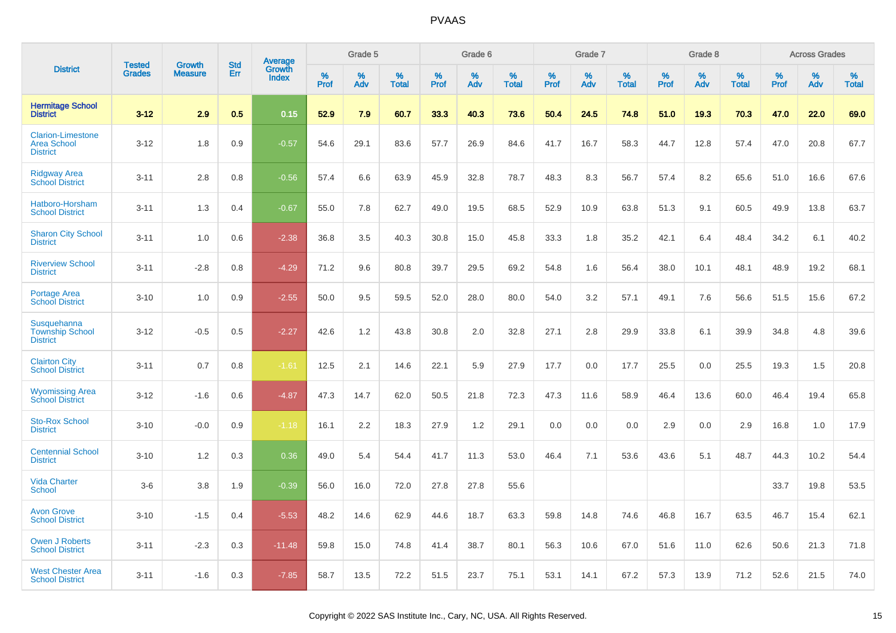# PVAAS

| District | Tested Grades | Growth Measure | Std Err | Average Growth Index | Grade 5 | | | Grade 6 | | | Grade 7 | | | Grade 8 | | | Across Grades | | |
|---|---|---|---|---|---|---|---|---|---|---|---|---|---|---|---|---|---|---|---|
| | | | | | % Prof | % Adv | % Total | % Prof | % Adv | % Total | % Prof | % Adv | % Total | % Prof | % Adv | % Total | % Prof | % Adv | % Total |
| **Hermitage School District** | **3-12** | **2.9** | **0.5** | **0.15** | **52.9** | **7.9** | **60.7** | **33.3** | **40.3** | **73.6** | **50.4** | **24.5** | **74.8** | **51.0** | **19.3** | **70.3** | **47.0** | **22.0** | **69.0** |
| Clarion-Limestone Area School District | 3-12 | 1.8 | 0.9 | -0.57 | 54.6 | 29.1 | 83.6 | 57.7 | 26.9 | 84.6 | 41.7 | 16.7 | 58.3 | 44.7 | 12.8 | 57.4 | 47.0 | 20.8 | 67.7 |
| Ridgway Area School District | 3-11 | 2.8 | 0.8 | -0.56 | 57.4 | 6.6 | 63.9 | 45.9 | 32.8 | 78.7 | 48.3 | 8.3 | 56.7 | 57.4 | 8.2 | 65.6 | 51.0 | 16.6 | 67.6 |
| Hatboro-Horsham School District | 3-11 | 1.3 | 0.4 | -0.67 | 55.0 | 7.8 | 62.7 | 49.0 | 19.5 | 68.5 | 52.9 | 10.9 | 63.8 | 51.3 | 9.1 | 60.5 | 49.9 | 13.8 | 63.7 |
| Sharon City School District | 3-11 | 1.0 | 0.6 | -2.38 | 36.8 | 3.5 | 40.3 | 30.8 | 15.0 | 45.8 | 33.3 | 1.8 | 35.2 | 42.1 | 6.4 | 48.4 | 34.2 | 6.1 | 40.2 |
| Riverview School District | 3-11 | -2.8 | 0.8 | -4.29 | 71.2 | 9.6 | 80.8 | 39.7 | 29.5 | 69.2 | 54.8 | 1.6 | 56.4 | 38.0 | 10.1 | 48.1 | 48.9 | 19.2 | 68.1 |
| Portage Area School District | 3-10 | 1.0 | 0.9 | -2.55 | 50.0 | 9.5 | 59.5 | 52.0 | 28.0 | 80.0 | 54.0 | 3.2 | 57.1 | 49.1 | 7.6 | 56.6 | 51.5 | 15.6 | 67.2 |
| Susquehanna Township School District | 3-12 | -0.5 | 0.5 | -2.27 | 42.6 | 1.2 | 43.8 | 30.8 | 2.0 | 32.8 | 27.1 | 2.8 | 29.9 | 33.8 | 6.1 | 39.9 | 34.8 | 4.8 | 39.6 |
| Clairton City School District | 3-11 | 0.7 | 0.8 | -1.61 | 12.5 | 2.1 | 14.6 | 22.1 | 5.9 | 27.9 | 17.7 | 0.0 | 17.7 | 25.5 | 0.0 | 25.5 | 19.3 | 1.5 | 20.8 |
| Wyomissing Area School District | 3-12 | -1.6 | 0.6 | -4.87 | 47.3 | 14.7 | 62.0 | 50.5 | 21.8 | 72.3 | 47.3 | 11.6 | 58.9 | 46.4 | 13.6 | 60.0 | 46.4 | 19.4 | 65.8 |
| Sto-Rox School District | 3-10 | -0.0 | 0.9 | -1.18 | 16.1 | 2.2 | 18.3 | 27.9 | 1.2 | 29.1 | 0.0 | 0.0 | 0.0 | 2.9 | 0.0 | 2.9 | 16.8 | 1.0 | 17.9 |
| Centennial School District | 3-10 | 1.2 | 0.3 | 0.36 | 49.0 | 5.4 | 54.4 | 41.7 | 11.3 | 53.0 | 46.4 | 7.1 | 53.6 | 43.6 | 5.1 | 48.7 | 44.3 | 10.2 | 54.4 |
| Vida Charter School | 3-6 | 3.8 | 1.9 | -0.39 | 56.0 | 16.0 | 72.0 | 27.8 | 27.8 | 55.6 | | | | | | | 33.7 | 19.8 | 53.5 |
| Avon Grove School District | 3-10 | -1.5 | 0.4 | -5.53 | 48.2 | 14.6 | 62.9 | 44.6 | 18.7 | 63.3 | 59.8 | 14.8 | 74.6 | 46.8 | 16.7 | 63.5 | 46.7 | 15.4 | 62.1 |
| Owen J Roberts School District | 3-11 | -2.3 | 0.3 | -11.48 | 59.8 | 15.0 | 74.8 | 41.4 | 38.7 | 80.1 | 56.3 | 10.6 | 67.0 | 51.6 | 11.0 | 62.6 | 50.6 | 21.3 | 71.8 |
| West Chester Area School District | 3-11 | -1.6 | 0.3 | -7.85 | 58.7 | 13.5 | 72.2 | 51.5 | 23.7 | 75.1 | 53.1 | 14.1 | 67.2 | 57.3 | 13.9 | 71.2 | 52.6 | 21.5 | 74.0 |

Copyright © 2022 SAS Institute Inc., Cary, NC, USA. All Rights Reserved.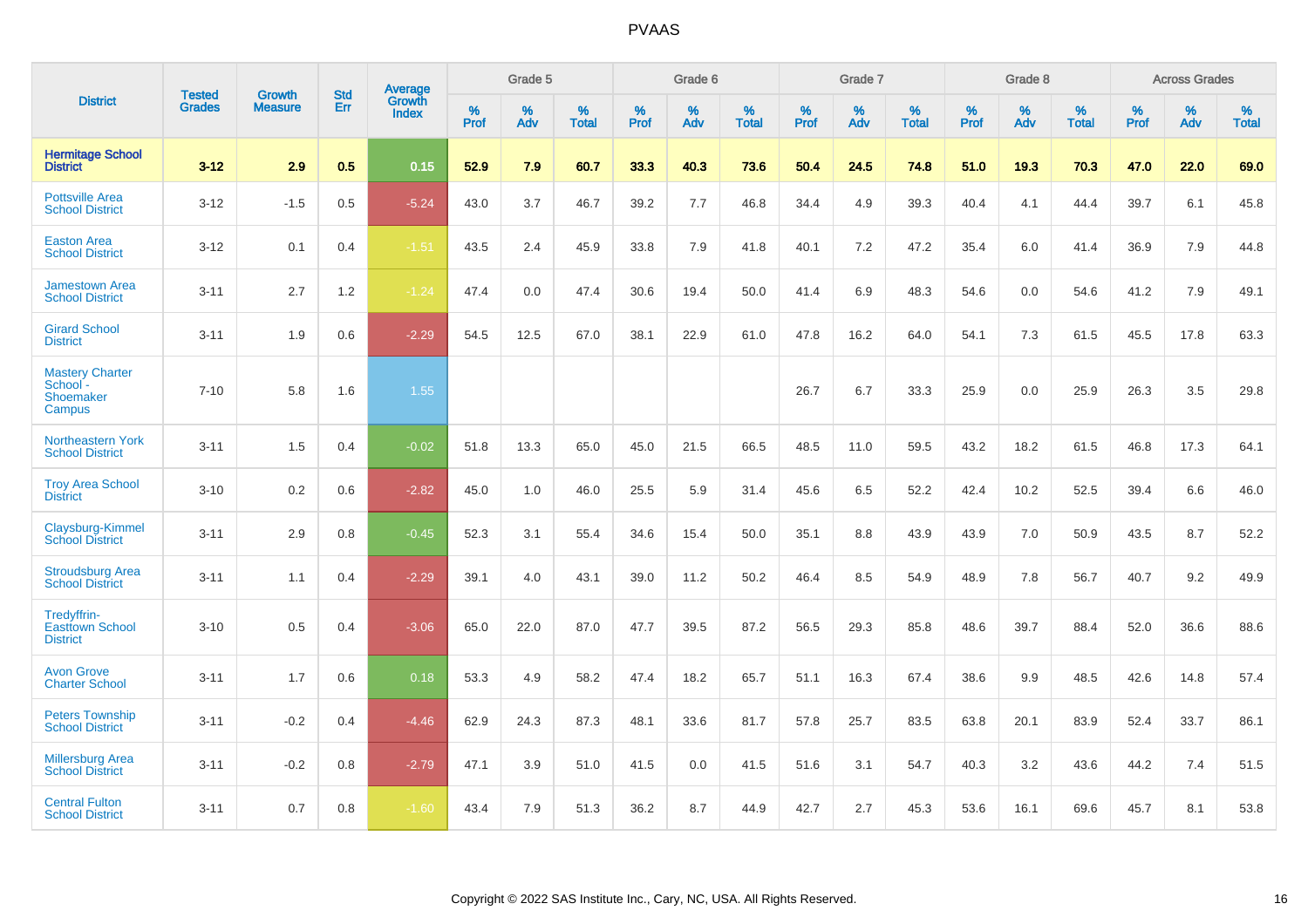# PVAAS

| District | Tested Grades | Growth Measure | Std Err | Average Growth Index | Grade 5 | | | Grade 6 | | | Grade 7 | | | Grade 8 | | | Across Grades | | |
|---|---|---|---|---|---|---|---|---|---|---|---|---|---|---|---|---|---|---|---|
| | | | | | % Prof | % Adv | % Total | % Prof | % Adv | % Total | % Prof | % Adv | % Total | % Prof | % Adv | % Total | % Prof | % Adv | % Total |
| **Hermitage School District** | **3-12** | **2.9** | **0.5** | **0.15** | **52.9** | **7.9** | **60.7** | **33.3** | **40.3** | **73.6** | **50.4** | **24.5** | **74.8** | **51.0** | **19.3** | **70.3** | **47.0** | **22.0** | **69.0** |
| Pottsville Area School District | 3-12 | -1.5 | 0.5 | -5.24 | 43.0 | 3.7 | 46.7 | 39.2 | 7.7 | 46.8 | 34.4 | 4.9 | 39.3 | 40.4 | 4.1 | 44.4 | 39.7 | 6.1 | 45.8 |
| Easton Area School District | 3-12 | 0.1 | 0.4 | -1.51 | 43.5 | 2.4 | 45.9 | 33.8 | 7.9 | 41.8 | 40.1 | 7.2 | 47.2 | 35.4 | 6.0 | 41.4 | 36.9 | 7.9 | 44.8 |
| Jamestown Area School District | 3-11 | 2.7 | 1.2 | -1.24 | 47.4 | 0.0 | 47.4 | 30.6 | 19.4 | 50.0 | 41.4 | 6.9 | 48.3 | 54.6 | 0.0 | 54.6 | 41.2 | 7.9 | 49.1 |
| Girard School District | 3-11 | 1.9 | 0.6 | -2.29 | 54.5 | 12.5 | 67.0 | 38.1 | 22.9 | 61.0 | 47.8 | 16.2 | 64.0 | 54.1 | 7.3 | 61.5 | 45.5 | 17.8 | 63.3 |
| Mastery Charter School - Shoemaker Campus | 7-10 | 5.8 | 1.6 | 1.55 | | | | | | | 26.7 | 6.7 | 33.3 | 25.9 | 0.0 | 25.9 | 26.3 | 3.5 | 29.8 |
| Northeastern York School District | 3-11 | 1.5 | 0.4 | -0.02 | 51.8 | 13.3 | 65.0 | 45.0 | 21.5 | 66.5 | 48.5 | 11.0 | 59.5 | 43.2 | 18.2 | 61.5 | 46.8 | 17.3 | 64.1 |
| Troy Area School District | 3-10 | 0.2 | 0.6 | -2.82 | 45.0 | 1.0 | 46.0 | 25.5 | 5.9 | 31.4 | 45.6 | 6.5 | 52.2 | 42.4 | 10.2 | 52.5 | 39.4 | 6.6 | 46.0 |
| Claysburg-Kimmel School District | 3-11 | 2.9 | 0.8 | -0.45 | 52.3 | 3.1 | 55.4 | 34.6 | 15.4 | 50.0 | 35.1 | 8.8 | 43.9 | 43.9 | 7.0 | 50.9 | 43.5 | 8.7 | 52.2 |
| Stroudsburg Area School District | 3-11 | 1.1 | 0.4 | -2.29 | 39.1 | 4.0 | 43.1 | 39.0 | 11.2 | 50.2 | 46.4 | 8.5 | 54.9 | 48.9 | 7.8 | 56.7 | 40.7 | 9.2 | 49.9 |
| Tredyffrin-Easttown School District | 3-10 | 0.5 | 0.4 | -3.06 | 65.0 | 22.0 | 87.0 | 47.7 | 39.5 | 87.2 | 56.5 | 29.3 | 85.8 | 48.6 | 39.7 | 88.4 | 52.0 | 36.6 | 88.6 |
| Avon Grove Charter School | 3-11 | 1.7 | 0.6 | 0.18 | 53.3 | 4.9 | 58.2 | 47.4 | 18.2 | 65.7 | 51.1 | 16.3 | 67.4 | 38.6 | 9.9 | 48.5 | 42.6 | 14.8 | 57.4 |
| Peters Township School District | 3-11 | -0.2 | 0.4 | -4.46 | 62.9 | 24.3 | 87.3 | 48.1 | 33.6 | 81.7 | 57.8 | 25.7 | 83.5 | 63.8 | 20.1 | 83.9 | 52.4 | 33.7 | 86.1 |
| Millersburg Area School District | 3-11 | -0.2 | 0.8 | -2.79 | 47.1 | 3.9 | 51.0 | 41.5 | 0.0 | 41.5 | 51.6 | 3.1 | 54.7 | 40.3 | 3.2 | 43.6 | 44.2 | 7.4 | 51.5 |
| Central Fulton School District | 3-11 | 0.7 | 0.8 | -1.60 | 43.4 | 7.9 | 51.3 | 36.2 | 8.7 | 44.9 | 42.7 | 2.7 | 45.3 | 53.6 | 16.1 | 69.6 | 45.7 | 8.1 | 53.8 |

Copyright © 2022 SAS Institute Inc., Cary, NC, USA. All Rights Reserved.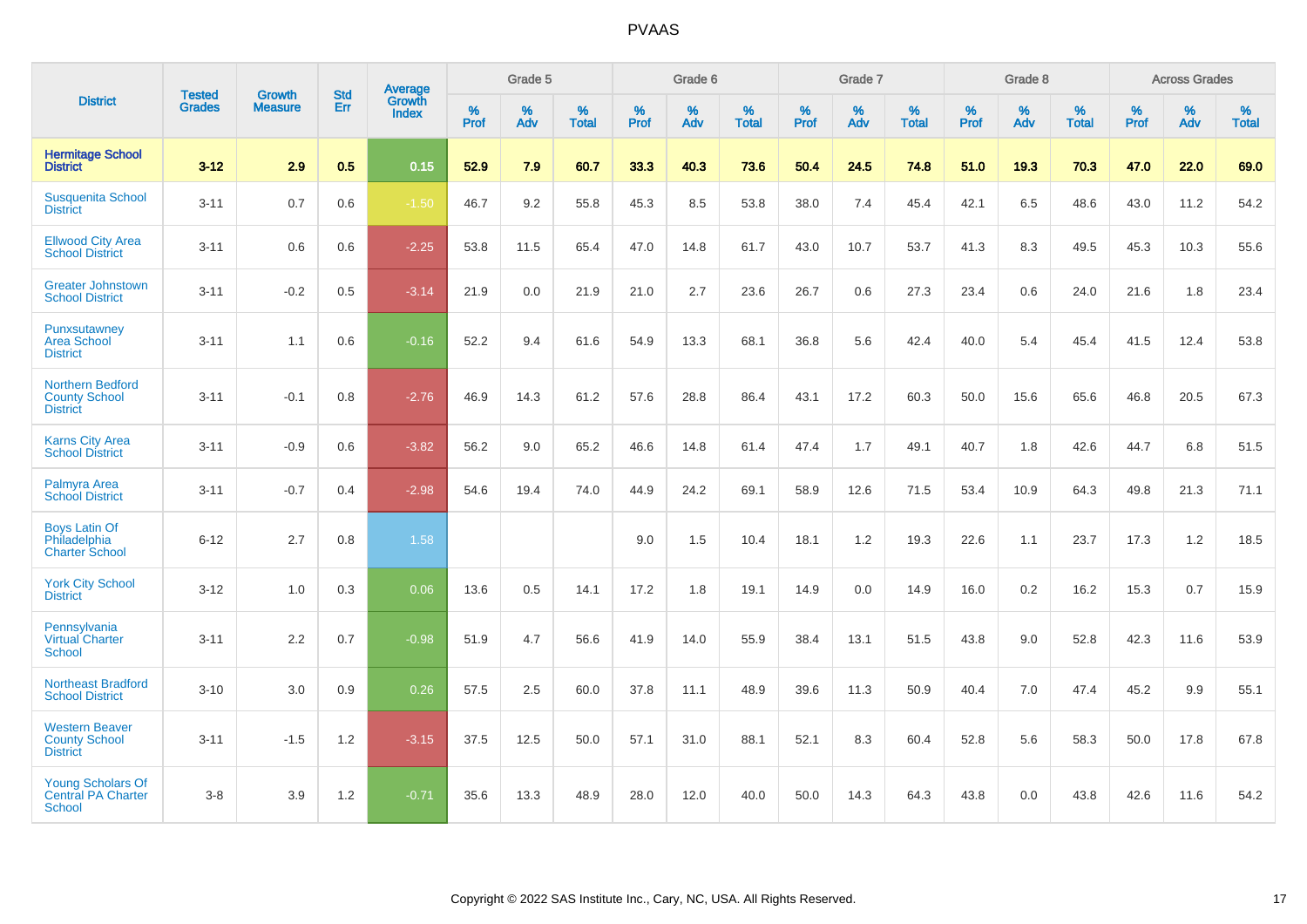# PVAAS

| District | Tested Grades | Growth Measure | Std Err | Average Growth Index | Grade 5 | | | Grade 6 | | | Grade 7 | | | Grade 8 | | | Across Grades | | |
|---|---|---|---|---|---|---|---|---|---|---|---|---|---|---|---|---|---|---|---|
| | | | | | % Prof | % Adv | % Total | % Prof | % Adv | % Total | % Prof | % Adv | % Total | % Prof | % Adv | % Total | % Prof | % Adv | % Total |
| **Hermitage School District** | **3-12** | **2.9** | **0.5** | **0.15** | **52.9** | **7.9** | **60.7** | **33.3** | **40.3** | **73.6** | **50.4** | **24.5** | **74.8** | **51.0** | **19.3** | **70.3** | **47.0** | **22.0** | **69.0** |
| Susquenita School District | 3-11 | 0.7 | 0.6 | -1.50 | 46.7 | 9.2 | 55.8 | 45.3 | 8.5 | 53.8 | 38.0 | 7.4 | 45.4 | 42.1 | 6.5 | 48.6 | 43.0 | 11.2 | 54.2 |
| Ellwood City Area School District | 3-11 | 0.6 | 0.6 | -2.25 | 53.8 | 11.5 | 65.4 | 47.0 | 14.8 | 61.7 | 43.0 | 10.7 | 53.7 | 41.3 | 8.3 | 49.5 | 45.3 | 10.3 | 55.6 |
| Greater Johnstown School District | 3-11 | -0.2 | 0.5 | -3.14 | 21.9 | 0.0 | 21.9 | 21.0 | 2.7 | 23.6 | 26.7 | 0.6 | 27.3 | 23.4 | 0.6 | 24.0 | 21.6 | 1.8 | 23.4 |
| Punxsutawney Area School District | 3-11 | 1.1 | 0.6 | -0.16 | 52.2 | 9.4 | 61.6 | 54.9 | 13.3 | 68.1 | 36.8 | 5.6 | 42.4 | 40.0 | 5.4 | 45.4 | 41.5 | 12.4 | 53.8 |
| Northern Bedford County School District | 3-11 | -0.1 | 0.8 | -2.76 | 46.9 | 14.3 | 61.2 | 57.6 | 28.8 | 86.4 | 43.1 | 17.2 | 60.3 | 50.0 | 15.6 | 65.6 | 46.8 | 20.5 | 67.3 |
| Karns City Area School District | 3-11 | -0.9 | 0.6 | -3.82 | 56.2 | 9.0 | 65.2 | 46.6 | 14.8 | 61.4 | 47.4 | 1.7 | 49.1 | 40.7 | 1.8 | 42.6 | 44.7 | 6.8 | 51.5 |
| Palmyra Area School District | 3-11 | -0.7 | 0.4 | -2.98 | 54.6 | 19.4 | 74.0 | 44.9 | 24.2 | 69.1 | 58.9 | 12.6 | 71.5 | 53.4 | 10.9 | 64.3 | 49.8 | 21.3 | 71.1 |
| Boys Latin Of Philadelphia Charter School | 6-12 | 2.7 | 0.8 | 1.58 | | | | 9.0 | 1.5 | 10.4 | 18.1 | 1.2 | 19.3 | 22.6 | 1.1 | 23.7 | 17.3 | 1.2 | 18.5 |
| York City School District | 3-12 | 1.0 | 0.3 | 0.06 | 13.6 | 0.5 | 14.1 | 17.2 | 1.8 | 19.1 | 14.9 | 0.0 | 14.9 | 16.0 | 0.2 | 16.2 | 15.3 | 0.7 | 15.9 |
| Pennsylvania Virtual Charter School | 3-11 | 2.2 | 0.7 | -0.98 | 51.9 | 4.7 | 56.6 | 41.9 | 14.0 | 55.9 | 38.4 | 13.1 | 51.5 | 43.8 | 9.0 | 52.8 | 42.3 | 11.6 | 53.9 |
| Northeast Bradford School District | 3-10 | 3.0 | 0.9 | 0.26 | 57.5 | 2.5 | 60.0 | 37.8 | 11.1 | 48.9 | 39.6 | 11.3 | 50.9 | 40.4 | 7.0 | 47.4 | 45.2 | 9.9 | 55.1 |
| Western Beaver County School District | 3-11 | -1.5 | 1.2 | -3.15 | 37.5 | 12.5 | 50.0 | 57.1 | 31.0 | 88.1 | 52.1 | 8.3 | 60.4 | 52.8 | 5.6 | 58.3 | 50.0 | 17.8 | 67.8 |
| Young Scholars Of Central PA Charter School | 3-8 | 3.9 | 1.2 | -0.71 | 35.6 | 13.3 | 48.9 | 28.0 | 12.0 | 40.0 | 50.0 | 14.3 | 64.3 | 43.8 | 0.0 | 43.8 | 42.6 | 11.6 | 54.2 |

Copyright © 2022 SAS Institute Inc., Cary, NC, USA. All Rights Reserved.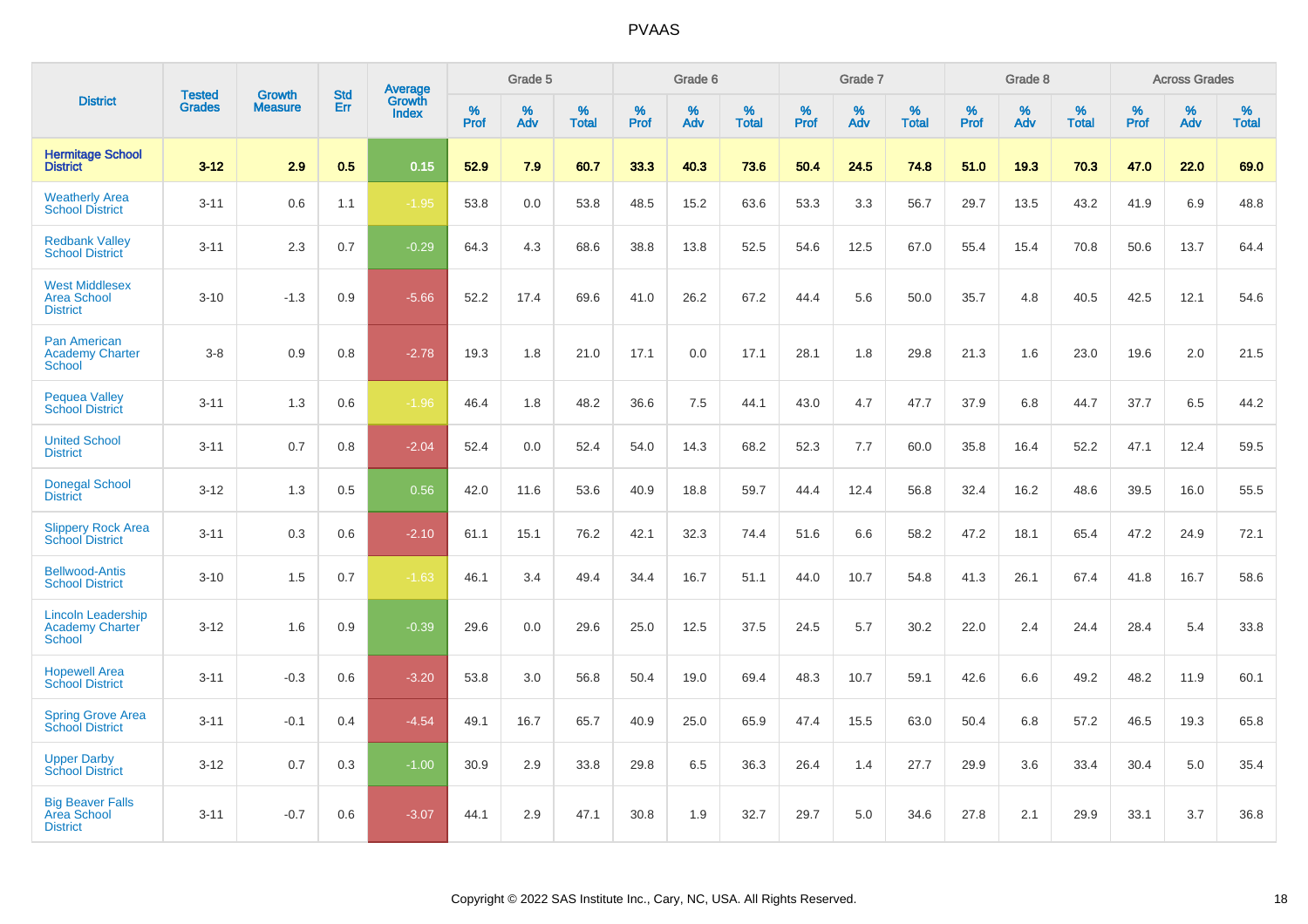# PVAAS

| District | Tested Grades | Growth Measure | Std Err | Average Growth Index | Grade 5 | | | Grade 6 | | | Grade 7 | | | Grade 8 | | | Across Grades | | |
|---|---|---|---|---|---|---|---|---|---|---|---|---|---|---|---|---|---|---|---|
| | | | | | % Prof | % Adv | % Total | % Prof | % Adv | % Total | % Prof | % Adv | % Total | % Prof | % Adv | % Total | % Prof | % Adv | % Total |
| **Hermitage School District** | **3-12** | **2.9** | **0.5** | **0.15** | **52.9** | **7.9** | **60.7** | **33.3** | **40.3** | **73.6** | **50.4** | **24.5** | **74.8** | **51.0** | **19.3** | **70.3** | **47.0** | **22.0** | **69.0** |
| Weatherly Area School District | 3-11 | 0.6 | 1.1 | -1.95 | 53.8 | 0.0 | 53.8 | 48.5 | 15.2 | 63.6 | 53.3 | 3.3 | 56.7 | 29.7 | 13.5 | 43.2 | 41.9 | 6.9 | 48.8 |
| Redbank Valley School District | 3-11 | 2.3 | 0.7 | -0.29 | 64.3 | 4.3 | 68.6 | 38.8 | 13.8 | 52.5 | 54.6 | 12.5 | 67.0 | 55.4 | 15.4 | 70.8 | 50.6 | 13.7 | 64.4 |
| West Middlesex Area School District | 3-10 | -1.3 | 0.9 | -5.66 | 52.2 | 17.4 | 69.6 | 41.0 | 26.2 | 67.2 | 44.4 | 5.6 | 50.0 | 35.7 | 4.8 | 40.5 | 42.5 | 12.1 | 54.6 |
| Pan American Academy Charter School | 3-8 | 0.9 | 0.8 | -2.78 | 19.3 | 1.8 | 21.0 | 17.1 | 0.0 | 17.1 | 28.1 | 1.8 | 29.8 | 21.3 | 1.6 | 23.0 | 19.6 | 2.0 | 21.5 |
| Pequea Valley School District | 3-11 | 1.3 | 0.6 | -1.96 | 46.4 | 1.8 | 48.2 | 36.6 | 7.5 | 44.1 | 43.0 | 4.7 | 47.7 | 37.9 | 6.8 | 44.7 | 37.7 | 6.5 | 44.2 |
| United School District | 3-11 | 0.7 | 0.8 | -2.04 | 52.4 | 0.0 | 52.4 | 54.0 | 14.3 | 68.2 | 52.3 | 7.7 | 60.0 | 35.8 | 16.4 | 52.2 | 47.1 | 12.4 | 59.5 |
| Donegal School District | 3-12 | 1.3 | 0.5 | 0.56 | 42.0 | 11.6 | 53.6 | 40.9 | 18.8 | 59.7 | 44.4 | 12.4 | 56.8 | 32.4 | 16.2 | 48.6 | 39.5 | 16.0 | 55.5 |
| Slippery Rock Area School District | 3-11 | 0.3 | 0.6 | -2.10 | 61.1 | 15.1 | 76.2 | 42.1 | 32.3 | 74.4 | 51.6 | 6.6 | 58.2 | 47.2 | 18.1 | 65.4 | 47.2 | 24.9 | 72.1 |
| Bellwood-Antis School District | 3-10 | 1.5 | 0.7 | -1.63 | 46.1 | 3.4 | 49.4 | 34.4 | 16.7 | 51.1 | 44.0 | 10.7 | 54.8 | 41.3 | 26.1 | 67.4 | 41.8 | 16.7 | 58.6 |
| Lincoln Leadership Academy Charter School | 3-12 | 1.6 | 0.9 | -0.39 | 29.6 | 0.0 | 29.6 | 25.0 | 12.5 | 37.5 | 24.5 | 5.7 | 30.2 | 22.0 | 2.4 | 24.4 | 28.4 | 5.4 | 33.8 |
| Hopewell Area School District | 3-11 | -0.3 | 0.6 | -3.20 | 53.8 | 3.0 | 56.8 | 50.4 | 19.0 | 69.4 | 48.3 | 10.7 | 59.1 | 42.6 | 6.6 | 49.2 | 48.2 | 11.9 | 60.1 |
| Spring Grove Area School District | 3-11 | -0.1 | 0.4 | -4.54 | 49.1 | 16.7 | 65.7 | 40.9 | 25.0 | 65.9 | 47.4 | 15.5 | 63.0 | 50.4 | 6.8 | 57.2 | 46.5 | 19.3 | 65.8 |
| Upper Darby School District | 3-12 | 0.7 | 0.3 | -1.00 | 30.9 | 2.9 | 33.8 | 29.8 | 6.5 | 36.3 | 26.4 | 1.4 | 27.7 | 29.9 | 3.6 | 33.4 | 30.4 | 5.0 | 35.4 |
| Big Beaver Falls Area School District | 3-11 | -0.7 | 0.6 | -3.07 | 44.1 | 2.9 | 47.1 | 30.8 | 1.9 | 32.7 | 29.7 | 5.0 | 34.6 | 27.8 | 2.1 | 29.9 | 33.1 | 3.7 | 36.8 |

Copyright © 2022 SAS Institute Inc., Cary, NC, USA. All Rights Reserved.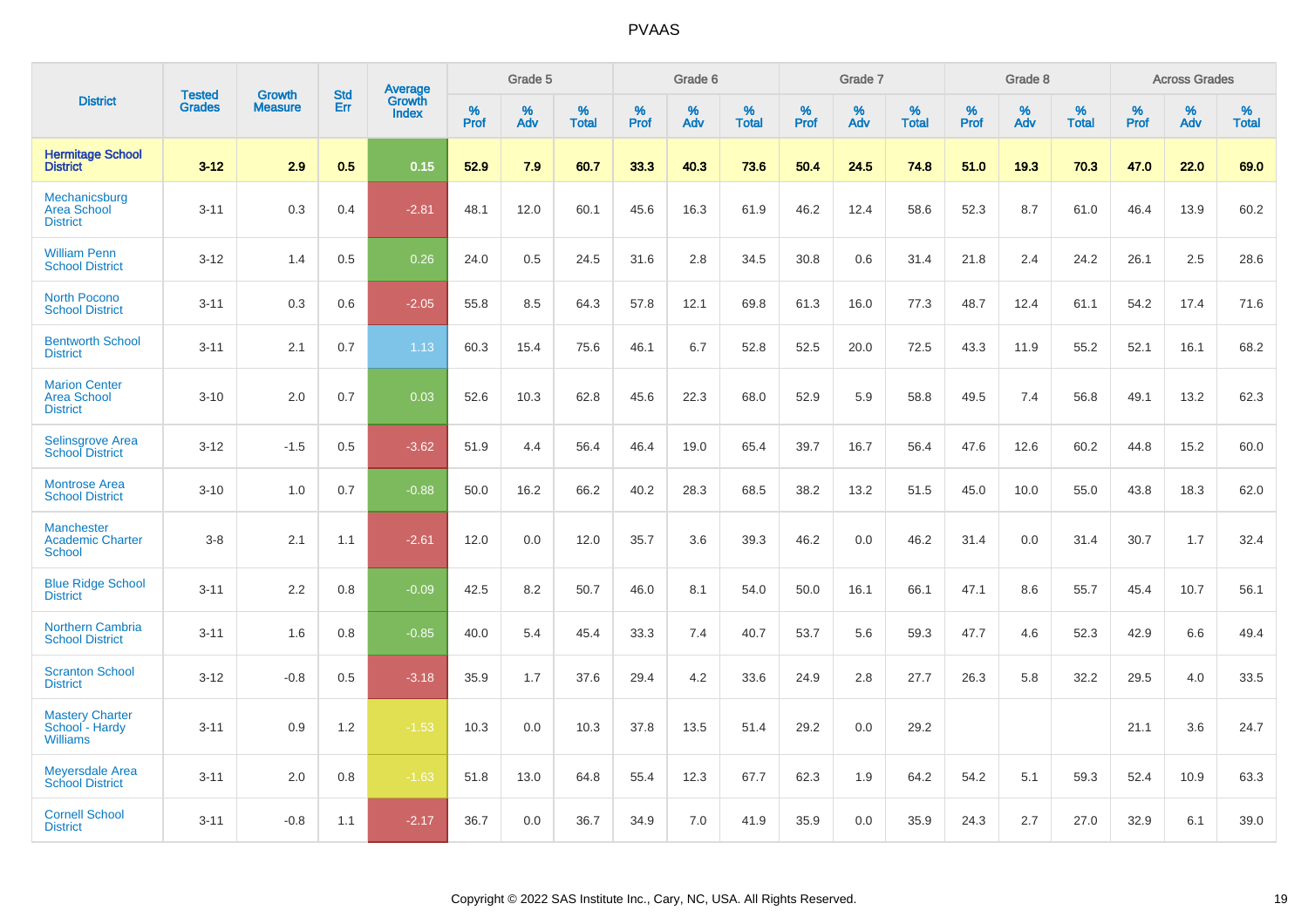# PVAAS

| District | Tested Grades | Growth Measure | Std Err | Average Growth Index | Grade 5 | | | Grade 6 | | | Grade 7 | | | Grade 8 | | | Across Grades | | |
|---|---|---|---|---|---|---|---|---|---|---|---|---|---|---|---|---|---|---|---|
| | | | | | % Prof | % Adv | % Total | % Prof | % Adv | % Total | % Prof | % Adv | % Total | % Prof | % Adv | % Total | % Prof | % Adv | % Total |
| **Hermitage School District** | **3-12** | **2.9** | **0.5** | **0.15** | **52.9** | **7.9** | **60.7** | **33.3** | **40.3** | **73.6** | **50.4** | **24.5** | **74.8** | **51.0** | **19.3** | **70.3** | **47.0** | **22.0** | **69.0** |
| Mechanicsburg Area School District | 3-11 | 0.3 | 0.4 | -2.81 | 48.1 | 12.0 | 60.1 | 45.6 | 16.3 | 61.9 | 46.2 | 12.4 | 58.6 | 52.3 | 8.7 | 61.0 | 46.4 | 13.9 | 60.2 |
| William Penn School District | 3-12 | 1.4 | 0.5 | 0.26 | 24.0 | 0.5 | 24.5 | 31.6 | 2.8 | 34.5 | 30.8 | 0.6 | 31.4 | 21.8 | 2.4 | 24.2 | 26.1 | 2.5 | 28.6 |
| North Pocono School District | 3-11 | 0.3 | 0.6 | -2.05 | 55.8 | 8.5 | 64.3 | 57.8 | 12.1 | 69.8 | 61.3 | 16.0 | 77.3 | 48.7 | 12.4 | 61.1 | 54.2 | 17.4 | 71.6 |
| Bentworth School District | 3-11 | 2.1 | 0.7 | 1.13 | 60.3 | 15.4 | 75.6 | 46.1 | 6.7 | 52.8 | 52.5 | 20.0 | 72.5 | 43.3 | 11.9 | 55.2 | 52.1 | 16.1 | 68.2 |
| Marion Center Area School District | 3-10 | 2.0 | 0.7 | 0.03 | 52.6 | 10.3 | 62.8 | 45.6 | 22.3 | 68.0 | 52.9 | 5.9 | 58.8 | 49.5 | 7.4 | 56.8 | 49.1 | 13.2 | 62.3 |
| Selinsgrove Area School District | 3-12 | -1.5 | 0.5 | -3.62 | 51.9 | 4.4 | 56.4 | 46.4 | 19.0 | 65.4 | 39.7 | 16.7 | 56.4 | 47.6 | 12.6 | 60.2 | 44.8 | 15.2 | 60.0 |
| Montrose Area School District | 3-10 | 1.0 | 0.7 | -0.88 | 50.0 | 16.2 | 66.2 | 40.2 | 28.3 | 68.5 | 38.2 | 13.2 | 51.5 | 45.0 | 10.0 | 55.0 | 43.8 | 18.3 | 62.0 |
| Manchester Academic Charter School | 3-8 | 2.1 | 1.1 | -2.61 | 12.0 | 0.0 | 12.0 | 35.7 | 3.6 | 39.3 | 46.2 | 0.0 | 46.2 | 31.4 | 0.0 | 31.4 | 30.7 | 1.7 | 32.4 |
| Blue Ridge School District | 3-11 | 2.2 | 0.8 | -0.09 | 42.5 | 8.2 | 50.7 | 46.0 | 8.1 | 54.0 | 50.0 | 16.1 | 66.1 | 47.1 | 8.6 | 55.7 | 45.4 | 10.7 | 56.1 |
| Northern Cambria School District | 3-11 | 1.6 | 0.8 | -0.85 | 40.0 | 5.4 | 45.4 | 33.3 | 7.4 | 40.7 | 53.7 | 5.6 | 59.3 | 47.7 | 4.6 | 52.3 | 42.9 | 6.6 | 49.4 |
| Scranton School District | 3-12 | -0.8 | 0.5 | -3.18 | 35.9 | 1.7 | 37.6 | 29.4 | 4.2 | 33.6 | 24.9 | 2.8 | 27.7 | 26.3 | 5.8 | 32.2 | 29.5 | 4.0 | 33.5 |
| Mastery Charter School - Hardy Williams | 3-11 | 0.9 | 1.2 | -1.53 | 10.3 | 0.0 | 10.3 | 37.8 | 13.5 | 51.4 | 29.2 | 0.0 | 29.2 | | | | 21.1 | 3.6 | 24.7 |
| Meyersdale Area School District | 3-11 | 2.0 | 0.8 | -1.63 | 51.8 | 13.0 | 64.8 | 55.4 | 12.3 | 67.7 | 62.3 | 1.9 | 64.2 | 54.2 | 5.1 | 59.3 | 52.4 | 10.9 | 63.3 |
| Cornell School District | 3-11 | -0.8 | 1.1 | -2.17 | 36.7 | 0.0 | 36.7 | 34.9 | 7.0 | 41.9 | 35.9 | 0.0 | 35.9 | 24.3 | 2.7 | 27.0 | 32.9 | 6.1 | 39.0 |

Copyright © 2022 SAS Institute Inc., Cary, NC, USA. All Rights Reserved.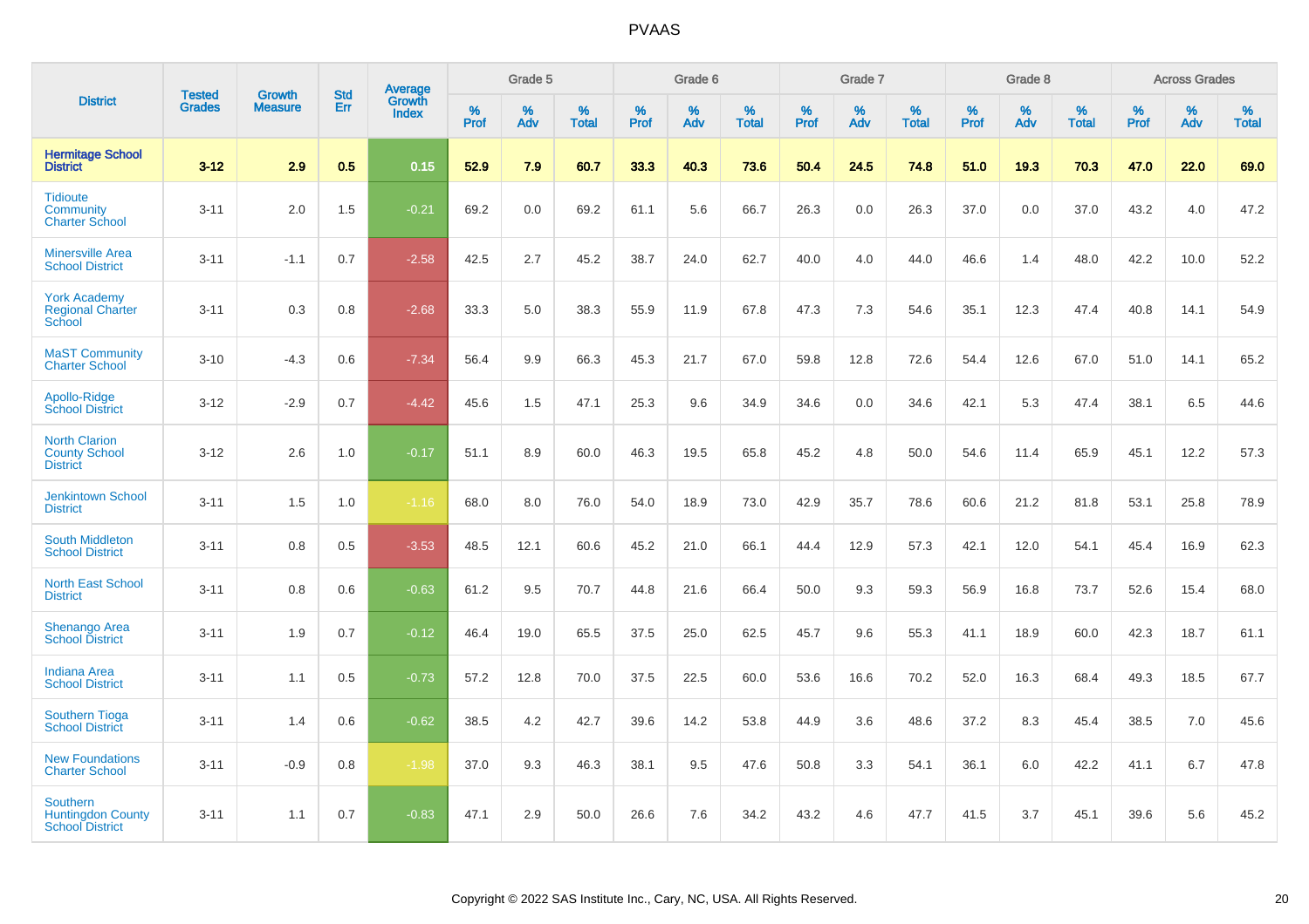# PVAAS

| District | Tested Grades | Growth Measure | Std Err | Average Growth Index | Grade 5 | | | Grade 6 | | | Grade 7 | | | Grade 8 | | | Across Grades | | |
|---|---|---|---|---|---|---|---|---|---|---|---|---|---|---|---|---|---|---|---|
| | | | | | % Prof | % Adv | % Total | % Prof | % Adv | % Total | % Prof | % Adv | % Total | % Prof | % Adv | % Total | % Prof | % Adv | % Total |
| **Hermitage School District** | **3-12** | **2.9** | **0.5** | **0.15** | **52.9** | **7.9** | **60.7** | **33.3** | **40.3** | **73.6** | **50.4** | **24.5** | **74.8** | **51.0** | **19.3** | **70.3** | **47.0** | **22.0** | **69.0** |
| Tidioute Community Charter School | 3-11 | 2.0 | 1.5 | -0.21 | 69.2 | 0.0 | 69.2 | 61.1 | 5.6 | 66.7 | 26.3 | 0.0 | 26.3 | 37.0 | 0.0 | 37.0 | 43.2 | 4.0 | 47.2 |
| Minersville Area School District | 3-11 | -1.1 | 0.7 | -2.58 | 42.5 | 2.7 | 45.2 | 38.7 | 24.0 | 62.7 | 40.0 | 4.0 | 44.0 | 46.6 | 1.4 | 48.0 | 42.2 | 10.0 | 52.2 |
| York Academy Regional Charter School | 3-11 | 0.3 | 0.8 | -2.68 | 33.3 | 5.0 | 38.3 | 55.9 | 11.9 | 67.8 | 47.3 | 7.3 | 54.6 | 35.1 | 12.3 | 47.4 | 40.8 | 14.1 | 54.9 |
| MaST Community Charter School | 3-10 | -4.3 | 0.6 | -7.34 | 56.4 | 9.9 | 66.3 | 45.3 | 21.7 | 67.0 | 59.8 | 12.8 | 72.6 | 54.4 | 12.6 | 67.0 | 51.0 | 14.1 | 65.2 |
| Apollo-Ridge School District | 3-12 | -2.9 | 0.7 | -4.42 | 45.6 | 1.5 | 47.1 | 25.3 | 9.6 | 34.9 | 34.6 | 0.0 | 34.6 | 42.1 | 5.3 | 47.4 | 38.1 | 6.5 | 44.6 |
| North Clarion County School District | 3-12 | 2.6 | 1.0 | -0.17 | 51.1 | 8.9 | 60.0 | 46.3 | 19.5 | 65.8 | 45.2 | 4.8 | 50.0 | 54.6 | 11.4 | 65.9 | 45.1 | 12.2 | 57.3 |
| Jenkintown School District | 3-11 | 1.5 | 1.0 | -1.16 | 68.0 | 8.0 | 76.0 | 54.0 | 18.9 | 73.0 | 42.9 | 35.7 | 78.6 | 60.6 | 21.2 | 81.8 | 53.1 | 25.8 | 78.9 |
| South Middleton School District | 3-11 | 0.8 | 0.5 | -3.53 | 48.5 | 12.1 | 60.6 | 45.2 | 21.0 | 66.1 | 44.4 | 12.9 | 57.3 | 42.1 | 12.0 | 54.1 | 45.4 | 16.9 | 62.3 |
| North East School District | 3-11 | 0.8 | 0.6 | -0.63 | 61.2 | 9.5 | 70.7 | 44.8 | 21.6 | 66.4 | 50.0 | 9.3 | 59.3 | 56.9 | 16.8 | 73.7 | 52.6 | 15.4 | 68.0 |
| Shenango Area School District | 3-11 | 1.9 | 0.7 | -0.12 | 46.4 | 19.0 | 65.5 | 37.5 | 25.0 | 62.5 | 45.7 | 9.6 | 55.3 | 41.1 | 18.9 | 60.0 | 42.3 | 18.7 | 61.1 |
| Indiana Area School District | 3-11 | 1.1 | 0.5 | -0.73 | 57.2 | 12.8 | 70.0 | 37.5 | 22.5 | 60.0 | 53.6 | 16.6 | 70.2 | 52.0 | 16.3 | 68.4 | 49.3 | 18.5 | 67.7 |
| Southern Tioga School District | 3-11 | 1.4 | 0.6 | -0.62 | 38.5 | 4.2 | 42.7 | 39.6 | 14.2 | 53.8 | 44.9 | 3.6 | 48.6 | 37.2 | 8.3 | 45.4 | 38.5 | 7.0 | 45.6 |
| New Foundations Charter School | 3-11 | -0.9 | 0.8 | -1.98 | 37.0 | 9.3 | 46.3 | 38.1 | 9.5 | 47.6 | 50.8 | 3.3 | 54.1 | 36.1 | 6.0 | 42.2 | 41.1 | 6.7 | 47.8 |
| Southern Huntingdon County School District | 3-11 | 1.1 | 0.7 | -0.83 | 47.1 | 2.9 | 50.0 | 26.6 | 7.6 | 34.2 | 43.2 | 4.6 | 47.7 | 41.5 | 3.7 | 45.1 | 39.6 | 5.6 | 45.2 |

Copyright © 2022 SAS Institute Inc., Cary, NC, USA. All Rights Reserved.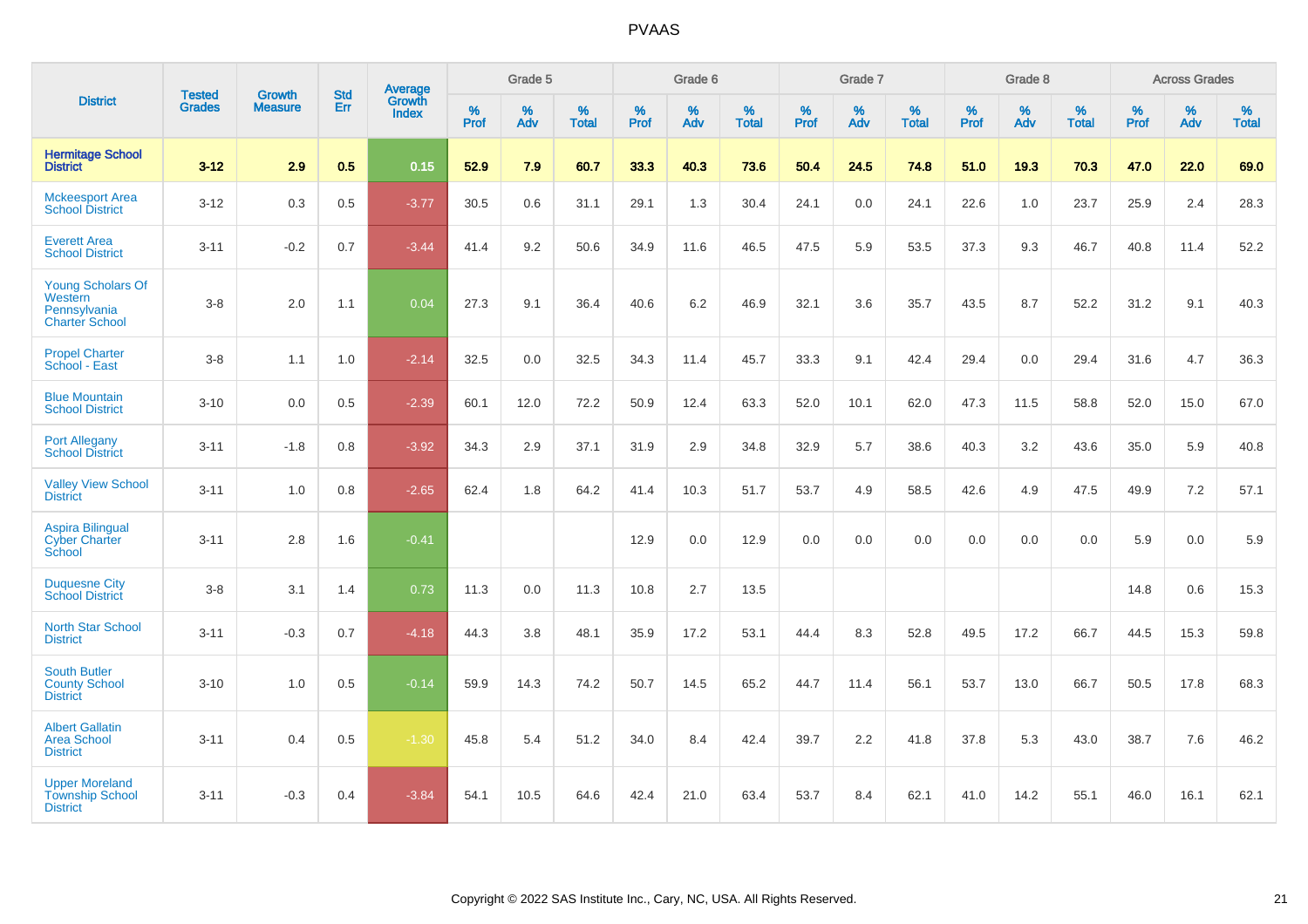# PVAAS

| District | Tested Grades | Growth Measure | Std Err | Average Growth Index | Grade 5 | | | Grade 6 | | | Grade 7 | | | Grade 8 | | | Across Grades | | |
|---|---|---|---|---|---|---|---|---|---|---|---|---|---|---|---|---|---|---|---|
| | | | | | % Prof | % Adv | % Total | % Prof | % Adv | % Total | % Prof | % Adv | % Total | % Prof | % Adv | % Total | % Prof | % Adv | % Total |
| **Hermitage School District** | **3-12** | **2.9** | **0.5** | **0.15** | **52.9** | **7.9** | **60.7** | **33.3** | **40.3** | **73.6** | **50.4** | **24.5** | **74.8** | **51.0** | **19.3** | **70.3** | **47.0** | **22.0** | **69.0** |
| Mckeesport Area School District | 3-12 | 0.3 | 0.5 | -3.77 | 30.5 | 0.6 | 31.1 | 29.1 | 1.3 | 30.4 | 24.1 | 0.0 | 24.1 | 22.6 | 1.0 | 23.7 | 25.9 | 2.4 | 28.3 |
| Everett Area School District | 3-11 | -0.2 | 0.7 | -3.44 | 41.4 | 9.2 | 50.6 | 34.9 | 11.6 | 46.5 | 47.5 | 5.9 | 53.5 | 37.3 | 9.3 | 46.7 | 40.8 | 11.4 | 52.2 |
| Young Scholars Of Western Pennsylvania Charter School | 3-8 | 2.0 | 1.1 | 0.04 | 27.3 | 9.1 | 36.4 | 40.6 | 6.2 | 46.9 | 32.1 | 3.6 | 35.7 | 43.5 | 8.7 | 52.2 | 31.2 | 9.1 | 40.3 |
| Propel Charter School - East | 3-8 | 1.1 | 1.0 | -2.14 | 32.5 | 0.0 | 32.5 | 34.3 | 11.4 | 45.7 | 33.3 | 9.1 | 42.4 | 29.4 | 0.0 | 29.4 | 31.6 | 4.7 | 36.3 |
| Blue Mountain School District | 3-10 | 0.0 | 0.5 | -2.39 | 60.1 | 12.0 | 72.2 | 50.9 | 12.4 | 63.3 | 52.0 | 10.1 | 62.0 | 47.3 | 11.5 | 58.8 | 52.0 | 15.0 | 67.0 |
| Port Allegany School District | 3-11 | -1.8 | 0.8 | -3.92 | 34.3 | 2.9 | 37.1 | 31.9 | 2.9 | 34.8 | 32.9 | 5.7 | 38.6 | 40.3 | 3.2 | 43.6 | 35.0 | 5.9 | 40.8 |
| Valley View School District | 3-11 | 1.0 | 0.8 | -2.65 | 62.4 | 1.8 | 64.2 | 41.4 | 10.3 | 51.7 | 53.7 | 4.9 | 58.5 | 42.6 | 4.9 | 47.5 | 49.9 | 7.2 | 57.1 |
| Aspira Bilingual Cyber Charter School | 3-11 | 2.8 | 1.6 | -0.41 | | | | 12.9 | 0.0 | 12.9 | 0.0 | 0.0 | 0.0 | 0.0 | 0.0 | 0.0 | 5.9 | 0.0 | 5.9 |
| Duquesne City School District | 3-8 | 3.1 | 1.4 | 0.73 | 11.3 | 0.0 | 11.3 | 10.8 | 2.7 | 13.5 | | | | | | | 14.8 | 0.6 | 15.3 |
| North Star School District | 3-11 | -0.3 | 0.7 | -4.18 | 44.3 | 3.8 | 48.1 | 35.9 | 17.2 | 53.1 | 44.4 | 8.3 | 52.8 | 49.5 | 17.2 | 66.7 | 44.5 | 15.3 | 59.8 |
| South Butler County School District | 3-10 | 1.0 | 0.5 | -0.14 | 59.9 | 14.3 | 74.2 | 50.7 | 14.5 | 65.2 | 44.7 | 11.4 | 56.1 | 53.7 | 13.0 | 66.7 | 50.5 | 17.8 | 68.3 |
| Albert Gallatin Area School District | 3-11 | 0.4 | 0.5 | -1.30 | 45.8 | 5.4 | 51.2 | 34.0 | 8.4 | 42.4 | 39.7 | 2.2 | 41.8 | 37.8 | 5.3 | 43.0 | 38.7 | 7.6 | 46.2 |
| Upper Moreland Township School District | 3-11 | -0.3 | 0.4 | -3.84 | 54.1 | 10.5 | 64.6 | 42.4 | 21.0 | 63.4 | 53.7 | 8.4 | 62.1 | 41.0 | 14.2 | 55.1 | 46.0 | 16.1 | 62.1 |

Copyright © 2022 SAS Institute Inc., Cary, NC, USA. All Rights Reserved.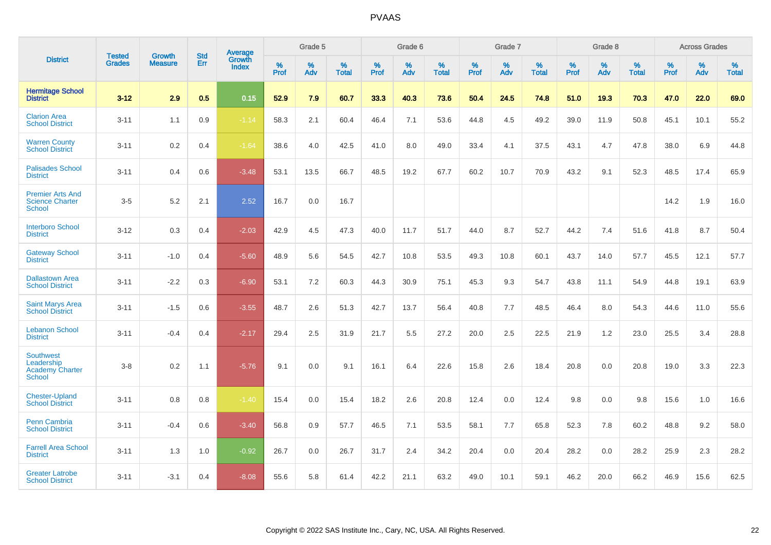| District | Tested Grades | Growth Measure | Std Err | Average Growth Index | Grade 5 | | | Grade 6 | | | Grade 7 | | | Grade 8 | | | Across Grades | | |
|---|---|---|---|---|---|---|---|---|---|---|---|---|---|---|---|---|---|---|---|
| | | | | | % Prof | % Adv | % Total | % Prof | % Adv | % Total | % Prof | % Adv | % Total | % Prof | % Adv | % Total | % Prof | % Adv | % Total |
| **Hermitage School District** | **3-12** | **2.9** | **0.5** | **0.15** | **52.9** | **7.9** | **60.7** | **33.3** | **40.3** | **73.6** | **50.4** | **24.5** | **74.8** | **51.0** | **19.3** | **70.3** | **47.0** | **22.0** | **69.0** |
| Clarion Area School District | 3-11 | 1.1 | 0.9 | -1.14 | 58.3 | 2.1 | 60.4 | 46.4 | 7.1 | 53.6 | 44.8 | 4.5 | 49.2 | 39.0 | 11.9 | 50.8 | 45.1 | 10.1 | 55.2 |
| Warren County School District | 3-11 | 0.2 | 0.4 | -1.64 | 38.6 | 4.0 | 42.5 | 41.0 | 8.0 | 49.0 | 33.4 | 4.1 | 37.5 | 43.1 | 4.7 | 47.8 | 38.0 | 6.9 | 44.8 |
| Palisades School District | 3-11 | 0.4 | 0.6 | -3.48 | 53.1 | 13.5 | 66.7 | 48.5 | 19.2 | 67.7 | 60.2 | 10.7 | 70.9 | 43.2 | 9.1 | 52.3 | 48.5 | 17.4 | 65.9 |
| Premier Arts And Science Charter School | 3-5 | 5.2 | 2.1 | 2.52 | 16.7 | 0.0 | 16.7 | | | | | | | | | | 14.2 | 1.9 | 16.0 |
| Interboro School District | 3-12 | 0.3 | 0.4 | -2.03 | 42.9 | 4.5 | 47.3 | 40.0 | 11.7 | 51.7 | 44.0 | 8.7 | 52.7 | 44.2 | 7.4 | 51.6 | 41.8 | 8.7 | 50.4 |
| Gateway School District | 3-11 | -1.0 | 0.4 | -5.60 | 48.9 | 5.6 | 54.5 | 42.7 | 10.8 | 53.5 | 49.3 | 10.8 | 60.1 | 43.7 | 14.0 | 57.7 | 45.5 | 12.1 | 57.7 |
| Dallastown Area School District | 3-11 | -2.2 | 0.3 | -6.90 | 53.1 | 7.2 | 60.3 | 44.3 | 30.9 | 75.1 | 45.3 | 9.3 | 54.7 | 43.8 | 11.1 | 54.9 | 44.8 | 19.1 | 63.9 |
| Saint Marys Area School District | 3-11 | -1.5 | 0.6 | -3.55 | 48.7 | 2.6 | 51.3 | 42.7 | 13.7 | 56.4 | 40.8 | 7.7 | 48.5 | 46.4 | 8.0 | 54.3 | 44.6 | 11.0 | 55.6 |
| Lebanon School District | 3-11 | -0.4 | 0.4 | -2.17 | 29.4 | 2.5 | 31.9 | 21.7 | 5.5 | 27.2 | 20.0 | 2.5 | 22.5 | 21.9 | 1.2 | 23.0 | 25.5 | 3.4 | 28.8 |
| Southwest Leadership Academy Charter School | 3-8 | 0.2 | 1.1 | -5.76 | 9.1 | 0.0 | 9.1 | 16.1 | 6.4 | 22.6 | 15.8 | 2.6 | 18.4 | 20.8 | 0.0 | 20.8 | 19.0 | 3.3 | 22.3 |
| Chester-Upland School District | 3-11 | 0.8 | 0.8 | -1.40 | 15.4 | 0.0 | 15.4 | 18.2 | 2.6 | 20.8 | 12.4 | 0.0 | 12.4 | 9.8 | 0.0 | 9.8 | 15.6 | 1.0 | 16.6 |
| Penn Cambria School District | 3-11 | -0.4 | 0.6 | -3.40 | 56.8 | 0.9 | 57.7 | 46.5 | 7.1 | 53.5 | 58.1 | 7.7 | 65.8 | 52.3 | 7.8 | 60.2 | 48.8 | 9.2 | 58.0 |
| Farrell Area School District | 3-11 | 1.3 | 1.0 | -0.92 | 26.7 | 0.0 | 26.7 | 31.7 | 2.4 | 34.2 | 20.4 | 0.0 | 20.4 | 28.2 | 0.0 | 28.2 | 25.9 | 2.3 | 28.2 |
| Greater Latrobe School District | 3-11 | -3.1 | 0.4 | -8.08 | 55.6 | 5.8 | 61.4 | 42.2 | 21.1 | 63.2 | 49.0 | 10.1 | 59.1 | 46.2 | 20.0 | 66.2 | 46.9 | 15.6 | 62.5 |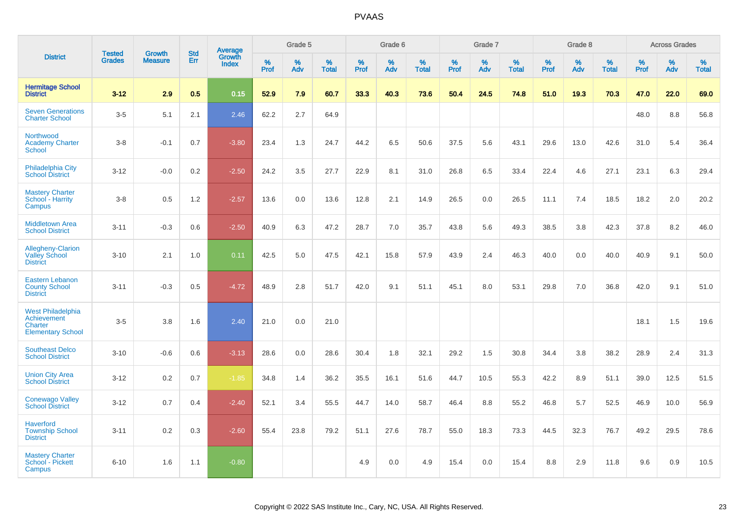# PVAAS

| District | Tested Grades | Growth Measure | Std Err | Average Growth Index | Grade 5 | | | Grade 6 | | | Grade 7 | | | Grade 8 | | | Across Grades | | |
|---|---|---|---|---|---|---|---|---|---|---|---|---|---|---|---|---|---|---|---|
| | | | | | % Prof | % Adv | % Total | % Prof | % Adv | % Total | % Prof | % Adv | % Total | % Prof | % Adv | % Total | % Prof | % Adv | % Total |
| **Hermitage School District** | **3-12** | **2.9** | **0.5** | **0.15** | **52.9** | **7.9** | **60.7** | **33.3** | **40.3** | **73.6** | **50.4** | **24.5** | **74.8** | **51.0** | **19.3** | **70.3** | **47.0** | **22.0** | **69.0** |
| Seven Generations Charter School | 3-5 | 5.1 | 2.1 | 2.46 | 62.2 | 2.7 | 64.9 | | | | | | | | | | 48.0 | 8.8 | 56.8 |
| Northwood Academy Charter School | 3-8 | -0.1 | 0.7 | -3.80 | 23.4 | 1.3 | 24.7 | 44.2 | 6.5 | 50.6 | 37.5 | 5.6 | 43.1 | 29.6 | 13.0 | 42.6 | 31.0 | 5.4 | 36.4 |
| Philadelphia City School District | 3-12 | -0.0 | 0.2 | -2.50 | 24.2 | 3.5 | 27.7 | 22.9 | 8.1 | 31.0 | 26.8 | 6.5 | 33.4 | 22.4 | 4.6 | 27.1 | 23.1 | 6.3 | 29.4 |
| Mastery Charter School - Harrity Campus | 3-8 | 0.5 | 1.2 | -2.57 | 13.6 | 0.0 | 13.6 | 12.8 | 2.1 | 14.9 | 26.5 | 0.0 | 26.5 | 11.1 | 7.4 | 18.5 | 18.2 | 2.0 | 20.2 |
| Middletown Area School District | 3-11 | -0.3 | 0.6 | -2.50 | 40.9 | 6.3 | 47.2 | 28.7 | 7.0 | 35.7 | 43.8 | 5.6 | 49.3 | 38.5 | 3.8 | 42.3 | 37.8 | 8.2 | 46.0 |
| Allegheny-Clarion Valley School District | 3-10 | 2.1 | 1.0 | 0.11 | 42.5 | 5.0 | 47.5 | 42.1 | 15.8 | 57.9 | 43.9 | 2.4 | 46.3 | 40.0 | 0.0 | 40.0 | 40.9 | 9.1 | 50.0 |
| Eastern Lebanon County School District | 3-11 | -0.3 | 0.5 | -4.72 | 48.9 | 2.8 | 51.7 | 42.0 | 9.1 | 51.1 | 45.1 | 8.0 | 53.1 | 29.8 | 7.0 | 36.8 | 42.0 | 9.1 | 51.0 |
| West Philadelphia Achievement Charter Elementary School | 3-5 | 3.8 | 1.6 | 2.40 | 21.0 | 0.0 | 21.0 | | | | | | | | | | 18.1 | 1.5 | 19.6 |
| Southeast Delco School District | 3-10 | -0.6 | 0.6 | -3.13 | 28.6 | 0.0 | 28.6 | 30.4 | 1.8 | 32.1 | 29.2 | 1.5 | 30.8 | 34.4 | 3.8 | 38.2 | 28.9 | 2.4 | 31.3 |
| Union City Area School District | 3-12 | 0.2 | 0.7 | -1.85 | 34.8 | 1.4 | 36.2 | 35.5 | 16.1 | 51.6 | 44.7 | 10.5 | 55.3 | 42.2 | 8.9 | 51.1 | 39.0 | 12.5 | 51.5 |
| Conewago Valley School District | 3-12 | 0.7 | 0.4 | -2.40 | 52.1 | 3.4 | 55.5 | 44.7 | 14.0 | 58.7 | 46.4 | 8.8 | 55.2 | 46.8 | 5.7 | 52.5 | 46.9 | 10.0 | 56.9 |
| Haverford Township School District | 3-11 | 0.2 | 0.3 | -2.60 | 55.4 | 23.8 | 79.2 | 51.1 | 27.6 | 78.7 | 55.0 | 18.3 | 73.3 | 44.5 | 32.3 | 76.7 | 49.2 | 29.5 | 78.6 |
| Mastery Charter School - Pickett Campus | 6-10 | 1.6 | 1.1 | -0.80 | | | | 4.9 | 0.0 | 4.9 | 15.4 | 0.0 | 15.4 | 8.8 | 2.9 | 11.8 | 9.6 | 0.9 | 10.5 |

Copyright © 2022 SAS Institute Inc., Cary, NC, USA. All Rights Reserved.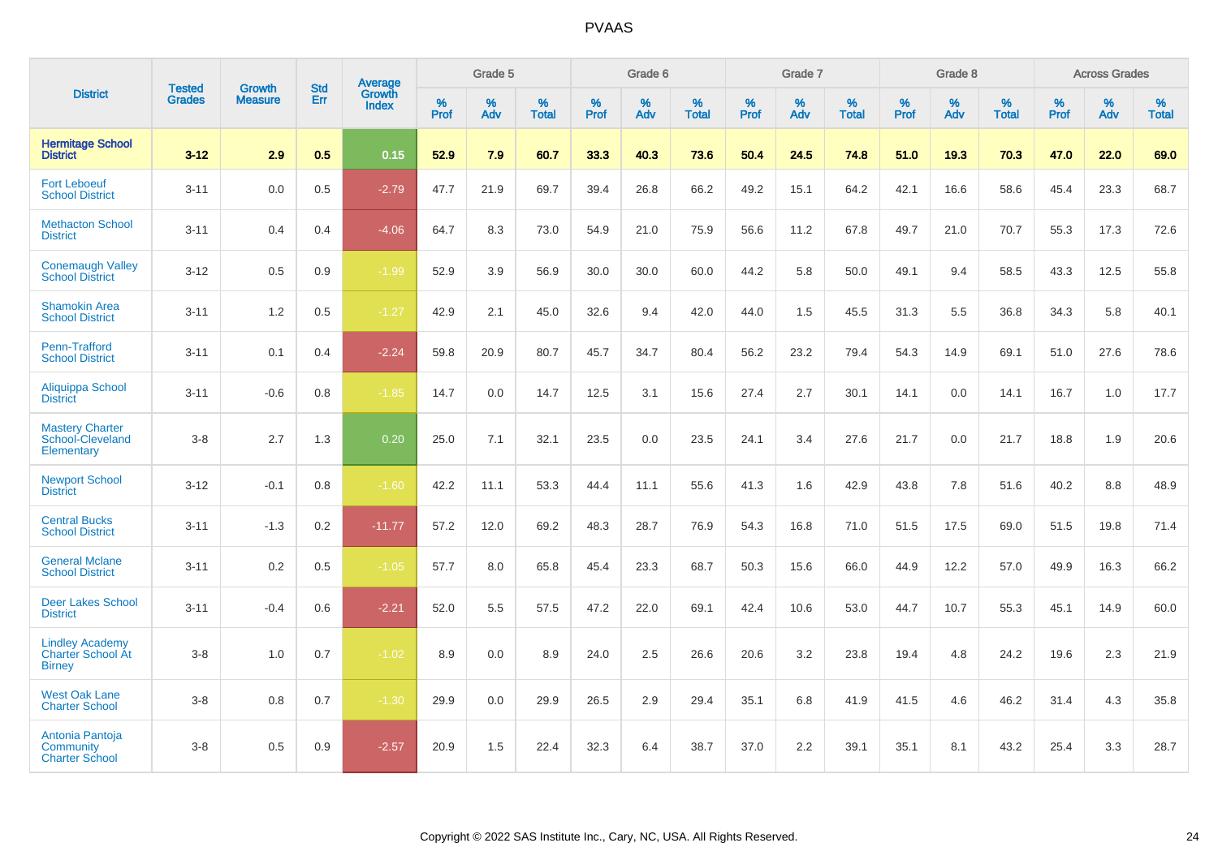# PVAAS

| District | Tested Grades | Growth Measure | Std Err | Average Growth Index | Grade 5 | | | Grade 6 | | | Grade 7 | | | Grade 8 | | | Across Grades | | |
|---|---|---|---|---|---|---|---|---|---|---|---|---|---|---|---|---|---|---|---|
| | | | | | % Prof | % Adv | % Total | % Prof | % Adv | % Total | % Prof | % Adv | % Total | % Prof | % Adv | % Total | % Prof | % Adv | % Total |
| **Hermitage School District** | **3-12** | **2.9** | **0.5** | **0.15** | **52.9** | **7.9** | **60.7** | **33.3** | **40.3** | **73.6** | **50.4** | **24.5** | **74.8** | **51.0** | **19.3** | **70.3** | **47.0** | **22.0** | **69.0** |
| Fort Leboeuf School District | 3-11 | 0.0 | 0.5 | -2.79 | 47.7 | 21.9 | 69.7 | 39.4 | 26.8 | 66.2 | 49.2 | 15.1 | 64.2 | 42.1 | 16.6 | 58.6 | 45.4 | 23.3 | 68.7 |
| Methacton School District | 3-11 | 0.4 | 0.4 | -4.06 | 64.7 | 8.3 | 73.0 | 54.9 | 21.0 | 75.9 | 56.6 | 11.2 | 67.8 | 49.7 | 21.0 | 70.7 | 55.3 | 17.3 | 72.6 |
| Conemaugh Valley School District | 3-12 | 0.5 | 0.9 | -1.99 | 52.9 | 3.9 | 56.9 | 30.0 | 30.0 | 60.0 | 44.2 | 5.8 | 50.0 | 49.1 | 9.4 | 58.5 | 43.3 | 12.5 | 55.8 |
| Shamokin Area School District | 3-11 | 1.2 | 0.5 | -1.27 | 42.9 | 2.1 | 45.0 | 32.6 | 9.4 | 42.0 | 44.0 | 1.5 | 45.5 | 31.3 | 5.5 | 36.8 | 34.3 | 5.8 | 40.1 |
| Penn-Trafford School District | 3-11 | 0.1 | 0.4 | -2.24 | 59.8 | 20.9 | 80.7 | 45.7 | 34.7 | 80.4 | 56.2 | 23.2 | 79.4 | 54.3 | 14.9 | 69.1 | 51.0 | 27.6 | 78.6 |
| Aliquippa School District | 3-11 | -0.6 | 0.8 | -1.85 | 14.7 | 0.0 | 14.7 | 12.5 | 3.1 | 15.6 | 27.4 | 2.7 | 30.1 | 14.1 | 0.0 | 14.1 | 16.7 | 1.0 | 17.7 |
| Mastery Charter School-Cleveland Elementary | 3-8 | 2.7 | 1.3 | 0.20 | 25.0 | 7.1 | 32.1 | 23.5 | 0.0 | 23.5 | 24.1 | 3.4 | 27.6 | 21.7 | 0.0 | 21.7 | 18.8 | 1.9 | 20.6 |
| Newport School District | 3-12 | -0.1 | 0.8 | -1.60 | 42.2 | 11.1 | 53.3 | 44.4 | 11.1 | 55.6 | 41.3 | 1.6 | 42.9 | 43.8 | 7.8 | 51.6 | 40.2 | 8.8 | 48.9 |
| Central Bucks School District | 3-11 | -1.3 | 0.2 | -11.77 | 57.2 | 12.0 | 69.2 | 48.3 | 28.7 | 76.9 | 54.3 | 16.8 | 71.0 | 51.5 | 17.5 | 69.0 | 51.5 | 19.8 | 71.4 |
| General Mclane School District | 3-11 | 0.2 | 0.5 | -1.05 | 57.7 | 8.0 | 65.8 | 45.4 | 23.3 | 68.7 | 50.3 | 15.6 | 66.0 | 44.9 | 12.2 | 57.0 | 49.9 | 16.3 | 66.2 |
| Deer Lakes School District | 3-11 | -0.4 | 0.6 | -2.21 | 52.0 | 5.5 | 57.5 | 47.2 | 22.0 | 69.1 | 42.4 | 10.6 | 53.0 | 44.7 | 10.7 | 55.3 | 45.1 | 14.9 | 60.0 |
| Lindley Academy Charter School At Birney | 3-8 | 1.0 | 0.7 | -1.02 | 8.9 | 0.0 | 8.9 | 24.0 | 2.5 | 26.6 | 20.6 | 3.2 | 23.8 | 19.4 | 4.8 | 24.2 | 19.6 | 2.3 | 21.9 |
| West Oak Lane Charter School | 3-8 | 0.8 | 0.7 | -1.30 | 29.9 | 0.0 | 29.9 | 26.5 | 2.9 | 29.4 | 35.1 | 6.8 | 41.9 | 41.5 | 4.6 | 46.2 | 31.4 | 4.3 | 35.8 |
| Antonia Pantoja Community Charter School | 3-8 | 0.5 | 0.9 | -2.57 | 20.9 | 1.5 | 22.4 | 32.3 | 6.4 | 38.7 | 37.0 | 2.2 | 39.1 | 35.1 | 8.1 | 43.2 | 25.4 | 3.3 | 28.7 |

Copyright © 2022 SAS Institute Inc., Cary, NC, USA. All Rights Reserved.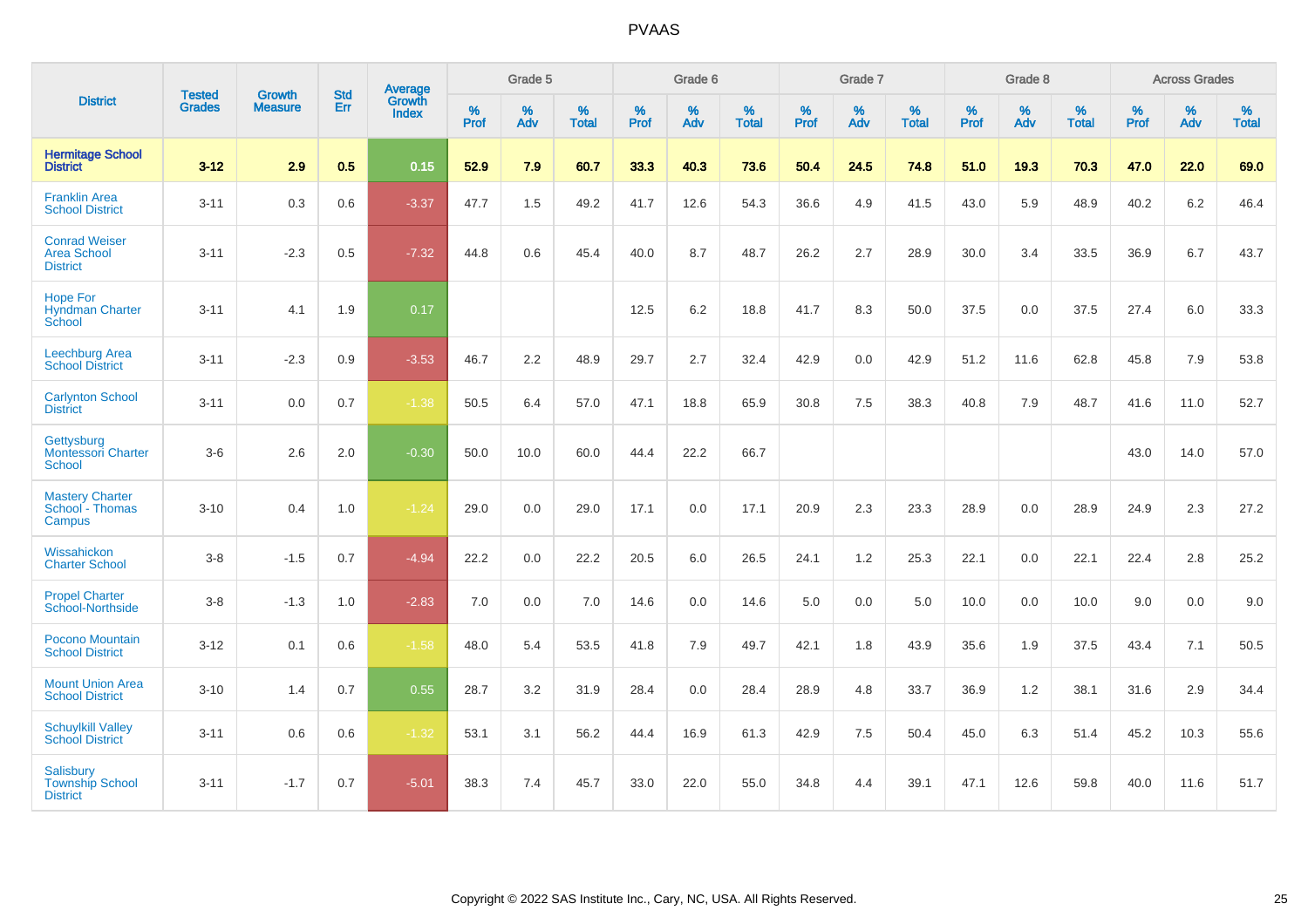PVAAS

| District | Tested Grades | Growth Measure | Std Err | Average Growth Index | Grade 5 | | | Grade 6 | | | Grade 7 | | | Grade 8 | | | Across Grades | | |
|---|---|---|---|---|---|---|---|---|---|---|---|---|---|---|---|---|---|---|---|
| | | | | | % Prof | % Adv | % Total | % Prof | % Adv | % Total | % Prof | % Adv | % Total | % Prof | % Adv | % Total | % Prof | % Adv | % Total |
| **Hermitage School District** | **3-12** | **2.9** | **0.5** | **0.15** | **52.9** | **7.9** | **60.7** | **33.3** | **40.3** | **73.6** | **50.4** | **24.5** | **74.8** | **51.0** | **19.3** | **70.3** | **47.0** | **22.0** | **69.0** |
| Franklin Area School District | 3-11 | 0.3 | 0.6 | -3.37 | 47.7 | 1.5 | 49.2 | 41.7 | 12.6 | 54.3 | 36.6 | 4.9 | 41.5 | 43.0 | 5.9 | 48.9 | 40.2 | 6.2 | 46.4 |
| Conrad Weiser Area School District | 3-11 | -2.3 | 0.5 | -7.32 | 44.8 | 0.6 | 45.4 | 40.0 | 8.7 | 48.7 | 26.2 | 2.7 | 28.9 | 30.0 | 3.4 | 33.5 | 36.9 | 6.7 | 43.7 |
| Hope For Hyndman Charter School | 3-11 | 4.1 | 1.9 | 0.17 | | | | 12.5 | 6.2 | 18.8 | 41.7 | 8.3 | 50.0 | 37.5 | 0.0 | 37.5 | 27.4 | 6.0 | 33.3 |
| Leechburg Area School District | 3-11 | -2.3 | 0.9 | -3.53 | 46.7 | 2.2 | 48.9 | 29.7 | 2.7 | 32.4 | 42.9 | 0.0 | 42.9 | 51.2 | 11.6 | 62.8 | 45.8 | 7.9 | 53.8 |
| Carlynton School District | 3-11 | 0.0 | 0.7 | -1.38 | 50.5 | 6.4 | 57.0 | 47.1 | 18.8 | 65.9 | 30.8 | 7.5 | 38.3 | 40.8 | 7.9 | 48.7 | 41.6 | 11.0 | 52.7 |
| Gettysburg Montessori Charter School | 3-6 | 2.6 | 2.0 | -0.30 | 50.0 | 10.0 | 60.0 | 44.4 | 22.2 | 66.7 | | | | | | | 43.0 | 14.0 | 57.0 |
| Mastery Charter School - Thomas Campus | 3-10 | 0.4 | 1.0 | -1.24 | 29.0 | 0.0 | 29.0 | 17.1 | 0.0 | 17.1 | 20.9 | 2.3 | 23.3 | 28.9 | 0.0 | 28.9 | 24.9 | 2.3 | 27.2 |
| Wissahickon Charter School | 3-8 | -1.5 | 0.7 | -4.94 | 22.2 | 0.0 | 22.2 | 20.5 | 6.0 | 26.5 | 24.1 | 1.2 | 25.3 | 22.1 | 0.0 | 22.1 | 22.4 | 2.8 | 25.2 |
| Propel Charter School-Northside | 3-8 | -1.3 | 1.0 | -2.83 | 7.0 | 0.0 | 7.0 | 14.6 | 0.0 | 14.6 | 5.0 | 0.0 | 5.0 | 10.0 | 0.0 | 10.0 | 9.0 | 0.0 | 9.0 |
| Pocono Mountain School District | 3-12 | 0.1 | 0.6 | -1.58 | 48.0 | 5.4 | 53.5 | 41.8 | 7.9 | 49.7 | 42.1 | 1.8 | 43.9 | 35.6 | 1.9 | 37.5 | 43.4 | 7.1 | 50.5 |
| Mount Union Area School District | 3-10 | 1.4 | 0.7 | 0.55 | 28.7 | 3.2 | 31.9 | 28.4 | 0.0 | 28.4 | 28.9 | 4.8 | 33.7 | 36.9 | 1.2 | 38.1 | 31.6 | 2.9 | 34.4 |
| Schuylkill Valley School District | 3-11 | 0.6 | 0.6 | -1.32 | 53.1 | 3.1 | 56.2 | 44.4 | 16.9 | 61.3 | 42.9 | 7.5 | 50.4 | 45.0 | 6.3 | 51.4 | 45.2 | 10.3 | 55.6 |
| Salisbury Township School District | 3-11 | -1.7 | 0.7 | -5.01 | 38.3 | 7.4 | 45.7 | 33.0 | 22.0 | 55.0 | 34.8 | 4.4 | 39.1 | 47.1 | 12.6 | 59.8 | 40.0 | 11.6 | 51.7 |

Copyright © 2022 SAS Institute Inc., Cary, NC, USA. All Rights Reserved.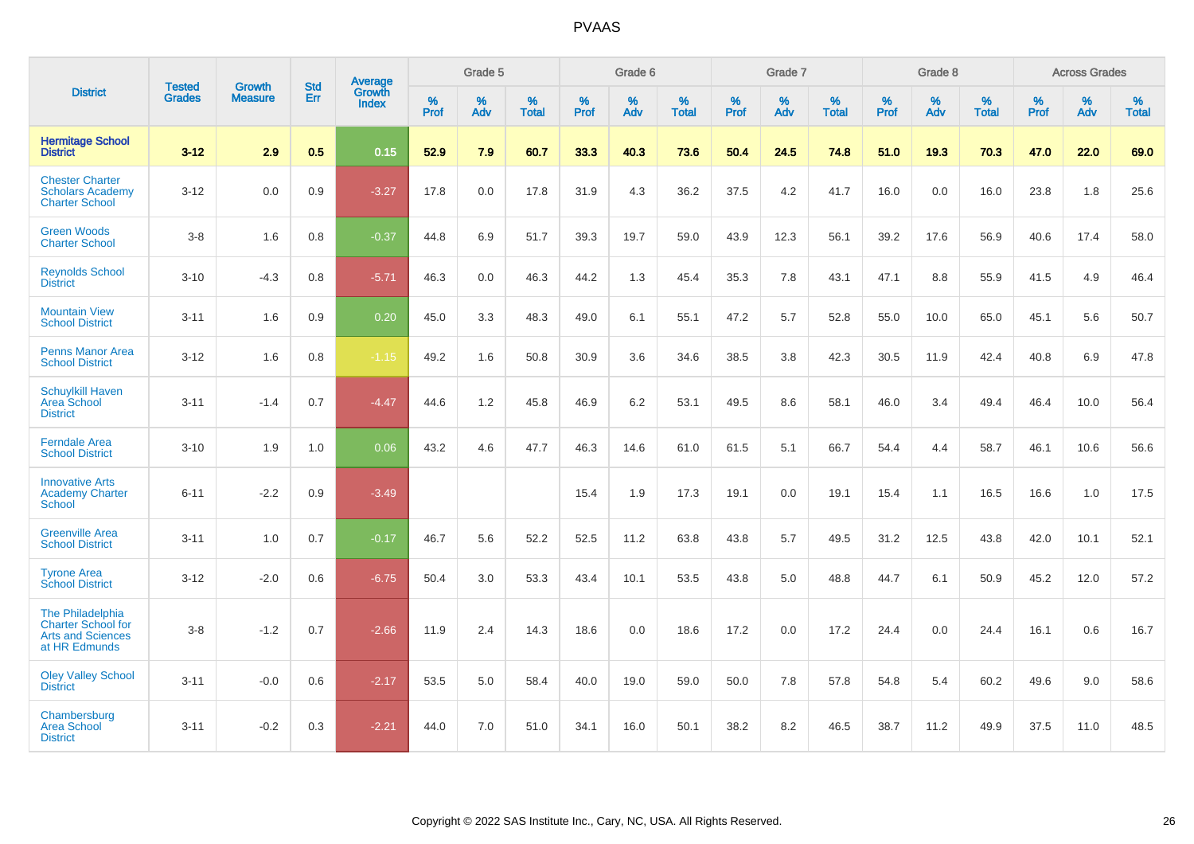# PVAAS

| District | Tested Grades | Growth Measure | Std Err | Average Growth Index | Grade 5 | | | Grade 6 | | | Grade 7 | | | Grade 8 | | | Across Grades | | |
|---|---|---|---|---|---|---|---|---|---|---|---|---|---|---|---|---|---|---|---|
| | | | | | % Prof | % Adv | % Total | % Prof | % Adv | % Total | % Prof | % Adv | % Total | % Prof | % Adv | % Total | % Prof | % Adv | % Total |
| **Hermitage School District** | **3-12** | **2.9** | **0.5** | **0.15** | **52.9** | **7.9** | **60.7** | **33.3** | **40.3** | **73.6** | **50.4** | **24.5** | **74.8** | **51.0** | **19.3** | **70.3** | **47.0** | **22.0** | **69.0** |
| Chester Charter Scholars Academy Charter School | 3-12 | 0.0 | 0.9 | -3.27 | 17.8 | 0.0 | 17.8 | 31.9 | 4.3 | 36.2 | 37.5 | 4.2 | 41.7 | 16.0 | 0.0 | 16.0 | 23.8 | 1.8 | 25.6 |
| Green Woods Charter School | 3-8 | 1.6 | 0.8 | -0.37 | 44.8 | 6.9 | 51.7 | 39.3 | 19.7 | 59.0 | 43.9 | 12.3 | 56.1 | 39.2 | 17.6 | 56.9 | 40.6 | 17.4 | 58.0 |
| Reynolds School District | 3-10 | -4.3 | 0.8 | -5.71 | 46.3 | 0.0 | 46.3 | 44.2 | 1.3 | 45.4 | 35.3 | 7.8 | 43.1 | 47.1 | 8.8 | 55.9 | 41.5 | 4.9 | 46.4 |
| Mountain View School District | 3-11 | 1.6 | 0.9 | 0.20 | 45.0 | 3.3 | 48.3 | 49.0 | 6.1 | 55.1 | 47.2 | 5.7 | 52.8 | 55.0 | 10.0 | 65.0 | 45.1 | 5.6 | 50.7 |
| Penns Manor Area School District | 3-12 | 1.6 | 0.8 | -1.15 | 49.2 | 1.6 | 50.8 | 30.9 | 3.6 | 34.6 | 38.5 | 3.8 | 42.3 | 30.5 | 11.9 | 42.4 | 40.8 | 6.9 | 47.8 |
| Schuylkill Haven Area School District | 3-11 | -1.4 | 0.7 | -4.47 | 44.6 | 1.2 | 45.8 | 46.9 | 6.2 | 53.1 | 49.5 | 8.6 | 58.1 | 46.0 | 3.4 | 49.4 | 46.4 | 10.0 | 56.4 |
| Ferndale Area School District | 3-10 | 1.9 | 1.0 | 0.06 | 43.2 | 4.6 | 47.7 | 46.3 | 14.6 | 61.0 | 61.5 | 5.1 | 66.7 | 54.4 | 4.4 | 58.7 | 46.1 | 10.6 | 56.6 |
| Innovative Arts Academy Charter School | 6-11 | -2.2 | 0.9 | -3.49 | | | | 15.4 | 1.9 | 17.3 | 19.1 | 0.0 | 19.1 | 15.4 | 1.1 | 16.5 | 16.6 | 1.0 | 17.5 |
| Greenville Area School District | 3-11 | 1.0 | 0.7 | -0.17 | 46.7 | 5.6 | 52.2 | 52.5 | 11.2 | 63.8 | 43.8 | 5.7 | 49.5 | 31.2 | 12.5 | 43.8 | 42.0 | 10.1 | 52.1 |
| Tyrone Area School District | 3-12 | -2.0 | 0.6 | -6.75 | 50.4 | 3.0 | 53.3 | 43.4 | 10.1 | 53.5 | 43.8 | 5.0 | 48.8 | 44.7 | 6.1 | 50.9 | 45.2 | 12.0 | 57.2 |
| The Philadelphia Charter School for Arts and Sciences at HR Edmunds | 3-8 | -1.2 | 0.7 | -2.66 | 11.9 | 2.4 | 14.3 | 18.6 | 0.0 | 18.6 | 17.2 | 0.0 | 17.2 | 24.4 | 0.0 | 24.4 | 16.1 | 0.6 | 16.7 |
| Oley Valley School District | 3-11 | -0.0 | 0.6 | -2.17 | 53.5 | 5.0 | 58.4 | 40.0 | 19.0 | 59.0 | 50.0 | 7.8 | 57.8 | 54.8 | 5.4 | 60.2 | 49.6 | 9.0 | 58.6 |
| Chambersburg Area School District | 3-11 | -0.2 | 0.3 | -2.21 | 44.0 | 7.0 | 51.0 | 34.1 | 16.0 | 50.1 | 38.2 | 8.2 | 46.5 | 38.7 | 11.2 | 49.9 | 37.5 | 11.0 | 48.5 |

Copyright © 2022 SAS Institute Inc., Cary, NC, USA. All Rights Reserved.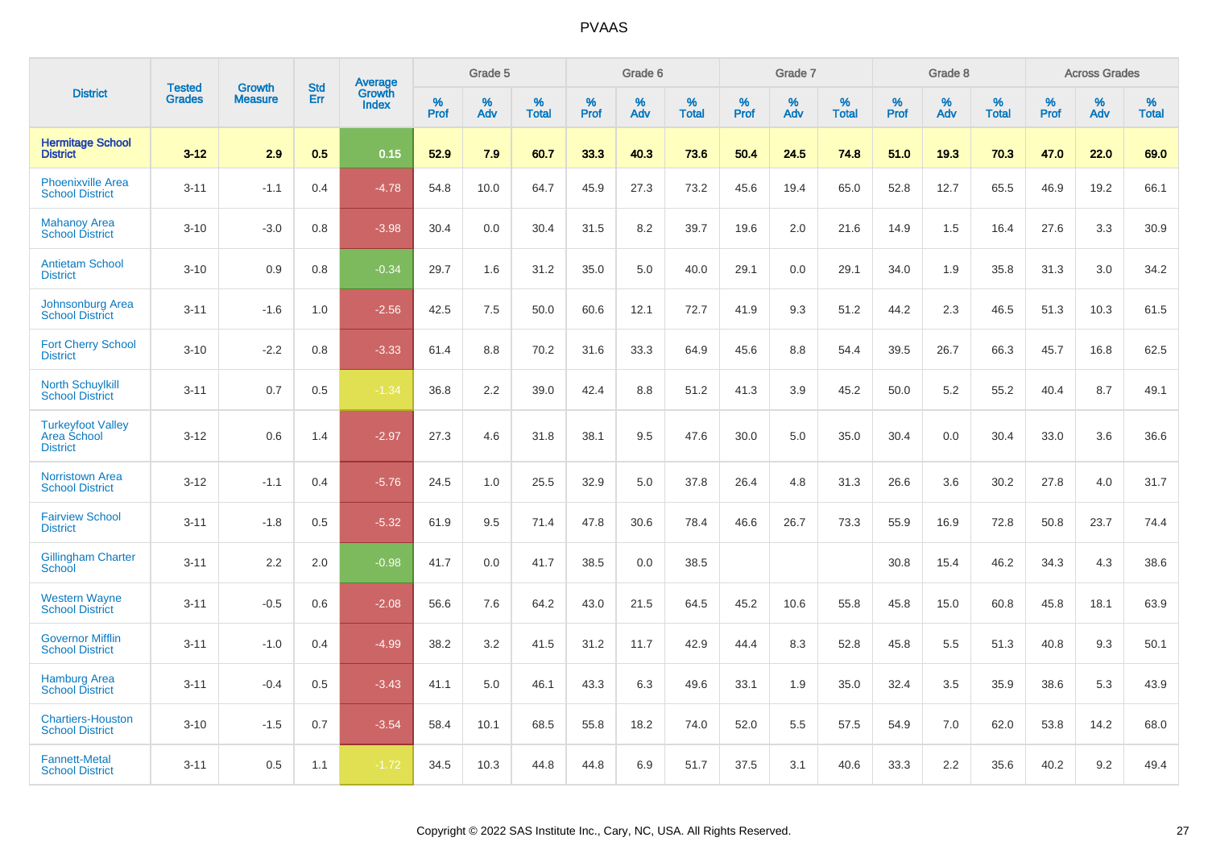# PVAAS

| District | Tested Grades | Growth Measure | Std Err | Average Growth Index | Grade 5 | | | Grade 6 | | | Grade 7 | | | Grade 8 | | | Across Grades | | |
|---|---|---|---|---|---|---|---|---|---|---|---|---|---|---|---|---|---|---|---|
| | | | | | % Prof | % Adv | % Total | % Prof | % Adv | % Total | % Prof | % Adv | % Total | % Prof | % Adv | % Total | % Prof | % Adv | % Total |
| **Hermitage School District** | **3-12** | **2.9** | **0.5** | **0.15** | **52.9** | **7.9** | **60.7** | **33.3** | **40.3** | **73.6** | **50.4** | **24.5** | **74.8** | **51.0** | **19.3** | **70.3** | **47.0** | **22.0** | **69.0** |
| Phoenixville Area School District | 3-11 | -1.1 | 0.4 | -4.78 | 54.8 | 10.0 | 64.7 | 45.9 | 27.3 | 73.2 | 45.6 | 19.4 | 65.0 | 52.8 | 12.7 | 65.5 | 46.9 | 19.2 | 66.1 |
| Mahanoy Area School District | 3-10 | -3.0 | 0.8 | -3.98 | 30.4 | 0.0 | 30.4 | 31.5 | 8.2 | 39.7 | 19.6 | 2.0 | 21.6 | 14.9 | 1.5 | 16.4 | 27.6 | 3.3 | 30.9 |
| Antietam School District | 3-10 | 0.9 | 0.8 | -0.34 | 29.7 | 1.6 | 31.2 | 35.0 | 5.0 | 40.0 | 29.1 | 0.0 | 29.1 | 34.0 | 1.9 | 35.8 | 31.3 | 3.0 | 34.2 |
| Johnsonburg Area School District | 3-11 | -1.6 | 1.0 | -2.56 | 42.5 | 7.5 | 50.0 | 60.6 | 12.1 | 72.7 | 41.9 | 9.3 | 51.2 | 44.2 | 2.3 | 46.5 | 51.3 | 10.3 | 61.5 |
| Fort Cherry School District | 3-10 | -2.2 | 0.8 | -3.33 | 61.4 | 8.8 | 70.2 | 31.6 | 33.3 | 64.9 | 45.6 | 8.8 | 54.4 | 39.5 | 26.7 | 66.3 | 45.7 | 16.8 | 62.5 |
| North Schuylkill School District | 3-11 | 0.7 | 0.5 | -1.34 | 36.8 | 2.2 | 39.0 | 42.4 | 8.8 | 51.2 | 41.3 | 3.9 | 45.2 | 50.0 | 5.2 | 55.2 | 40.4 | 8.7 | 49.1 |
| Turkeyfoot Valley Area School District | 3-12 | 0.6 | 1.4 | -2.97 | 27.3 | 4.6 | 31.8 | 38.1 | 9.5 | 47.6 | 30.0 | 5.0 | 35.0 | 30.4 | 0.0 | 30.4 | 33.0 | 3.6 | 36.6 |
| Norristown Area School District | 3-12 | -1.1 | 0.4 | -5.76 | 24.5 | 1.0 | 25.5 | 32.9 | 5.0 | 37.8 | 26.4 | 4.8 | 31.3 | 26.6 | 3.6 | 30.2 | 27.8 | 4.0 | 31.7 |
| Fairview School District | 3-11 | -1.8 | 0.5 | -5.32 | 61.9 | 9.5 | 71.4 | 47.8 | 30.6 | 78.4 | 46.6 | 26.7 | 73.3 | 55.9 | 16.9 | 72.8 | 50.8 | 23.7 | 74.4 |
| Gillingham Charter School | 3-11 | 2.2 | 2.0 | -0.98 | 41.7 | 0.0 | 41.7 | 38.5 | 0.0 | 38.5 | | | | 30.8 | 15.4 | 46.2 | 34.3 | 4.3 | 38.6 |
| Western Wayne School District | 3-11 | -0.5 | 0.6 | -2.08 | 56.6 | 7.6 | 64.2 | 43.0 | 21.5 | 64.5 | 45.2 | 10.6 | 55.8 | 45.8 | 15.0 | 60.8 | 45.8 | 18.1 | 63.9 |
| Governor Mifflin School District | 3-11 | -1.0 | 0.4 | -4.99 | 38.2 | 3.2 | 41.5 | 31.2 | 11.7 | 42.9 | 44.4 | 8.3 | 52.8 | 45.8 | 5.5 | 51.3 | 40.8 | 9.3 | 50.1 |
| Hamburg Area School District | 3-11 | -0.4 | 0.5 | -3.43 | 41.1 | 5.0 | 46.1 | 43.3 | 6.3 | 49.6 | 33.1 | 1.9 | 35.0 | 32.4 | 3.5 | 35.9 | 38.6 | 5.3 | 43.9 |
| Chartiers-Houston School District | 3-10 | -1.5 | 0.7 | -3.54 | 58.4 | 10.1 | 68.5 | 55.8 | 18.2 | 74.0 | 52.0 | 5.5 | 57.5 | 54.9 | 7.0 | 62.0 | 53.8 | 14.2 | 68.0 |
| Fannett-Metal School District | 3-11 | 0.5 | 1.1 | -1.72 | 34.5 | 10.3 | 44.8 | 44.8 | 6.9 | 51.7 | 37.5 | 3.1 | 40.6 | 33.3 | 2.2 | 35.6 | 40.2 | 9.2 | 49.4 |

Copyright © 2022 SAS Institute Inc., Cary, NC, USA. All Rights Reserved.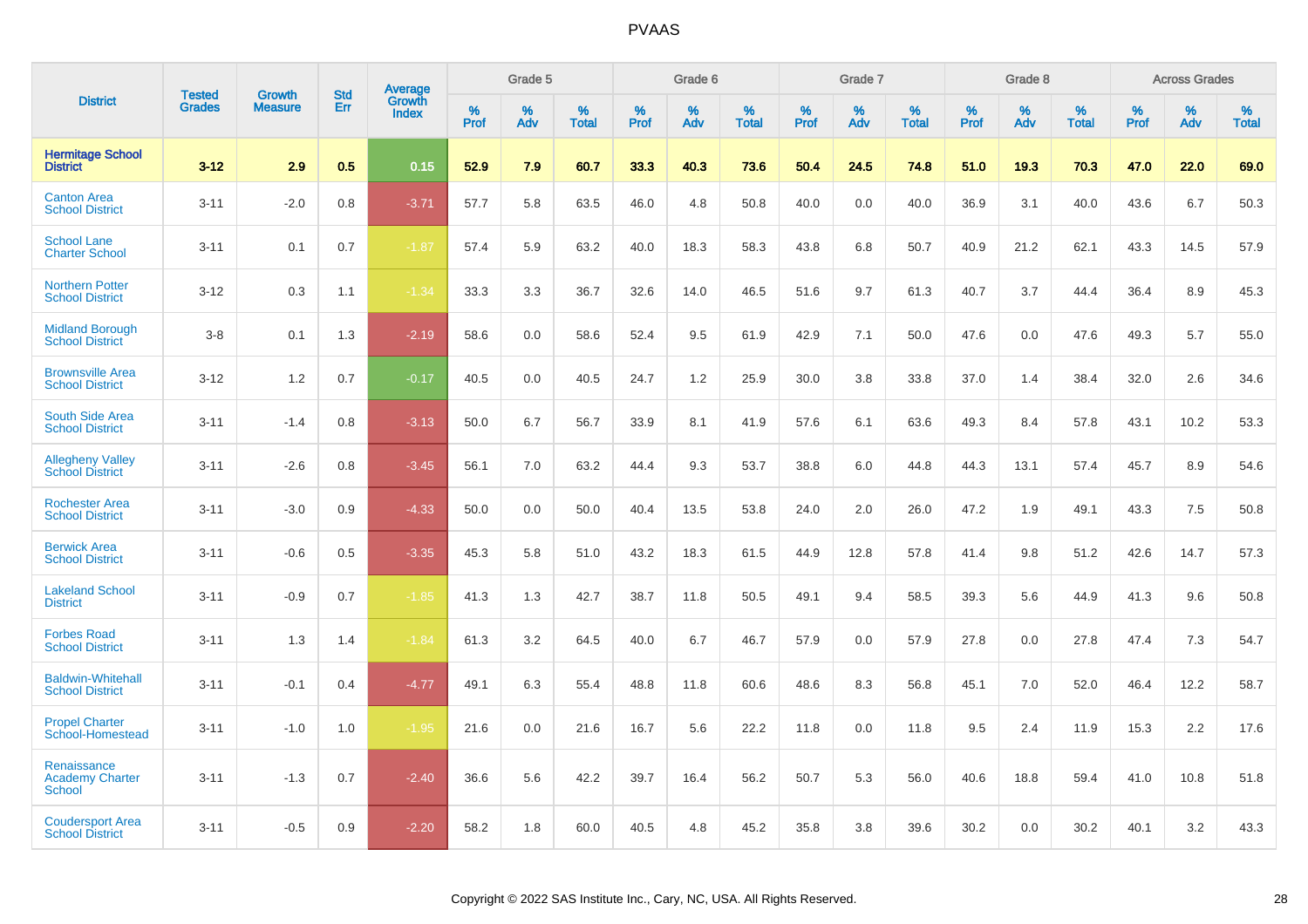# PVAAS

| District | Tested Grades | Growth Measure | Std Err | Average Growth Index | Grade 5 | | | Grade 6 | | | Grade 7 | | | Grade 8 | | | Across Grades | | |
|---|---|---|---|---|---|---|---|---|---|---|---|---|---|---|---|---|---|---|---|
| | | | | | % Prof | % Adv | % Total | % Prof | % Adv | % Total | % Prof | % Adv | % Total | % Prof | % Adv | % Total | % Prof | % Adv | % Total |
| **Hermitage School District** | **3-12** | **2.9** | **0.5** | **0.15** | **52.9** | **7.9** | **60.7** | **33.3** | **40.3** | **73.6** | **50.4** | **24.5** | **74.8** | **51.0** | **19.3** | **70.3** | **47.0** | **22.0** | **69.0** |
| Canton Area School District | 3-11 | -2.0 | 0.8 | -3.71 | 57.7 | 5.8 | 63.5 | 46.0 | 4.8 | 50.8 | 40.0 | 0.0 | 40.0 | 36.9 | 3.1 | 40.0 | 43.6 | 6.7 | 50.3 |
| School Lane Charter School | 3-11 | 0.1 | 0.7 | -1.87 | 57.4 | 5.9 | 63.2 | 40.0 | 18.3 | 58.3 | 43.8 | 6.8 | 50.7 | 40.9 | 21.2 | 62.1 | 43.3 | 14.5 | 57.9 |
| Northern Potter School District | 3-12 | 0.3 | 1.1 | -1.34 | 33.3 | 3.3 | 36.7 | 32.6 | 14.0 | 46.5 | 51.6 | 9.7 | 61.3 | 40.7 | 3.7 | 44.4 | 36.4 | 8.9 | 45.3 |
| Midland Borough School District | 3-8 | 0.1 | 1.3 | -2.19 | 58.6 | 0.0 | 58.6 | 52.4 | 9.5 | 61.9 | 42.9 | 7.1 | 50.0 | 47.6 | 0.0 | 47.6 | 49.3 | 5.7 | 55.0 |
| Brownsville Area School District | 3-12 | 1.2 | 0.7 | -0.17 | 40.5 | 0.0 | 40.5 | 24.7 | 1.2 | 25.9 | 30.0 | 3.8 | 33.8 | 37.0 | 1.4 | 38.4 | 32.0 | 2.6 | 34.6 |
| South Side Area School District | 3-11 | -1.4 | 0.8 | -3.13 | 50.0 | 6.7 | 56.7 | 33.9 | 8.1 | 41.9 | 57.6 | 6.1 | 63.6 | 49.3 | 8.4 | 57.8 | 43.1 | 10.2 | 53.3 |
| Allegheny Valley School District | 3-11 | -2.6 | 0.8 | -3.45 | 56.1 | 7.0 | 63.2 | 44.4 | 9.3 | 53.7 | 38.8 | 6.0 | 44.8 | 44.3 | 13.1 | 57.4 | 45.7 | 8.9 | 54.6 |
| Rochester Area School District | 3-11 | -3.0 | 0.9 | -4.33 | 50.0 | 0.0 | 50.0 | 40.4 | 13.5 | 53.8 | 24.0 | 2.0 | 26.0 | 47.2 | 1.9 | 49.1 | 43.3 | 7.5 | 50.8 |
| Berwick Area School District | 3-11 | -0.6 | 0.5 | -3.35 | 45.3 | 5.8 | 51.0 | 43.2 | 18.3 | 61.5 | 44.9 | 12.8 | 57.8 | 41.4 | 9.8 | 51.2 | 42.6 | 14.7 | 57.3 |
| Lakeland School District | 3-11 | -0.9 | 0.7 | -1.85 | 41.3 | 1.3 | 42.7 | 38.7 | 11.8 | 50.5 | 49.1 | 9.4 | 58.5 | 39.3 | 5.6 | 44.9 | 41.3 | 9.6 | 50.8 |
| Forbes Road School District | 3-11 | 1.3 | 1.4 | -1.84 | 61.3 | 3.2 | 64.5 | 40.0 | 6.7 | 46.7 | 57.9 | 0.0 | 57.9 | 27.8 | 0.0 | 27.8 | 47.4 | 7.3 | 54.7 |
| Baldwin-Whitehall School District | 3-11 | -0.1 | 0.4 | -4.77 | 49.1 | 6.3 | 55.4 | 48.8 | 11.8 | 60.6 | 48.6 | 8.3 | 56.8 | 45.1 | 7.0 | 52.0 | 46.4 | 12.2 | 58.7 |
| Propel Charter School-Homestead | 3-11 | -1.0 | 1.0 | -1.95 | 21.6 | 0.0 | 21.6 | 16.7 | 5.6 | 22.2 | 11.8 | 0.0 | 11.8 | 9.5 | 2.4 | 11.9 | 15.3 | 2.2 | 17.6 |
| Renaissance Academy Charter School | 3-11 | -1.3 | 0.7 | -2.40 | 36.6 | 5.6 | 42.2 | 39.7 | 16.4 | 56.2 | 50.7 | 5.3 | 56.0 | 40.6 | 18.8 | 59.4 | 41.0 | 10.8 | 51.8 |
| Coudersport Area School District | 3-11 | -0.5 | 0.9 | -2.20 | 58.2 | 1.8 | 60.0 | 40.5 | 4.8 | 45.2 | 35.8 | 3.8 | 39.6 | 30.2 | 0.0 | 30.2 | 40.1 | 3.2 | 43.3 |

Copyright © 2022 SAS Institute Inc., Cary, NC, USA. All Rights Reserved.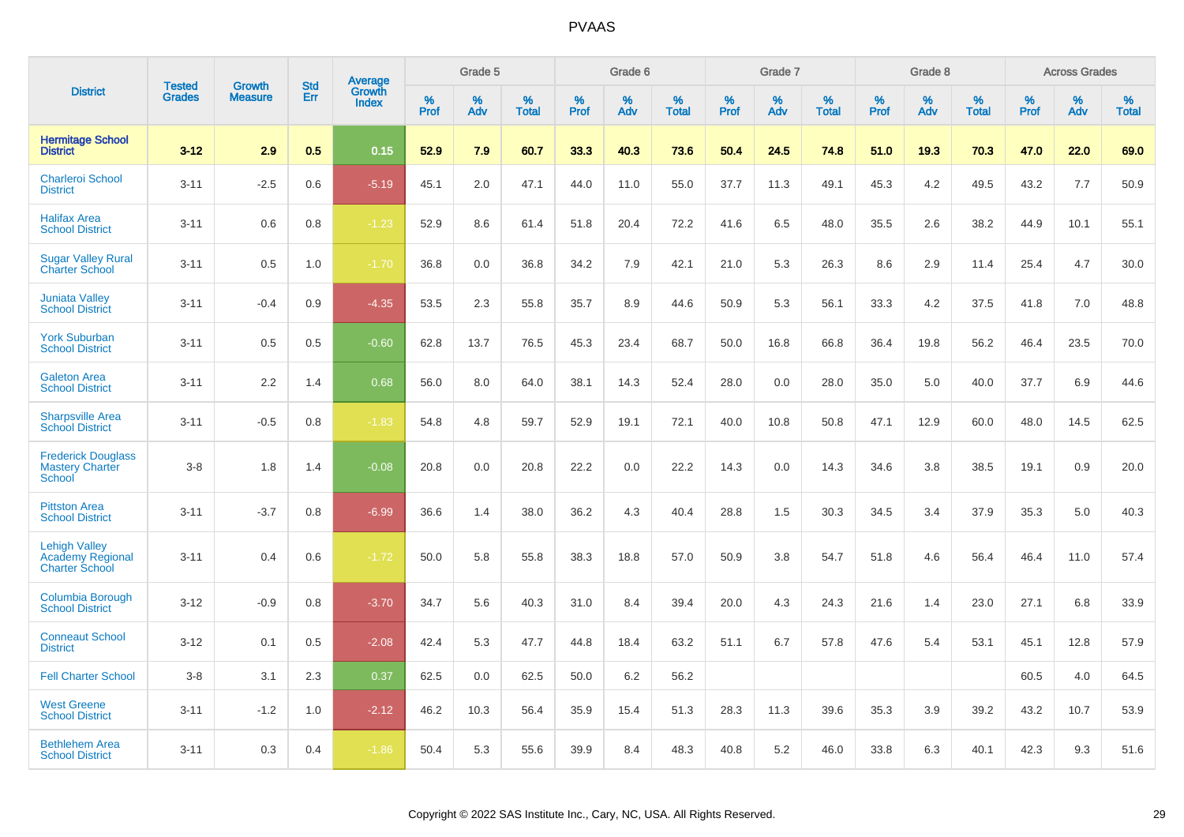# PVAAS

| District | Tested Grades | Growth Measure | Std Err | Average Growth Index | Grade 5 | | | Grade 6 | | | Grade 7 | | | Grade 8 | | | Across Grades | | |
|---|---|---|---|---|---|---|---|---|---|---|---|---|---|---|---|---|---|---|---|
| | | | | | % Prof | % Adv | % Total | % Prof | % Adv | % Total | % Prof | % Adv | % Total | % Prof | % Adv | % Total | % Prof | % Adv | % Total |
| **Hermitage School District** | **3-12** | **2.9** | **0.5** | **0.15** | **52.9** | **7.9** | **60.7** | **33.3** | **40.3** | **73.6** | **50.4** | **24.5** | **74.8** | **51.0** | **19.3** | **70.3** | **47.0** | **22.0** | **69.0** |
| Charleroi School District | 3-11 | -2.5 | 0.6 | -5.19 | 45.1 | 2.0 | 47.1 | 44.0 | 11.0 | 55.0 | 37.7 | 11.3 | 49.1 | 45.3 | 4.2 | 49.5 | 43.2 | 7.7 | 50.9 |
| Halifax Area School District | 3-11 | 0.6 | 0.8 | -1.23 | 52.9 | 8.6 | 61.4 | 51.8 | 20.4 | 72.2 | 41.6 | 6.5 | 48.0 | 35.5 | 2.6 | 38.2 | 44.9 | 10.1 | 55.1 |
| Sugar Valley Rural Charter School | 3-11 | 0.5 | 1.0 | -1.70 | 36.8 | 0.0 | 36.8 | 34.2 | 7.9 | 42.1 | 21.0 | 5.3 | 26.3 | 8.6 | 2.9 | 11.4 | 25.4 | 4.7 | 30.0 |
| Juniata Valley School District | 3-11 | -0.4 | 0.9 | -4.35 | 53.5 | 2.3 | 55.8 | 35.7 | 8.9 | 44.6 | 50.9 | 5.3 | 56.1 | 33.3 | 4.2 | 37.5 | 41.8 | 7.0 | 48.8 |
| York Suburban School District | 3-11 | 0.5 | 0.5 | -0.60 | 62.8 | 13.7 | 76.5 | 45.3 | 23.4 | 68.7 | 50.0 | 16.8 | 66.8 | 36.4 | 19.8 | 56.2 | 46.4 | 23.5 | 70.0 |
| Galeton Area School District | 3-11 | 2.2 | 1.4 | 0.68 | 56.0 | 8.0 | 64.0 | 38.1 | 14.3 | 52.4 | 28.0 | 0.0 | 28.0 | 35.0 | 5.0 | 40.0 | 37.7 | 6.9 | 44.6 |
| Sharpsville Area School District | 3-11 | -0.5 | 0.8 | -1.83 | 54.8 | 4.8 | 59.7 | 52.9 | 19.1 | 72.1 | 40.0 | 10.8 | 50.8 | 47.1 | 12.9 | 60.0 | 48.0 | 14.5 | 62.5 |
| Frederick Douglass Mastery Charter School | 3-8 | 1.8 | 1.4 | -0.08 | 20.8 | 0.0 | 20.8 | 22.2 | 0.0 | 22.2 | 14.3 | 0.0 | 14.3 | 34.6 | 3.8 | 38.5 | 19.1 | 0.9 | 20.0 |
| Pittston Area School District | 3-11 | -3.7 | 0.8 | -6.99 | 36.6 | 1.4 | 38.0 | 36.2 | 4.3 | 40.4 | 28.8 | 1.5 | 30.3 | 34.5 | 3.4 | 37.9 | 35.3 | 5.0 | 40.3 |
| Lehigh Valley Academy Regional Charter School | 3-11 | 0.4 | 0.6 | -1.72 | 50.0 | 5.8 | 55.8 | 38.3 | 18.8 | 57.0 | 50.9 | 3.8 | 54.7 | 51.8 | 4.6 | 56.4 | 46.4 | 11.0 | 57.4 |
| Columbia Borough School District | 3-12 | -0.9 | 0.8 | -3.70 | 34.7 | 5.6 | 40.3 | 31.0 | 8.4 | 39.4 | 20.0 | 4.3 | 24.3 | 21.6 | 1.4 | 23.0 | 27.1 | 6.8 | 33.9 |
| Conneaut School District | 3-12 | 0.1 | 0.5 | -2.08 | 42.4 | 5.3 | 47.7 | 44.8 | 18.4 | 63.2 | 51.1 | 6.7 | 57.8 | 47.6 | 5.4 | 53.1 | 45.1 | 12.8 | 57.9 |
| Fell Charter School | 3-8 | 3.1 | 2.3 | 0.37 | 62.5 | 0.0 | 62.5 | 50.0 | 6.2 | 56.2 | | | | | | | 60.5 | 4.0 | 64.5 |
| West Greene School District | 3-11 | -1.2 | 1.0 | -2.12 | 46.2 | 10.3 | 56.4 | 35.9 | 15.4 | 51.3 | 28.3 | 11.3 | 39.6 | 35.3 | 3.9 | 39.2 | 43.2 | 10.7 | 53.9 |
| Bethlehem Area School District | 3-11 | 0.3 | 0.4 | -1.86 | 50.4 | 5.3 | 55.6 | 39.9 | 8.4 | 48.3 | 40.8 | 5.2 | 46.0 | 33.8 | 6.3 | 40.1 | 42.3 | 9.3 | 51.6 |

Copyright © 2022 SAS Institute Inc., Cary, NC, USA. All Rights Reserved.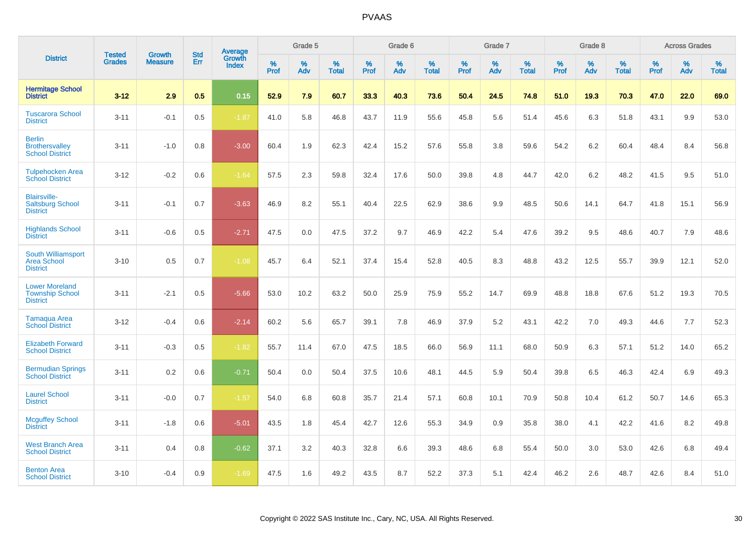PVAAS

| District | Tested Grades | Growth Measure | Std Err | Average Growth Index | Grade 5 | | | Grade 6 | | | Grade 7 | | | Grade 8 | | | Across Grades | | |
|---|---|---|---|---|---|---|---|---|---|---|---|---|---|---|---|---|---|---|---|
| | | | | | % Prof | % Adv | % Total | % Prof | % Adv | % Total | % Prof | % Adv | % Total | % Prof | % Adv | % Total | % Prof | % Adv | % Total |
| **Hermitage School District** | **3-12** | **2.9** | **0.5** | **0.15** | **52.9** | **7.9** | **60.7** | **33.3** | **40.3** | **73.6** | **50.4** | **24.5** | **74.8** | **51.0** | **19.3** | **70.3** | **47.0** | **22.0** | **69.0** |
| Tuscarora School District | 3-11 | -0.1 | 0.5 | -1.87 | 41.0 | 5.8 | 46.8 | 43.7 | 11.9 | 55.6 | 45.8 | 5.6 | 51.4 | 45.6 | 6.3 | 51.8 | 43.1 | 9.9 | 53.0 |
| Berlin Brothersvalley School District | 3-11 | -1.0 | 0.8 | -3.00 | 60.4 | 1.9 | 62.3 | 42.4 | 15.2 | 57.6 | 55.8 | 3.8 | 59.6 | 54.2 | 6.2 | 60.4 | 48.4 | 8.4 | 56.8 |
| Tulpehocken Area School District | 3-12 | -0.2 | 0.6 | -1.64 | 57.5 | 2.3 | 59.8 | 32.4 | 17.6 | 50.0 | 39.8 | 4.8 | 44.7 | 42.0 | 6.2 | 48.2 | 41.5 | 9.5 | 51.0 |
| Blairsville-Saltsburg School District | 3-11 | -0.1 | 0.7 | -3.63 | 46.9 | 8.2 | 55.1 | 40.4 | 22.5 | 62.9 | 38.6 | 9.9 | 48.5 | 50.6 | 14.1 | 64.7 | 41.8 | 15.1 | 56.9 |
| Highlands School District | 3-11 | -0.6 | 0.5 | -2.71 | 47.5 | 0.0 | 47.5 | 37.2 | 9.7 | 46.9 | 42.2 | 5.4 | 47.6 | 39.2 | 9.5 | 48.6 | 40.7 | 7.9 | 48.6 |
| South Williamsport Area School District | 3-10 | 0.5 | 0.7 | -1.08 | 45.7 | 6.4 | 52.1 | 37.4 | 15.4 | 52.8 | 40.5 | 8.3 | 48.8 | 43.2 | 12.5 | 55.7 | 39.9 | 12.1 | 52.0 |
| Lower Moreland Township School District | 3-11 | -2.1 | 0.5 | -5.66 | 53.0 | 10.2 | 63.2 | 50.0 | 25.9 | 75.9 | 55.2 | 14.7 | 69.9 | 48.8 | 18.8 | 67.6 | 51.2 | 19.3 | 70.5 |
| Tamaqua Area School District | 3-12 | -0.4 | 0.6 | -2.14 | 60.2 | 5.6 | 65.7 | 39.1 | 7.8 | 46.9 | 37.9 | 5.2 | 43.1 | 42.2 | 7.0 | 49.3 | 44.6 | 7.7 | 52.3 |
| Elizabeth Forward School District | 3-11 | -0.3 | 0.5 | -1.82 | 55.7 | 11.4 | 67.0 | 47.5 | 18.5 | 66.0 | 56.9 | 11.1 | 68.0 | 50.9 | 6.3 | 57.1 | 51.2 | 14.0 | 65.2 |
| Bermudian Springs School District | 3-11 | 0.2 | 0.6 | -0.71 | 50.4 | 0.0 | 50.4 | 37.5 | 10.6 | 48.1 | 44.5 | 5.9 | 50.4 | 39.8 | 6.5 | 46.3 | 42.4 | 6.9 | 49.3 |
| Laurel School District | 3-11 | -0.0 | 0.7 | -1.57 | 54.0 | 6.8 | 60.8 | 35.7 | 21.4 | 57.1 | 60.8 | 10.1 | 70.9 | 50.8 | 10.4 | 61.2 | 50.7 | 14.6 | 65.3 |
| Mcguffey School District | 3-11 | -1.8 | 0.6 | -5.01 | 43.5 | 1.8 | 45.4 | 42.7 | 12.6 | 55.3 | 34.9 | 0.9 | 35.8 | 38.0 | 4.1 | 42.2 | 41.6 | 8.2 | 49.8 |
| West Branch Area School District | 3-11 | 0.4 | 0.8 | -0.62 | 37.1 | 3.2 | 40.3 | 32.8 | 6.6 | 39.3 | 48.6 | 6.8 | 55.4 | 50.0 | 3.0 | 53.0 | 42.6 | 6.8 | 49.4 |
| Benton Area School District | 3-10 | -0.4 | 0.9 | -1.69 | 47.5 | 1.6 | 49.2 | 43.5 | 8.7 | 52.2 | 37.3 | 5.1 | 42.4 | 46.2 | 2.6 | 48.7 | 42.6 | 8.4 | 51.0 |

Copyright © 2022 SAS Institute Inc., Cary, NC, USA. All Rights Reserved.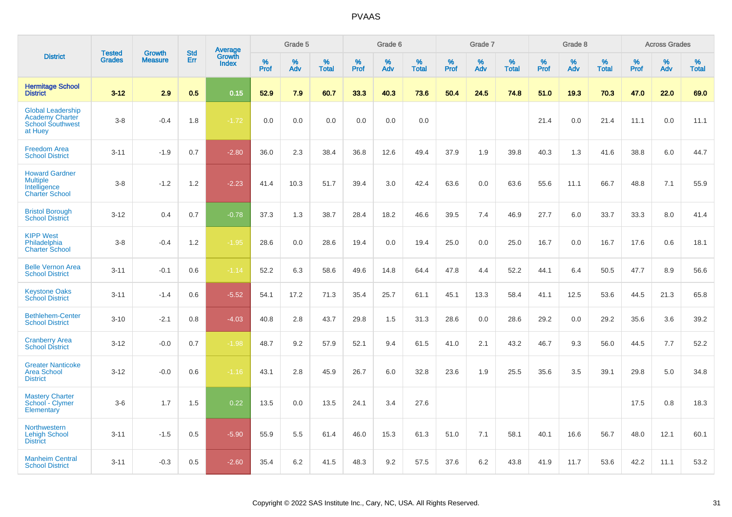# PVAAS

| District | Tested Grades | Growth Measure | Std Err | Average Growth Index | Grade 5 | | | Grade 6 | | | Grade 7 | | | Grade 8 | | | Across Grades | | |
|---|---|---|---|---|---|---|---|---|---|---|---|---|---|---|---|---|---|---|---|
| | | | | | % Prof | % Adv | % Total | % Prof | % Adv | % Total | % Prof | % Adv | % Total | % Prof | % Adv | % Total | % Prof | % Adv | % Total |
| **Hermitage School District** | **3-12** | **2.9** | **0.5** | **0.15** | **52.9** | **7.9** | **60.7** | **33.3** | **40.3** | **73.6** | **50.4** | **24.5** | **74.8** | **51.0** | **19.3** | **70.3** | **47.0** | **22.0** | **69.0** |
| Global Leadership Academy Charter School Southwest at Huey | 3-8 | -0.4 | 1.8 | -1.72 | 0.0 | 0.0 | 0.0 | 0.0 | 0.0 | 0.0 | | | | 21.4 | 0.0 | 21.4 | 11.1 | 0.0 | 11.1 |
| Freedom Area School District | 3-11 | -1.9 | 0.7 | -2.80 | 36.0 | 2.3 | 38.4 | 36.8 | 12.6 | 49.4 | 37.9 | 1.9 | 39.8 | 40.3 | 1.3 | 41.6 | 38.8 | 6.0 | 44.7 |
| Howard Gardner Multiple Intelligence Charter School | 3-8 | -1.2 | 1.2 | -2.23 | 41.4 | 10.3 | 51.7 | 39.4 | 3.0 | 42.4 | 63.6 | 0.0 | 63.6 | 55.6 | 11.1 | 66.7 | 48.8 | 7.1 | 55.9 |
| Bristol Borough School District | 3-12 | 0.4 | 0.7 | -0.78 | 37.3 | 1.3 | 38.7 | 28.4 | 18.2 | 46.6 | 39.5 | 7.4 | 46.9 | 27.7 | 6.0 | 33.7 | 33.3 | 8.0 | 41.4 |
| KIPP West Philadelphia Charter School | 3-8 | -0.4 | 1.2 | -1.95 | 28.6 | 0.0 | 28.6 | 19.4 | 0.0 | 19.4 | 25.0 | 0.0 | 25.0 | 16.7 | 0.0 | 16.7 | 17.6 | 0.6 | 18.1 |
| Belle Vernon Area School District | 3-11 | -0.1 | 0.6 | -1.14 | 52.2 | 6.3 | 58.6 | 49.6 | 14.8 | 64.4 | 47.8 | 4.4 | 52.2 | 44.1 | 6.4 | 50.5 | 47.7 | 8.9 | 56.6 |
| Keystone Oaks School District | 3-11 | -1.4 | 0.6 | -5.52 | 54.1 | 17.2 | 71.3 | 35.4 | 25.7 | 61.1 | 45.1 | 13.3 | 58.4 | 41.1 | 12.5 | 53.6 | 44.5 | 21.3 | 65.8 |
| Bethlehem-Center School District | 3-10 | -2.1 | 0.8 | -4.03 | 40.8 | 2.8 | 43.7 | 29.8 | 1.5 | 31.3 | 28.6 | 0.0 | 28.6 | 29.2 | 0.0 | 29.2 | 35.6 | 3.6 | 39.2 |
| Cranberry Area School District | 3-12 | -0.0 | 0.7 | -1.98 | 48.7 | 9.2 | 57.9 | 52.1 | 9.4 | 61.5 | 41.0 | 2.1 | 43.2 | 46.7 | 9.3 | 56.0 | 44.5 | 7.7 | 52.2 |
| Greater Nanticoke Area School District | 3-12 | -0.0 | 0.6 | -1.16 | 43.1 | 2.8 | 45.9 | 26.7 | 6.0 | 32.8 | 23.6 | 1.9 | 25.5 | 35.6 | 3.5 | 39.1 | 29.8 | 5.0 | 34.8 |
| Mastery Charter School - Clymer Elementary | 3-6 | 1.7 | 1.5 | 0.22 | 13.5 | 0.0 | 13.5 | 24.1 | 3.4 | 27.6 | | | | | | | 17.5 | 0.8 | 18.3 |
| Northwestern Lehigh School District | 3-11 | -1.5 | 0.5 | -5.90 | 55.9 | 5.5 | 61.4 | 46.0 | 15.3 | 61.3 | 51.0 | 7.1 | 58.1 | 40.1 | 16.6 | 56.7 | 48.0 | 12.1 | 60.1 |
| Manheim Central School District | 3-11 | -0.3 | 0.5 | -2.60 | 35.4 | 6.2 | 41.5 | 48.3 | 9.2 | 57.5 | 37.6 | 6.2 | 43.8 | 41.9 | 11.7 | 53.6 | 42.2 | 11.1 | 53.2 |

Copyright © 2022 SAS Institute Inc., Cary, NC, USA. All Rights Reserved.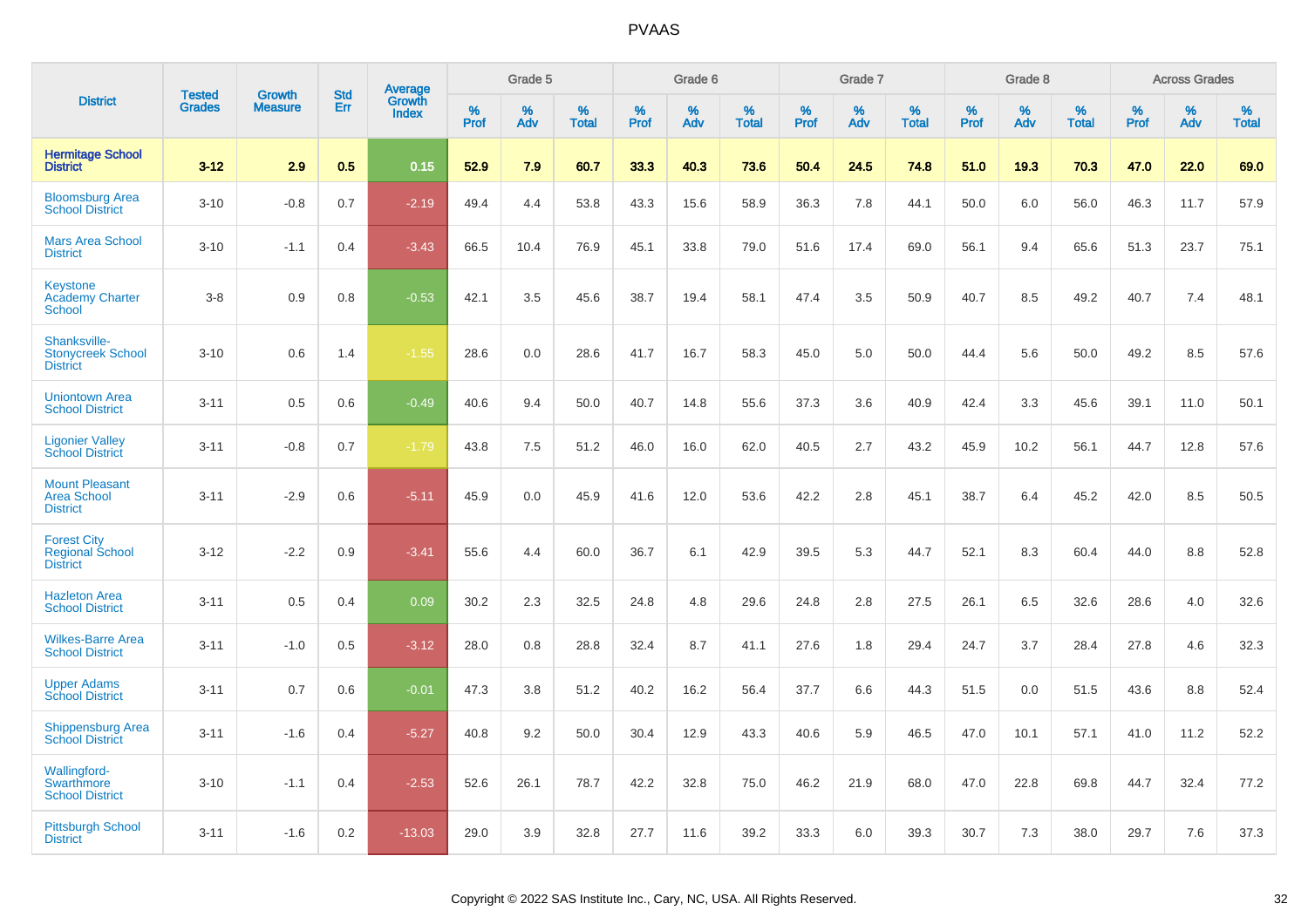# PVAAS

| District | Tested Grades | Growth Measure | Std Err | Average Growth Index | Grade 5 | | | Grade 6 | | | Grade 7 | | | Grade 8 | | | Across Grades | | |
|---|---|---|---|---|---|---|---|---|---|---|---|---|---|---|---|---|---|---|---|
| | | | | | % Prof | % Adv | % Total | % Prof | % Adv | % Total | % Prof | % Adv | % Total | % Prof | % Adv | % Total | % Prof | % Adv | % Total |
| **Hermitage School District** | **3-12** | **2.9** | **0.5** | **0.15** | **52.9** | **7.9** | **60.7** | **33.3** | **40.3** | **73.6** | **50.4** | **24.5** | **74.8** | **51.0** | **19.3** | **70.3** | **47.0** | **22.0** | **69.0** |
| Bloomsburg Area School District | 3-10 | -0.8 | 0.7 | -2.19 | 49.4 | 4.4 | 53.8 | 43.3 | 15.6 | 58.9 | 36.3 | 7.8 | 44.1 | 50.0 | 6.0 | 56.0 | 46.3 | 11.7 | 57.9 |
| Mars Area School District | 3-10 | -1.1 | 0.4 | -3.43 | 66.5 | 10.4 | 76.9 | 45.1 | 33.8 | 79.0 | 51.6 | 17.4 | 69.0 | 56.1 | 9.4 | 65.6 | 51.3 | 23.7 | 75.1 |
| Keystone Academy Charter School | 3-8 | 0.9 | 0.8 | -0.53 | 42.1 | 3.5 | 45.6 | 38.7 | 19.4 | 58.1 | 47.4 | 3.5 | 50.9 | 40.7 | 8.5 | 49.2 | 40.7 | 7.4 | 48.1 |
| Shanksville-Stonycreek School District | 3-10 | 0.6 | 1.4 | -1.55 | 28.6 | 0.0 | 28.6 | 41.7 | 16.7 | 58.3 | 45.0 | 5.0 | 50.0 | 44.4 | 5.6 | 50.0 | 49.2 | 8.5 | 57.6 |
| Uniontown Area School District | 3-11 | 0.5 | 0.6 | -0.49 | 40.6 | 9.4 | 50.0 | 40.7 | 14.8 | 55.6 | 37.3 | 3.6 | 40.9 | 42.4 | 3.3 | 45.6 | 39.1 | 11.0 | 50.1 |
| Ligonier Valley School District | 3-11 | -0.8 | 0.7 | -1.79 | 43.8 | 7.5 | 51.2 | 46.0 | 16.0 | 62.0 | 40.5 | 2.7 | 43.2 | 45.9 | 10.2 | 56.1 | 44.7 | 12.8 | 57.6 |
| Mount Pleasant Area School District | 3-11 | -2.9 | 0.6 | -5.11 | 45.9 | 0.0 | 45.9 | 41.6 | 12.0 | 53.6 | 42.2 | 2.8 | 45.1 | 38.7 | 6.4 | 45.2 | 42.0 | 8.5 | 50.5 |
| Forest City Regional School District | 3-12 | -2.2 | 0.9 | -3.41 | 55.6 | 4.4 | 60.0 | 36.7 | 6.1 | 42.9 | 39.5 | 5.3 | 44.7 | 52.1 | 8.3 | 60.4 | 44.0 | 8.8 | 52.8 |
| Hazleton Area School District | 3-11 | 0.5 | 0.4 | 0.09 | 30.2 | 2.3 | 32.5 | 24.8 | 4.8 | 29.6 | 24.8 | 2.8 | 27.5 | 26.1 | 6.5 | 32.6 | 28.6 | 4.0 | 32.6 |
| Wilkes-Barre Area School District | 3-11 | -1.0 | 0.5 | -3.12 | 28.0 | 0.8 | 28.8 | 32.4 | 8.7 | 41.1 | 27.6 | 1.8 | 29.4 | 24.7 | 3.7 | 28.4 | 27.8 | 4.6 | 32.3 |
| Upper Adams School District | 3-11 | 0.7 | 0.6 | -0.01 | 47.3 | 3.8 | 51.2 | 40.2 | 16.2 | 56.4 | 37.7 | 6.6 | 44.3 | 51.5 | 0.0 | 51.5 | 43.6 | 8.8 | 52.4 |
| Shippensburg Area School District | 3-11 | -1.6 | 0.4 | -5.27 | 40.8 | 9.2 | 50.0 | 30.4 | 12.9 | 43.3 | 40.6 | 5.9 | 46.5 | 47.0 | 10.1 | 57.1 | 41.0 | 11.2 | 52.2 |
| Wallingford-Swarthmore School District | 3-10 | -1.1 | 0.4 | -2.53 | 52.6 | 26.1 | 78.7 | 42.2 | 32.8 | 75.0 | 46.2 | 21.9 | 68.0 | 47.0 | 22.8 | 69.8 | 44.7 | 32.4 | 77.2 |
| Pittsburgh School District | 3-11 | -1.6 | 0.2 | -13.03 | 29.0 | 3.9 | 32.8 | 27.7 | 11.6 | 39.2 | 33.3 | 6.0 | 39.3 | 30.7 | 7.3 | 38.0 | 29.7 | 7.6 | 37.3 |

Copyright © 2022 SAS Institute Inc., Cary, NC, USA. All Rights Reserved.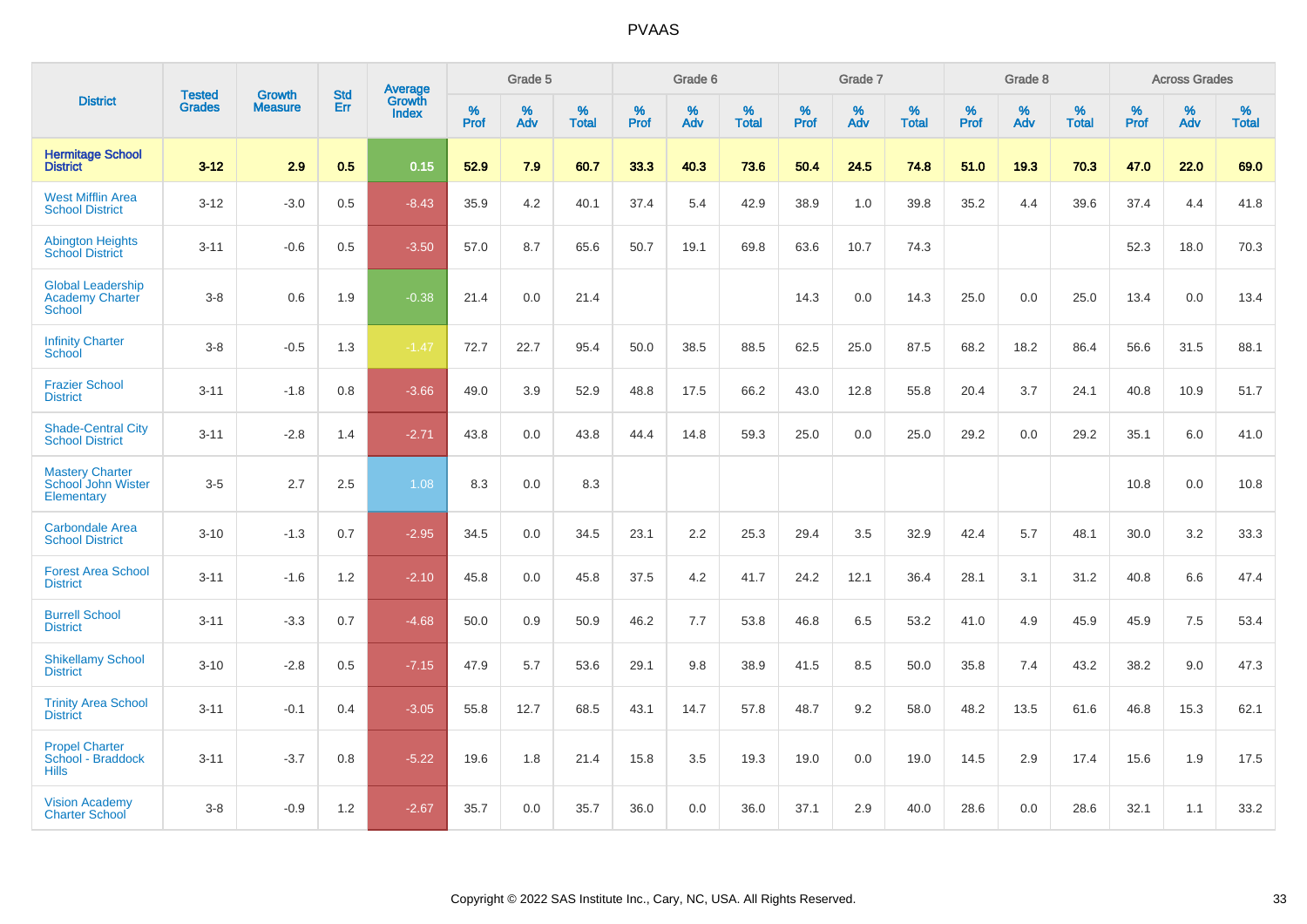# PVAAS

| District | Tested Grades | Growth Measure | Std Err | Average Growth Index | Grade 5 | | | Grade 6 | | | Grade 7 | | | Grade 8 | | | Across Grades | | |
|---|---|---|---|---|---|---|---|---|---|---|---|---|---|---|---|---|---|---|---|
| | | | | | % Prof | % Adv | % Total | % Prof | % Adv | % Total | % Prof | % Adv | % Total | % Prof | % Adv | % Total | % Prof | % Adv | % Total |
| **Hermitage School District** | **3-12** | **2.9** | **0.5** | **0.15** | **52.9** | **7.9** | **60.7** | **33.3** | **40.3** | **73.6** | **50.4** | **24.5** | **74.8** | **51.0** | **19.3** | **70.3** | **47.0** | **22.0** | **69.0** |
| West Mifflin Area School District | 3-12 | -3.0 | 0.5 | -8.43 | 35.9 | 4.2 | 40.1 | 37.4 | 5.4 | 42.9 | 38.9 | 1.0 | 39.8 | 35.2 | 4.4 | 39.6 | 37.4 | 4.4 | 41.8 |
| Abington Heights School District | 3-11 | -0.6 | 0.5 | -3.50 | 57.0 | 8.7 | 65.6 | 50.7 | 19.1 | 69.8 | 63.6 | 10.7 | 74.3 | | | | 52.3 | 18.0 | 70.3 |
| Global Leadership Academy Charter School | 3-8 | 0.6 | 1.9 | -0.38 | 21.4 | 0.0 | 21.4 | | | | 14.3 | 0.0 | 14.3 | 25.0 | 0.0 | 25.0 | 13.4 | 0.0 | 13.4 |
| Infinity Charter School | 3-8 | -0.5 | 1.3 | -1.47 | 72.7 | 22.7 | 95.4 | 50.0 | 38.5 | 88.5 | 62.5 | 25.0 | 87.5 | 68.2 | 18.2 | 86.4 | 56.6 | 31.5 | 88.1 |
| Frazier School District | 3-11 | -1.8 | 0.8 | -3.66 | 49.0 | 3.9 | 52.9 | 48.8 | 17.5 | 66.2 | 43.0 | 12.8 | 55.8 | 20.4 | 3.7 | 24.1 | 40.8 | 10.9 | 51.7 |
| Shade-Central City School District | 3-11 | -2.8 | 1.4 | -2.71 | 43.8 | 0.0 | 43.8 | 44.4 | 14.8 | 59.3 | 25.0 | 0.0 | 25.0 | 29.2 | 0.0 | 29.2 | 35.1 | 6.0 | 41.0 |
| Mastery Charter School John Wister Elementary | 3-5 | 2.7 | 2.5 | 1.08 | 8.3 | 0.0 | 8.3 | | | | | | | | | | 10.8 | 0.0 | 10.8 |
| Carbondale Area School District | 3-10 | -1.3 | 0.7 | -2.95 | 34.5 | 0.0 | 34.5 | 23.1 | 2.2 | 25.3 | 29.4 | 3.5 | 32.9 | 42.4 | 5.7 | 48.1 | 30.0 | 3.2 | 33.3 |
| Forest Area School District | 3-11 | -1.6 | 1.2 | -2.10 | 45.8 | 0.0 | 45.8 | 37.5 | 4.2 | 41.7 | 24.2 | 12.1 | 36.4 | 28.1 | 3.1 | 31.2 | 40.8 | 6.6 | 47.4 |
| Burrell School District | 3-11 | -3.3 | 0.7 | -4.68 | 50.0 | 0.9 | 50.9 | 46.2 | 7.7 | 53.8 | 46.8 | 6.5 | 53.2 | 41.0 | 4.9 | 45.9 | 45.9 | 7.5 | 53.4 |
| Shikellamy School District | 3-10 | -2.8 | 0.5 | -7.15 | 47.9 | 5.7 | 53.6 | 29.1 | 9.8 | 38.9 | 41.5 | 8.5 | 50.0 | 35.8 | 7.4 | 43.2 | 38.2 | 9.0 | 47.3 |
| Trinity Area School District | 3-11 | -0.1 | 0.4 | -3.05 | 55.8 | 12.7 | 68.5 | 43.1 | 14.7 | 57.8 | 48.7 | 9.2 | 58.0 | 48.2 | 13.5 | 61.6 | 46.8 | 15.3 | 62.1 |
| Propel Charter School - Braddock Hills | 3-11 | -3.7 | 0.8 | -5.22 | 19.6 | 1.8 | 21.4 | 15.8 | 3.5 | 19.3 | 19.0 | 0.0 | 19.0 | 14.5 | 2.9 | 17.4 | 15.6 | 1.9 | 17.5 |
| Vision Academy Charter School | 3-8 | -0.9 | 1.2 | -2.67 | 35.7 | 0.0 | 35.7 | 36.0 | 0.0 | 36.0 | 37.1 | 2.9 | 40.0 | 28.6 | 0.0 | 28.6 | 32.1 | 1.1 | 33.2 |

Copyright © 2022 SAS Institute Inc., Cary, NC, USA. All Rights Reserved.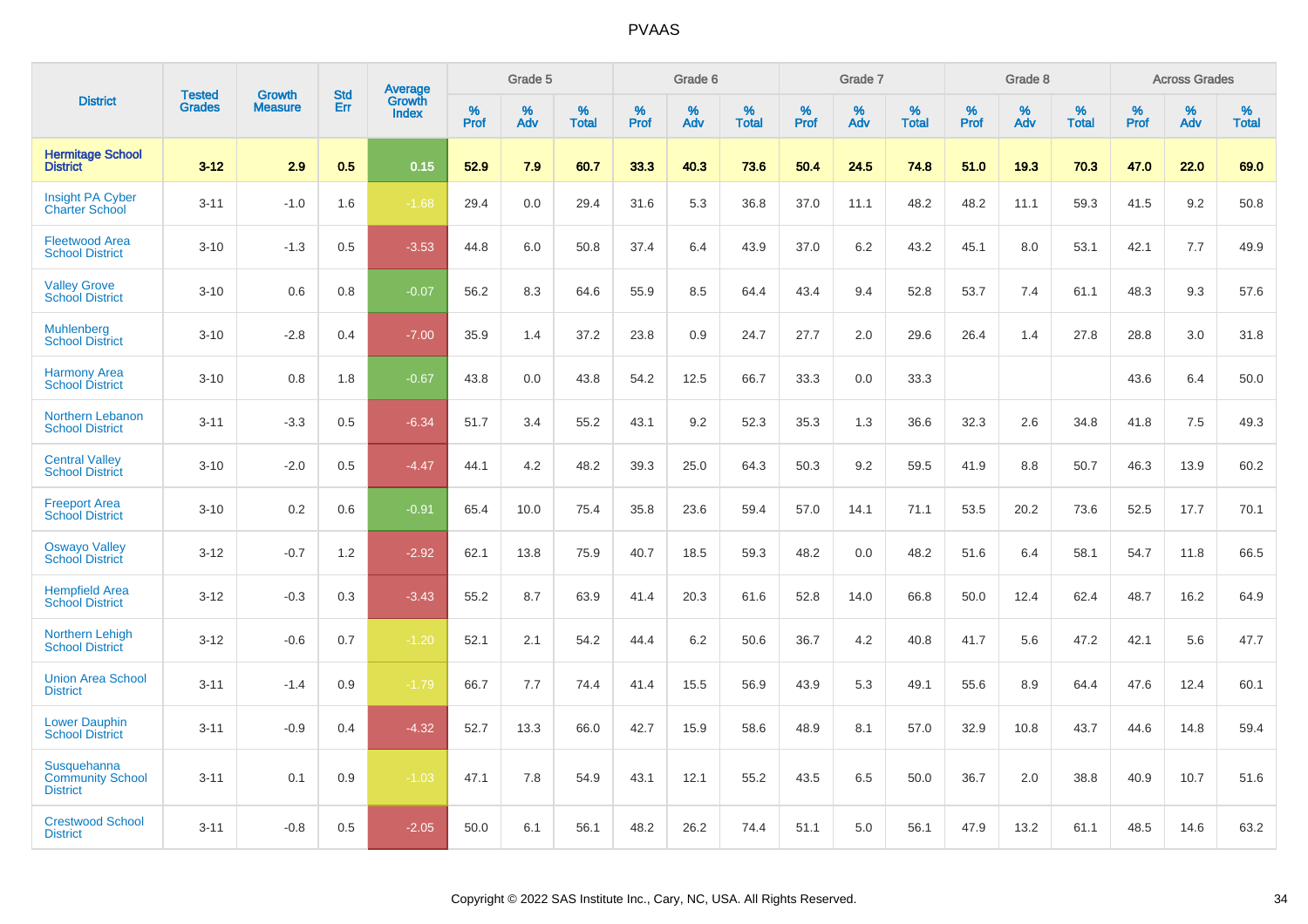# PVAAS

| District | Tested Grades | Growth Measure | Std Err | Average Growth Index | Grade 5 | | | Grade 6 | | | Grade 7 | | | Grade 8 | | | Across Grades | | |
|---|---|---|---|---|---|---|---|---|---|---|---|---|---|---|---|---|---|---|---|
| | | | | | % Prof | % Adv | % Total | % Prof | % Adv | % Total | % Prof | % Adv | % Total | % Prof | % Adv | % Total | % Prof | % Adv | % Total |
| **Hermitage School District** | **3-12** | **2.9** | **0.5** | **0.15** | **52.9** | **7.9** | **60.7** | **33.3** | **40.3** | **73.6** | **50.4** | **24.5** | **74.8** | **51.0** | **19.3** | **70.3** | **47.0** | **22.0** | **69.0** |
| Insight PA Cyber Charter School | 3-11 | -1.0 | 1.6 | -1.68 | 29.4 | 0.0 | 29.4 | 31.6 | 5.3 | 36.8 | 37.0 | 11.1 | 48.2 | 48.2 | 11.1 | 59.3 | 41.5 | 9.2 | 50.8 |
| Fleetwood Area School District | 3-10 | -1.3 | 0.5 | -3.53 | 44.8 | 6.0 | 50.8 | 37.4 | 6.4 | 43.9 | 37.0 | 6.2 | 43.2 | 45.1 | 8.0 | 53.1 | 42.1 | 7.7 | 49.9 |
| Valley Grove School District | 3-10 | 0.6 | 0.8 | -0.07 | 56.2 | 8.3 | 64.6 | 55.9 | 8.5 | 64.4 | 43.4 | 9.4 | 52.8 | 53.7 | 7.4 | 61.1 | 48.3 | 9.3 | 57.6 |
| Muhlenberg School District | 3-10 | -2.8 | 0.4 | -7.00 | 35.9 | 1.4 | 37.2 | 23.8 | 0.9 | 24.7 | 27.7 | 2.0 | 29.6 | 26.4 | 1.4 | 27.8 | 28.8 | 3.0 | 31.8 |
| Harmony Area School District | 3-10 | 0.8 | 1.8 | -0.67 | 43.8 | 0.0 | 43.8 | 54.2 | 12.5 | 66.7 | 33.3 | 0.0 | 33.3 | | | | 43.6 | 6.4 | 50.0 |
| Northern Lebanon School District | 3-11 | -3.3 | 0.5 | -6.34 | 51.7 | 3.4 | 55.2 | 43.1 | 9.2 | 52.3 | 35.3 | 1.3 | 36.6 | 32.3 | 2.6 | 34.8 | 41.8 | 7.5 | 49.3 |
| Central Valley School District | 3-10 | -2.0 | 0.5 | -4.47 | 44.1 | 4.2 | 48.2 | 39.3 | 25.0 | 64.3 | 50.3 | 9.2 | 59.5 | 41.9 | 8.8 | 50.7 | 46.3 | 13.9 | 60.2 |
| Freeport Area School District | 3-10 | 0.2 | 0.6 | -0.91 | 65.4 | 10.0 | 75.4 | 35.8 | 23.6 | 59.4 | 57.0 | 14.1 | 71.1 | 53.5 | 20.2 | 73.6 | 52.5 | 17.7 | 70.1 |
| Oswayo Valley School District | 3-12 | -0.7 | 1.2 | -2.92 | 62.1 | 13.8 | 75.9 | 40.7 | 18.5 | 59.3 | 48.2 | 0.0 | 48.2 | 51.6 | 6.4 | 58.1 | 54.7 | 11.8 | 66.5 |
| Hempfield Area School District | 3-12 | -0.3 | 0.3 | -3.43 | 55.2 | 8.7 | 63.9 | 41.4 | 20.3 | 61.6 | 52.8 | 14.0 | 66.8 | 50.0 | 12.4 | 62.4 | 48.7 | 16.2 | 64.9 |
| Northern Lehigh School District | 3-12 | -0.6 | 0.7 | -1.20 | 52.1 | 2.1 | 54.2 | 44.4 | 6.2 | 50.6 | 36.7 | 4.2 | 40.8 | 41.7 | 5.6 | 47.2 | 42.1 | 5.6 | 47.7 |
| Union Area School District | 3-11 | -1.4 | 0.9 | -1.79 | 66.7 | 7.7 | 74.4 | 41.4 | 15.5 | 56.9 | 43.9 | 5.3 | 49.1 | 55.6 | 8.9 | 64.4 | 47.6 | 12.4 | 60.1 |
| Lower Dauphin School District | 3-11 | -0.9 | 0.4 | -4.32 | 52.7 | 13.3 | 66.0 | 42.7 | 15.9 | 58.6 | 48.9 | 8.1 | 57.0 | 32.9 | 10.8 | 43.7 | 44.6 | 14.8 | 59.4 |
| Susquehanna Community School District | 3-11 | 0.1 | 0.9 | -1.03 | 47.1 | 7.8 | 54.9 | 43.1 | 12.1 | 55.2 | 43.5 | 6.5 | 50.0 | 36.7 | 2.0 | 38.8 | 40.9 | 10.7 | 51.6 |
| Crestwood School District | 3-11 | -0.8 | 0.5 | -2.05 | 50.0 | 6.1 | 56.1 | 48.2 | 26.2 | 74.4 | 51.1 | 5.0 | 56.1 | 47.9 | 13.2 | 61.1 | 48.5 | 14.6 | 63.2 |

Copyright © 2022 SAS Institute Inc., Cary, NC, USA. All Rights Reserved.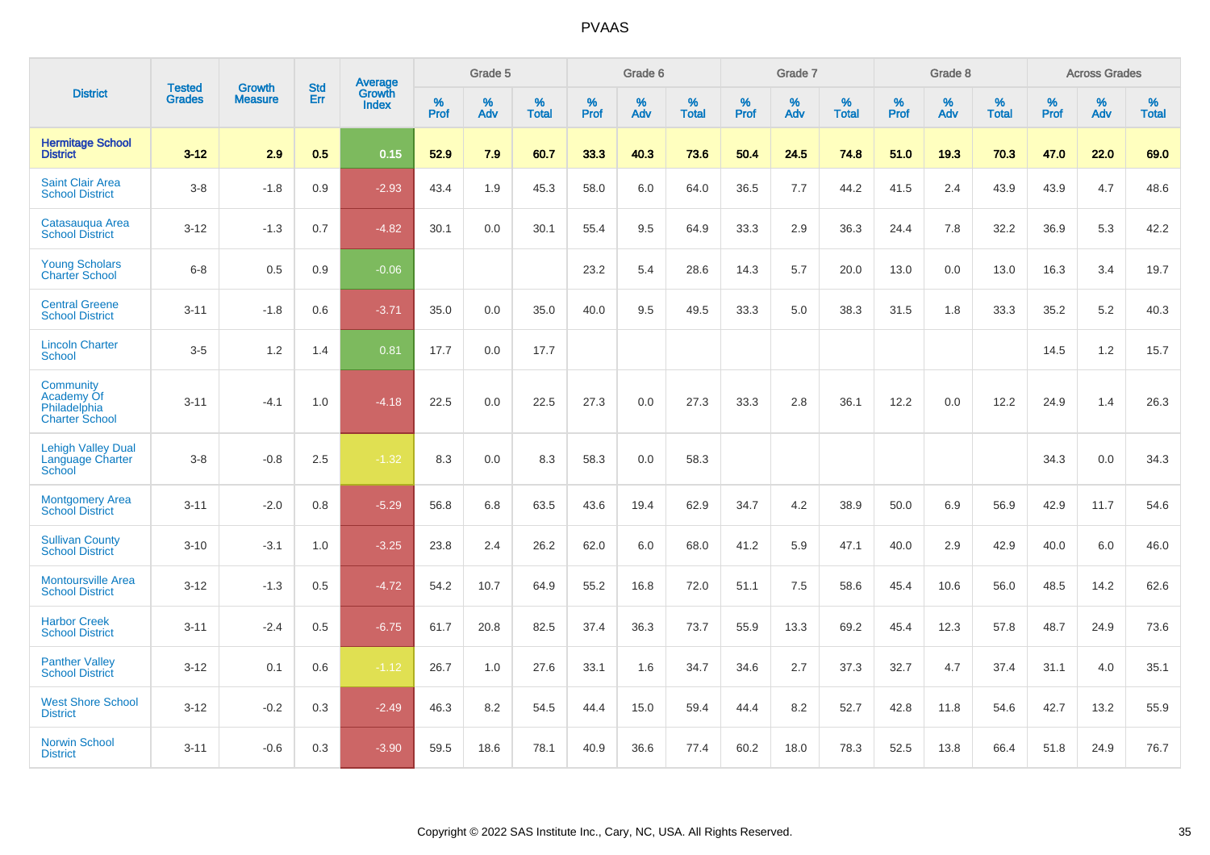# PVAAS

| District | Tested Grades | Growth Measure | Std Err | Average Growth Index | Grade 5 | | | Grade 6 | | | Grade 7 | | | Grade 8 | | | Across Grades | | |
|---|---|---|---|---|---|---|---|---|---|---|---|---|---|---|---|---|---|---|---|
| | | | | | % Prof | % Adv | % Total | % Prof | % Adv | % Total | % Prof | % Adv | % Total | % Prof | % Adv | % Total | % Prof | % Adv | % Total |
| **Hermitage School District** | **3-12** | **2.9** | **0.5** | **0.15** | **52.9** | **7.9** | **60.7** | **33.3** | **40.3** | **73.6** | **50.4** | **24.5** | **74.8** | **51.0** | **19.3** | **70.3** | **47.0** | **22.0** | **69.0** |
| Saint Clair Area School District | 3-8 | -1.8 | 0.9 | -2.93 | 43.4 | 1.9 | 45.3 | 58.0 | 6.0 | 64.0 | 36.5 | 7.7 | 44.2 | 41.5 | 2.4 | 43.9 | 43.9 | 4.7 | 48.6 |
| Catasauqua Area School District | 3-12 | -1.3 | 0.7 | -4.82 | 30.1 | 0.0 | 30.1 | 55.4 | 9.5 | 64.9 | 33.3 | 2.9 | 36.3 | 24.4 | 7.8 | 32.2 | 36.9 | 5.3 | 42.2 |
| Young Scholars Charter School | 6-8 | 0.5 | 0.9 | -0.06 | | | | 23.2 | 5.4 | 28.6 | 14.3 | 5.7 | 20.0 | 13.0 | 0.0 | 13.0 | 16.3 | 3.4 | 19.7 |
| Central Greene School District | 3-11 | -1.8 | 0.6 | -3.71 | 35.0 | 0.0 | 35.0 | 40.0 | 9.5 | 49.5 | 33.3 | 5.0 | 38.3 | 31.5 | 1.8 | 33.3 | 35.2 | 5.2 | 40.3 |
| Lincoln Charter School | 3-5 | 1.2 | 1.4 | 0.81 | 17.7 | 0.0 | 17.7 | | | | | | | | | | 14.5 | 1.2 | 15.7 |
| Community Academy Of Philadelphia Charter School | 3-11 | -4.1 | 1.0 | -4.18 | 22.5 | 0.0 | 22.5 | 27.3 | 0.0 | 27.3 | 33.3 | 2.8 | 36.1 | 12.2 | 0.0 | 12.2 | 24.9 | 1.4 | 26.3 |
| Lehigh Valley Dual Language Charter School | 3-8 | -0.8 | 2.5 | -1.32 | 8.3 | 0.0 | 8.3 | 58.3 | 0.0 | 58.3 | | | | | | | 34.3 | 0.0 | 34.3 |
| Montgomery Area School District | 3-11 | -2.0 | 0.8 | -5.29 | 56.8 | 6.8 | 63.5 | 43.6 | 19.4 | 62.9 | 34.7 | 4.2 | 38.9 | 50.0 | 6.9 | 56.9 | 42.9 | 11.7 | 54.6 |
| Sullivan County School District | 3-10 | -3.1 | 1.0 | -3.25 | 23.8 | 2.4 | 26.2 | 62.0 | 6.0 | 68.0 | 41.2 | 5.9 | 47.1 | 40.0 | 2.9 | 42.9 | 40.0 | 6.0 | 46.0 |
| Montoursville Area School District | 3-12 | -1.3 | 0.5 | -4.72 | 54.2 | 10.7 | 64.9 | 55.2 | 16.8 | 72.0 | 51.1 | 7.5 | 58.6 | 45.4 | 10.6 | 56.0 | 48.5 | 14.2 | 62.6 |
| Harbor Creek School District | 3-11 | -2.4 | 0.5 | -6.75 | 61.7 | 20.8 | 82.5 | 37.4 | 36.3 | 73.7 | 55.9 | 13.3 | 69.2 | 45.4 | 12.3 | 57.8 | 48.7 | 24.9 | 73.6 |
| Panther Valley School District | 3-12 | 0.1 | 0.6 | -1.12 | 26.7 | 1.0 | 27.6 | 33.1 | 1.6 | 34.7 | 34.6 | 2.7 | 37.3 | 32.7 | 4.7 | 37.4 | 31.1 | 4.0 | 35.1 |
| West Shore School District | 3-12 | -0.2 | 0.3 | -2.49 | 46.3 | 8.2 | 54.5 | 44.4 | 15.0 | 59.4 | 44.4 | 8.2 | 52.7 | 42.8 | 11.8 | 54.6 | 42.7 | 13.2 | 55.9 |
| Norwin School District | 3-11 | -0.6 | 0.3 | -3.90 | 59.5 | 18.6 | 78.1 | 40.9 | 36.6 | 77.4 | 60.2 | 18.0 | 78.3 | 52.5 | 13.8 | 66.4 | 51.8 | 24.9 | 76.7 |

Copyright © 2022 SAS Institute Inc., Cary, NC, USA. All Rights Reserved.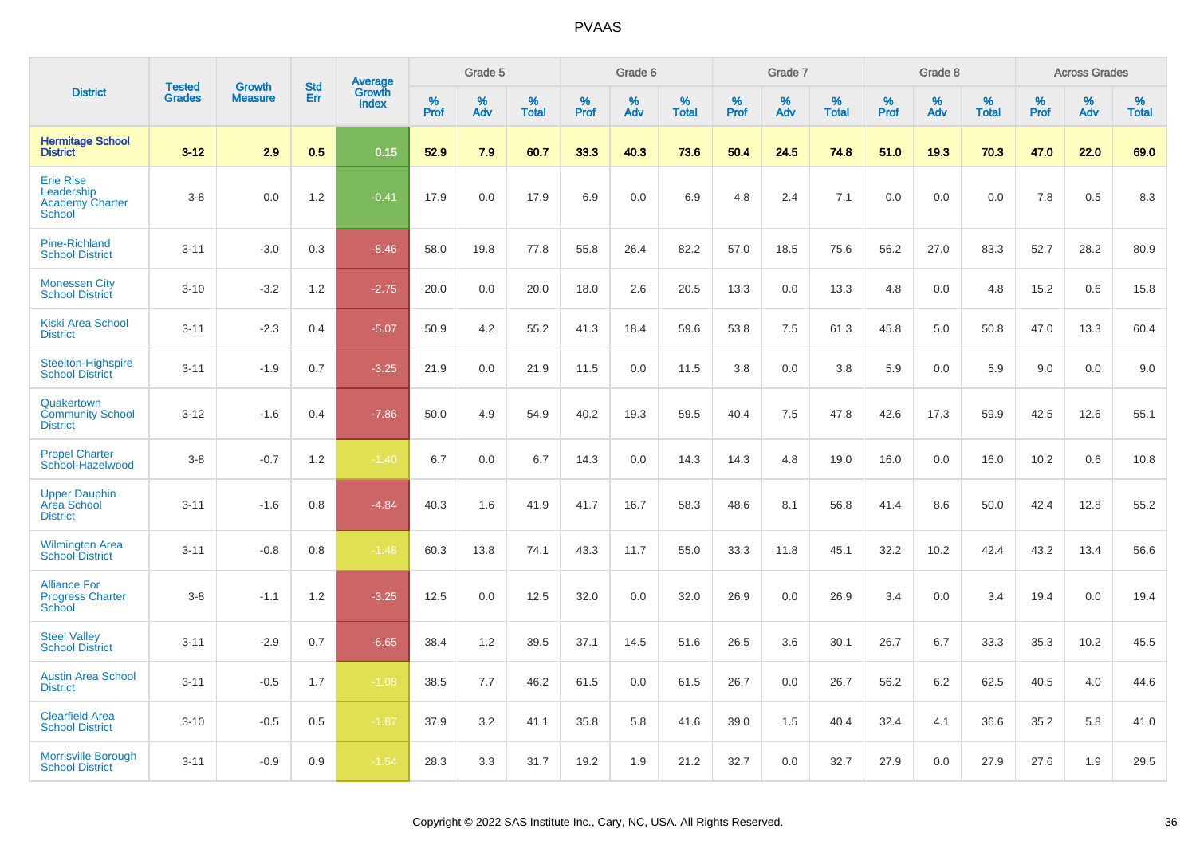# PVAAS

| District | Tested Grades | Growth Measure | Std Err | Average Growth Index | Grade 5 | | | Grade 6 | | | Grade 7 | | | Grade 8 | | | Across Grades | | |
|---|---|---|---|---|---|---|---|---|---|---|---|---|---|---|---|---|---|---|---|
| | | | | | % Prof | % Adv | % Total | % Prof | % Adv | % Total | % Prof | % Adv | % Total | % Prof | % Adv | % Total | % Prof | % Adv | % Total |
| **Hermitage School District** | **3-12** | **2.9** | **0.5** | **0.15** | **52.9** | **7.9** | **60.7** | **33.3** | **40.3** | **73.6** | **50.4** | **24.5** | **74.8** | **51.0** | **19.3** | **70.3** | **47.0** | **22.0** | **69.0** |
| Erie Rise Leadership Academy Charter School | 3-8 | 0.0 | 1.2 | -0.41 | 17.9 | 0.0 | 17.9 | 6.9 | 0.0 | 6.9 | 4.8 | 2.4 | 7.1 | 0.0 | 0.0 | 0.0 | 7.8 | 0.5 | 8.3 |
| Pine-Richland School District | 3-11 | -3.0 | 0.3 | -8.46 | 58.0 | 19.8 | 77.8 | 55.8 | 26.4 | 82.2 | 57.0 | 18.5 | 75.6 | 56.2 | 27.0 | 83.3 | 52.7 | 28.2 | 80.9 |
| Monessen City School District | 3-10 | -3.2 | 1.2 | -2.75 | 20.0 | 0.0 | 20.0 | 18.0 | 2.6 | 20.5 | 13.3 | 0.0 | 13.3 | 4.8 | 0.0 | 4.8 | 15.2 | 0.6 | 15.8 |
| Kiski Area School District | 3-11 | -2.3 | 0.4 | -5.07 | 50.9 | 4.2 | 55.2 | 41.3 | 18.4 | 59.6 | 53.8 | 7.5 | 61.3 | 45.8 | 5.0 | 50.8 | 47.0 | 13.3 | 60.4 |
| Steelton-Highspire School District | 3-11 | -1.9 | 0.7 | -3.25 | 21.9 | 0.0 | 21.9 | 11.5 | 0.0 | 11.5 | 3.8 | 0.0 | 3.8 | 5.9 | 0.0 | 5.9 | 9.0 | 0.0 | 9.0 |
| Quakertown Community School District | 3-12 | -1.6 | 0.4 | -7.86 | 50.0 | 4.9 | 54.9 | 40.2 | 19.3 | 59.5 | 40.4 | 7.5 | 47.8 | 42.6 | 17.3 | 59.9 | 42.5 | 12.6 | 55.1 |
| Propel Charter School-Hazelwood | 3-8 | -0.7 | 1.2 | -1.40 | 6.7 | 0.0 | 6.7 | 14.3 | 0.0 | 14.3 | 14.3 | 4.8 | 19.0 | 16.0 | 0.0 | 16.0 | 10.2 | 0.6 | 10.8 |
| Upper Dauphin Area School District | 3-11 | -1.6 | 0.8 | -4.84 | 40.3 | 1.6 | 41.9 | 41.7 | 16.7 | 58.3 | 48.6 | 8.1 | 56.8 | 41.4 | 8.6 | 50.0 | 42.4 | 12.8 | 55.2 |
| Wilmington Area School District | 3-11 | -0.8 | 0.8 | -1.48 | 60.3 | 13.8 | 74.1 | 43.3 | 11.7 | 55.0 | 33.3 | 11.8 | 45.1 | 32.2 | 10.2 | 42.4 | 43.2 | 13.4 | 56.6 |
| Alliance For Progress Charter School | 3-8 | -1.1 | 1.2 | -3.25 | 12.5 | 0.0 | 12.5 | 32.0 | 0.0 | 32.0 | 26.9 | 0.0 | 26.9 | 3.4 | 0.0 | 3.4 | 19.4 | 0.0 | 19.4 |
| Steel Valley School District | 3-11 | -2.9 | 0.7 | -6.65 | 38.4 | 1.2 | 39.5 | 37.1 | 14.5 | 51.6 | 26.5 | 3.6 | 30.1 | 26.7 | 6.7 | 33.3 | 35.3 | 10.2 | 45.5 |
| Austin Area School District | 3-11 | -0.5 | 1.7 | -1.08 | 38.5 | 7.7 | 46.2 | 61.5 | 0.0 | 61.5 | 26.7 | 0.0 | 26.7 | 56.2 | 6.2 | 62.5 | 40.5 | 4.0 | 44.6 |
| Clearfield Area School District | 3-10 | -0.5 | 0.5 | -1.87 | 37.9 | 3.2 | 41.1 | 35.8 | 5.8 | 41.6 | 39.0 | 1.5 | 40.4 | 32.4 | 4.1 | 36.6 | 35.2 | 5.8 | 41.0 |
| Morrisville Borough School District | 3-11 | -0.9 | 0.9 | -1.54 | 28.3 | 3.3 | 31.7 | 19.2 | 1.9 | 21.2 | 32.7 | 0.0 | 32.7 | 27.9 | 0.0 | 27.9 | 27.6 | 1.9 | 29.5 |

Copyright © 2022 SAS Institute Inc., Cary, NC, USA. All Rights Reserved.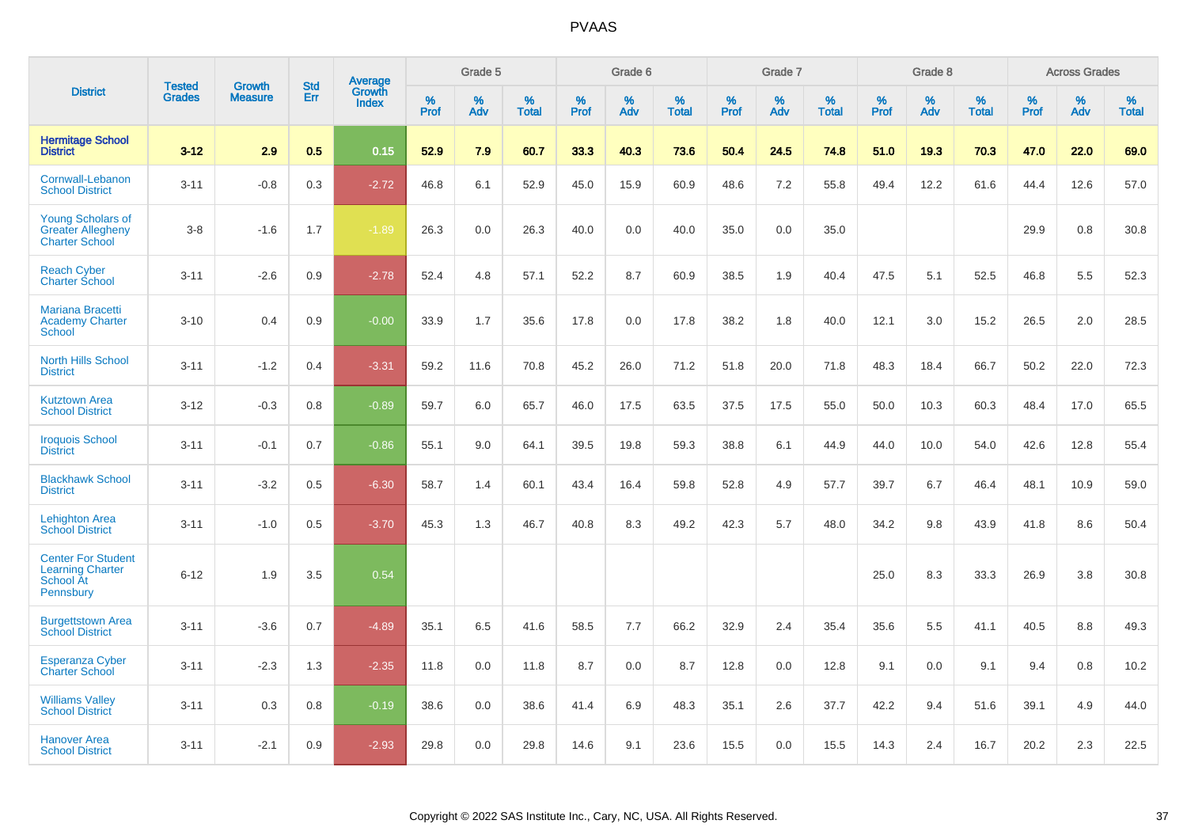# PVAAS

| District | Tested Grades | Growth Measure | Std Err | Average Growth Index | Grade 5 | | | Grade 6 | | | Grade 7 | | | Grade 8 | | | Across Grades | | |
|---|---|---|---|---|---|---|---|---|---|---|---|---|---|---|---|---|---|---|---|
| | | | | | % Prof | % Adv | % Total | % Prof | % Adv | % Total | % Prof | % Adv | % Total | % Prof | % Adv | % Total | % Prof | % Adv | % Total |
| **Hermitage School District** | **3-12** | **2.9** | **0.5** | **0.15** | **52.9** | **7.9** | **60.7** | **33.3** | **40.3** | **73.6** | **50.4** | **24.5** | **74.8** | **51.0** | **19.3** | **70.3** | **47.0** | **22.0** | **69.0** |
| Cornwall-Lebanon School District | 3-11 | -0.8 | 0.3 | -2.72 | 46.8 | 6.1 | 52.9 | 45.0 | 15.9 | 60.9 | 48.6 | 7.2 | 55.8 | 49.4 | 12.2 | 61.6 | 44.4 | 12.6 | 57.0 |
| Young Scholars of Greater Allegheny Charter School | 3-8 | -1.6 | 1.7 | -1.89 | 26.3 | 0.0 | 26.3 | 40.0 | 0.0 | 40.0 | 35.0 | 0.0 | 35.0 | | | | 29.9 | 0.8 | 30.8 |
| Reach Cyber Charter School | 3-11 | -2.6 | 0.9 | -2.78 | 52.4 | 4.8 | 57.1 | 52.2 | 8.7 | 60.9 | 38.5 | 1.9 | 40.4 | 47.5 | 5.1 | 52.5 | 46.8 | 5.5 | 52.3 |
| Mariana Bracetti Academy Charter School | 3-10 | 0.4 | 0.9 | -0.00 | 33.9 | 1.7 | 35.6 | 17.8 | 0.0 | 17.8 | 38.2 | 1.8 | 40.0 | 12.1 | 3.0 | 15.2 | 26.5 | 2.0 | 28.5 |
| North Hills School District | 3-11 | -1.2 | 0.4 | -3.31 | 59.2 | 11.6 | 70.8 | 45.2 | 26.0 | 71.2 | 51.8 | 20.0 | 71.8 | 48.3 | 18.4 | 66.7 | 50.2 | 22.0 | 72.3 |
| Kutztown Area School District | 3-12 | -0.3 | 0.8 | -0.89 | 59.7 | 6.0 | 65.7 | 46.0 | 17.5 | 63.5 | 37.5 | 17.5 | 55.0 | 50.0 | 10.3 | 60.3 | 48.4 | 17.0 | 65.5 |
| Iroquois School District | 3-11 | -0.1 | 0.7 | -0.86 | 55.1 | 9.0 | 64.1 | 39.5 | 19.8 | 59.3 | 38.8 | 6.1 | 44.9 | 44.0 | 10.0 | 54.0 | 42.6 | 12.8 | 55.4 |
| Blackhawk School District | 3-11 | -3.2 | 0.5 | -6.30 | 58.7 | 1.4 | 60.1 | 43.4 | 16.4 | 59.8 | 52.8 | 4.9 | 57.7 | 39.7 | 6.7 | 46.4 | 48.1 | 10.9 | 59.0 |
| Lehighton Area School District | 3-11 | -1.0 | 0.5 | -3.70 | 45.3 | 1.3 | 46.7 | 40.8 | 8.3 | 49.2 | 42.3 | 5.7 | 48.0 | 34.2 | 9.8 | 43.9 | 41.8 | 8.6 | 50.4 |
| Center For Student Learning Charter School At Pennsbury | 6-12 | 1.9 | 3.5 | 0.54 | | | | | | | | | | 25.0 | 8.3 | 33.3 | 26.9 | 3.8 | 30.8 |
| Burgettstown Area School District | 3-11 | -3.6 | 0.7 | -4.89 | 35.1 | 6.5 | 41.6 | 58.5 | 7.7 | 66.2 | 32.9 | 2.4 | 35.4 | 35.6 | 5.5 | 41.1 | 40.5 | 8.8 | 49.3 |
| Esperanza Cyber Charter School | 3-11 | -2.3 | 1.3 | -2.35 | 11.8 | 0.0 | 11.8 | 8.7 | 0.0 | 8.7 | 12.8 | 0.0 | 12.8 | 9.1 | 0.0 | 9.1 | 9.4 | 0.8 | 10.2 |
| Williams Valley School District | 3-11 | 0.3 | 0.8 | -0.19 | 38.6 | 0.0 | 38.6 | 41.4 | 6.9 | 48.3 | 35.1 | 2.6 | 37.7 | 42.2 | 9.4 | 51.6 | 39.1 | 4.9 | 44.0 |
| Hanover Area School District | 3-11 | -2.1 | 0.9 | -2.93 | 29.8 | 0.0 | 29.8 | 14.6 | 9.1 | 23.6 | 15.5 | 0.0 | 15.5 | 14.3 | 2.4 | 16.7 | 20.2 | 2.3 | 22.5 |

Copyright © 2022 SAS Institute Inc., Cary, NC, USA. All Rights Reserved.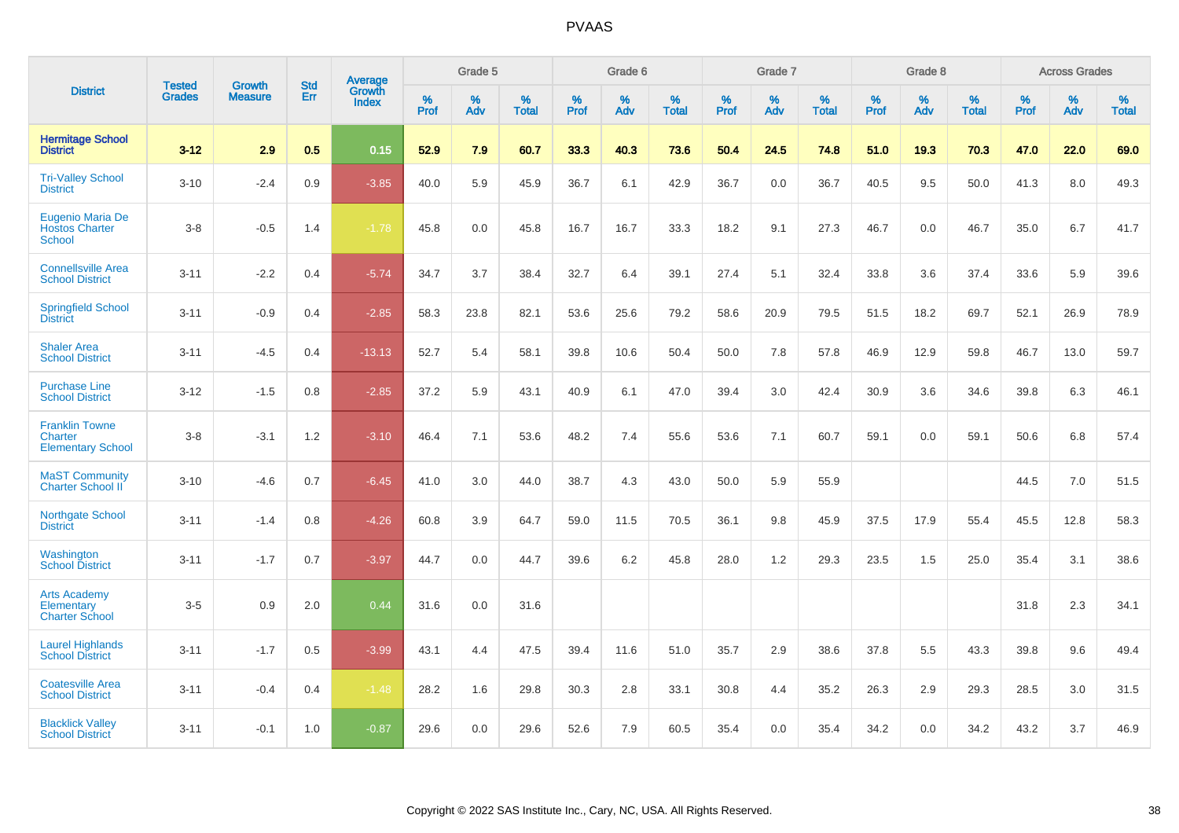# PVAAS

| District | Tested Grades | Growth Measure | Std Err | Average Growth Index | Grade 5 | | | Grade 6 | | | Grade 7 | | | Grade 8 | | | Across Grades | | |
|---|---|---|---|---|---|---|---|---|---|---|---|---|---|---|---|---|---|---|---|
| | | | | | % Prof | % Adv | % Total | % Prof | % Adv | % Total | % Prof | % Adv | % Total | % Prof | % Adv | % Total | % Prof | % Adv | % Total |
| **Hermitage School District** | **3-12** | **2.9** | **0.5** | **0.15** | **52.9** | **7.9** | **60.7** | **33.3** | **40.3** | **73.6** | **50.4** | **24.5** | **74.8** | **51.0** | **19.3** | **70.3** | **47.0** | **22.0** | **69.0** |
| Tri-Valley School District | 3-10 | -2.4 | 0.9 | -3.85 | 40.0 | 5.9 | 45.9 | 36.7 | 6.1 | 42.9 | 36.7 | 0.0 | 36.7 | 40.5 | 9.5 | 50.0 | 41.3 | 8.0 | 49.3 |
| Eugenio Maria De Hostos Charter School | 3-8 | -0.5 | 1.4 | -1.78 | 45.8 | 0.0 | 45.8 | 16.7 | 16.7 | 33.3 | 18.2 | 9.1 | 27.3 | 46.7 | 0.0 | 46.7 | 35.0 | 6.7 | 41.7 |
| Connellsville Area School District | 3-11 | -2.2 | 0.4 | -5.74 | 34.7 | 3.7 | 38.4 | 32.7 | 6.4 | 39.1 | 27.4 | 5.1 | 32.4 | 33.8 | 3.6 | 37.4 | 33.6 | 5.9 | 39.6 |
| Springfield School District | 3-11 | -0.9 | 0.4 | -2.85 | 58.3 | 23.8 | 82.1 | 53.6 | 25.6 | 79.2 | 58.6 | 20.9 | 79.5 | 51.5 | 18.2 | 69.7 | 52.1 | 26.9 | 78.9 |
| Shaler Area School District | 3-11 | -4.5 | 0.4 | -13.13 | 52.7 | 5.4 | 58.1 | 39.8 | 10.6 | 50.4 | 50.0 | 7.8 | 57.8 | 46.9 | 12.9 | 59.8 | 46.7 | 13.0 | 59.7 |
| Purchase Line School District | 3-12 | -1.5 | 0.8 | -2.85 | 37.2 | 5.9 | 43.1 | 40.9 | 6.1 | 47.0 | 39.4 | 3.0 | 42.4 | 30.9 | 3.6 | 34.6 | 39.8 | 6.3 | 46.1 |
| Franklin Towne Charter Elementary School | 3-8 | -3.1 | 1.2 | -3.10 | 46.4 | 7.1 | 53.6 | 48.2 | 7.4 | 55.6 | 53.6 | 7.1 | 60.7 | 59.1 | 0.0 | 59.1 | 50.6 | 6.8 | 57.4 |
| MaST Community Charter School II | 3-10 | -4.6 | 0.7 | -6.45 | 41.0 | 3.0 | 44.0 | 38.7 | 4.3 | 43.0 | 50.0 | 5.9 | 55.9 | | | | 44.5 | 7.0 | 51.5 |
| Northgate School District | 3-11 | -1.4 | 0.8 | -4.26 | 60.8 | 3.9 | 64.7 | 59.0 | 11.5 | 70.5 | 36.1 | 9.8 | 45.9 | 37.5 | 17.9 | 55.4 | 45.5 | 12.8 | 58.3 |
| Washington School District | 3-11 | -1.7 | 0.7 | -3.97 | 44.7 | 0.0 | 44.7 | 39.6 | 6.2 | 45.8 | 28.0 | 1.2 | 29.3 | 23.5 | 1.5 | 25.0 | 35.4 | 3.1 | 38.6 |
| Arts Academy Elementary Charter School | 3-5 | 0.9 | 2.0 | 0.44 | 31.6 | 0.0 | 31.6 | | | | | | | | | | 31.8 | 2.3 | 34.1 |
| Laurel Highlands School District | 3-11 | -1.7 | 0.5 | -3.99 | 43.1 | 4.4 | 47.5 | 39.4 | 11.6 | 51.0 | 35.7 | 2.9 | 38.6 | 37.8 | 5.5 | 43.3 | 39.8 | 9.6 | 49.4 |
| Coatesville Area School District | 3-11 | -0.4 | 0.4 | -1.48 | 28.2 | 1.6 | 29.8 | 30.3 | 2.8 | 33.1 | 30.8 | 4.4 | 35.2 | 26.3 | 2.9 | 29.3 | 28.5 | 3.0 | 31.5 |
| Blacklick Valley School District | 3-11 | -0.1 | 1.0 | -0.87 | 29.6 | 0.0 | 29.6 | 52.6 | 7.9 | 60.5 | 35.4 | 0.0 | 35.4 | 34.2 | 0.0 | 34.2 | 43.2 | 3.7 | 46.9 |

Copyright © 2022 SAS Institute Inc., Cary, NC, USA. All Rights Reserved.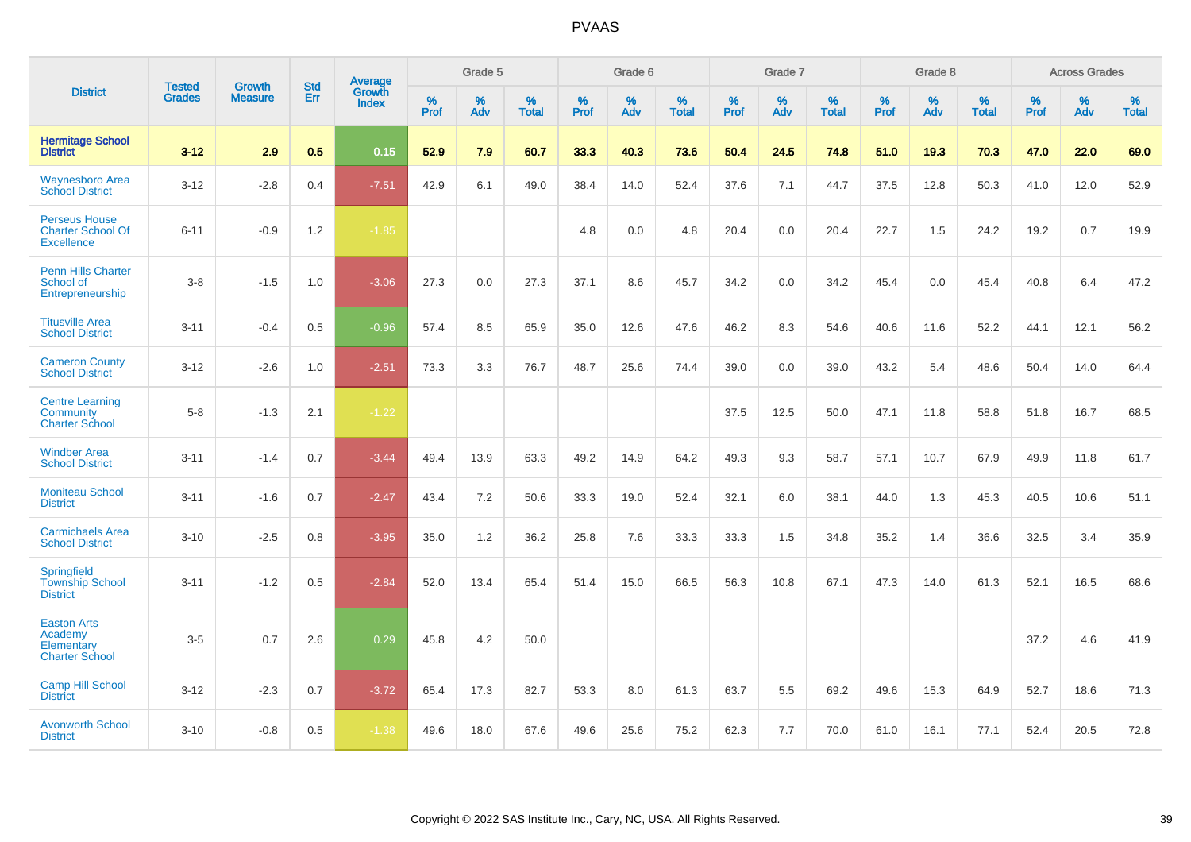# PVAAS

| District | Tested Grades | Growth Measure | Std Err | Average Growth Index | Grade 5 | | | Grade 6 | | | Grade 7 | | | Grade 8 | | | Across Grades | | |
|---|---|---|---|---|---|---|---|---|---|---|---|---|---|---|---|---|---|---|---|
| | | | | | % Prof | % Adv | % Total | % Prof | % Adv | % Total | % Prof | % Adv | % Total | % Prof | % Adv | % Total | % Prof | % Adv | % Total |
| **Hermitage School District** | **3-12** | **2.9** | **0.5** | **0.15** | **52.9** | **7.9** | **60.7** | **33.3** | **40.3** | **73.6** | **50.4** | **24.5** | **74.8** | **51.0** | **19.3** | **70.3** | **47.0** | **22.0** | **69.0** |
| Waynesboro Area School District | 3-12 | -2.8 | 0.4 | -7.51 | 42.9 | 6.1 | 49.0 | 38.4 | 14.0 | 52.4 | 37.6 | 7.1 | 44.7 | 37.5 | 12.8 | 50.3 | 41.0 | 12.0 | 52.9 |
| Perseus House Charter School Of Excellence | 6-11 | -0.9 | 1.2 | -1.85 | | | | 4.8 | 0.0 | 4.8 | 20.4 | 0.0 | 20.4 | 22.7 | 1.5 | 24.2 | 19.2 | 0.7 | 19.9 |
| Penn Hills Charter School of Entrepreneurship | 3-8 | -1.5 | 1.0 | -3.06 | 27.3 | 0.0 | 27.3 | 37.1 | 8.6 | 45.7 | 34.2 | 0.0 | 34.2 | 45.4 | 0.0 | 45.4 | 40.8 | 6.4 | 47.2 |
| Titusville Area School District | 3-11 | -0.4 | 0.5 | -0.96 | 57.4 | 8.5 | 65.9 | 35.0 | 12.6 | 47.6 | 46.2 | 8.3 | 54.6 | 40.6 | 11.6 | 52.2 | 44.1 | 12.1 | 56.2 |
| Cameron County School District | 3-12 | -2.6 | 1.0 | -2.51 | 73.3 | 3.3 | 76.7 | 48.7 | 25.6 | 74.4 | 39.0 | 0.0 | 39.0 | 43.2 | 5.4 | 48.6 | 50.4 | 14.0 | 64.4 |
| Centre Learning Community Charter School | 5-8 | -1.3 | 2.1 | -1.22 | | | | | | | 37.5 | 12.5 | 50.0 | 47.1 | 11.8 | 58.8 | 51.8 | 16.7 | 68.5 |
| Windber Area School District | 3-11 | -1.4 | 0.7 | -3.44 | 49.4 | 13.9 | 63.3 | 49.2 | 14.9 | 64.2 | 49.3 | 9.3 | 58.7 | 57.1 | 10.7 | 67.9 | 49.9 | 11.8 | 61.7 |
| Moniteau School District | 3-11 | -1.6 | 0.7 | -2.47 | 43.4 | 7.2 | 50.6 | 33.3 | 19.0 | 52.4 | 32.1 | 6.0 | 38.1 | 44.0 | 1.3 | 45.3 | 40.5 | 10.6 | 51.1 |
| Carmichaels Area School District | 3-10 | -2.5 | 0.8 | -3.95 | 35.0 | 1.2 | 36.2 | 25.8 | 7.6 | 33.3 | 33.3 | 1.5 | 34.8 | 35.2 | 1.4 | 36.6 | 32.5 | 3.4 | 35.9 |
| Springfield Township School District | 3-11 | -1.2 | 0.5 | -2.84 | 52.0 | 13.4 | 65.4 | 51.4 | 15.0 | 66.5 | 56.3 | 10.8 | 67.1 | 47.3 | 14.0 | 61.3 | 52.1 | 16.5 | 68.6 |
| Easton Arts Academy Elementary Charter School | 3-5 | 0.7 | 2.6 | 0.29 | 45.8 | 4.2 | 50.0 | | | | | | | | | | 37.2 | 4.6 | 41.9 |
| Camp Hill School District | 3-12 | -2.3 | 0.7 | -3.72 | 65.4 | 17.3 | 82.7 | 53.3 | 8.0 | 61.3 | 63.7 | 5.5 | 69.2 | 49.6 | 15.3 | 64.9 | 52.7 | 18.6 | 71.3 |
| Avonworth School District | 3-10 | -0.8 | 0.5 | -1.38 | 49.6 | 18.0 | 67.6 | 49.6 | 25.6 | 75.2 | 62.3 | 7.7 | 70.0 | 61.0 | 16.1 | 77.1 | 52.4 | 20.5 | 72.8 |

Copyright © 2022 SAS Institute Inc., Cary, NC, USA. All Rights Reserved.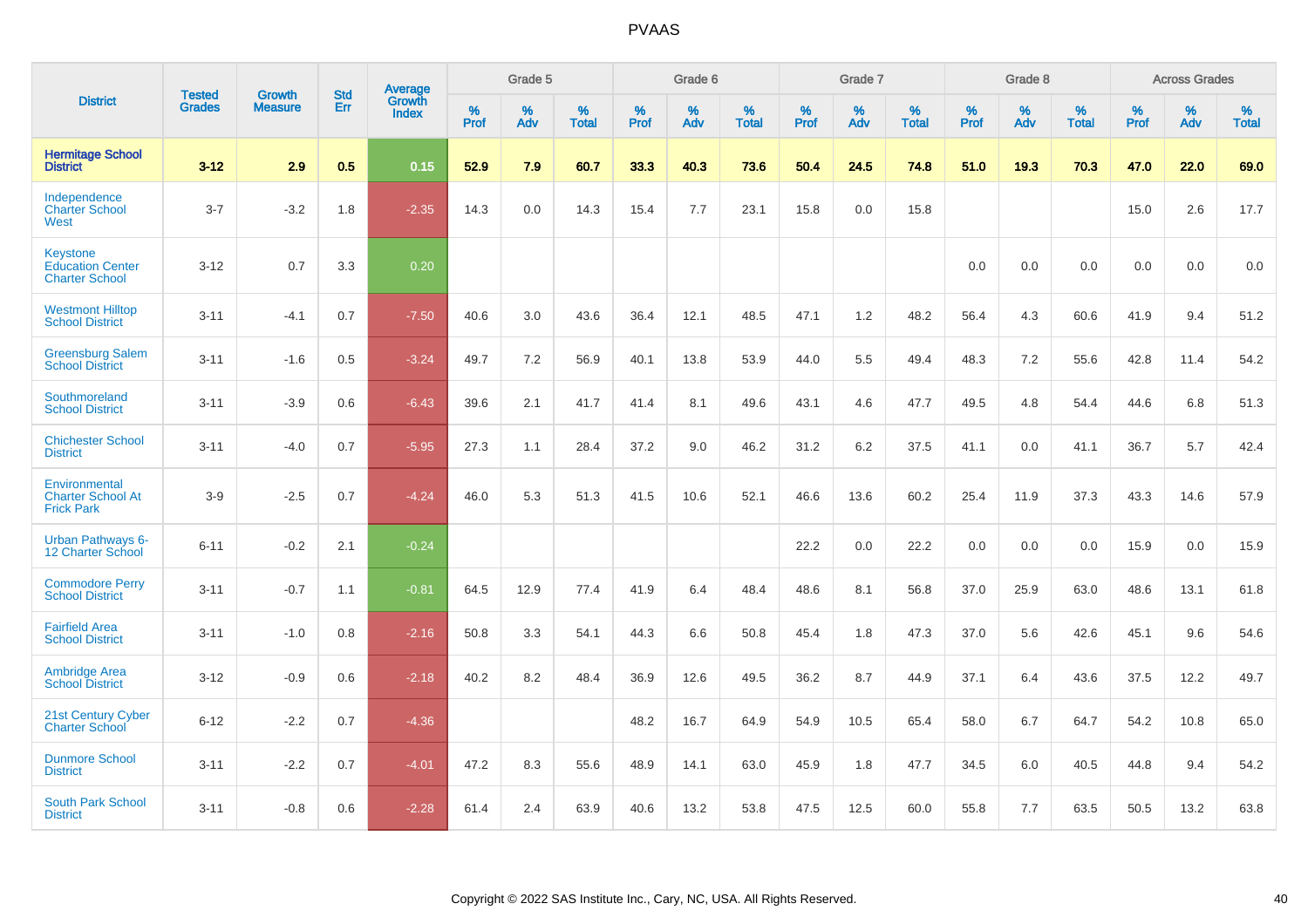# PVAAS

| District | Tested Grades | Growth Measure | Std Err | Average Growth Index | Grade 5 | | | Grade 6 | | | Grade 7 | | | Grade 8 | | | Across Grades | | |
|---|---|---|---|---|---|---|---|---|---|---|---|---|---|---|---|---|---|---|---|
| | | | | | % Prof | % Adv | % Total | % Prof | % Adv | % Total | % Prof | % Adv | % Total | % Prof | % Adv | % Total | % Prof | % Adv | % Total |
| **Hermitage School District** | **3-12** | **2.9** | **0.5** | **0.15** | **52.9** | **7.9** | **60.7** | **33.3** | **40.3** | **73.6** | **50.4** | **24.5** | **74.8** | **51.0** | **19.3** | **70.3** | **47.0** | **22.0** | **69.0** |
| Independence Charter School West | 3-7 | -3.2 | 1.8 | -2.35 | 14.3 | 0.0 | 14.3 | 15.4 | 7.7 | 23.1 | 15.8 | 0.0 | 15.8 | | | | 15.0 | 2.6 | 17.7 |
| Keystone Education Center Charter School | 3-12 | 0.7 | 3.3 | 0.20 | | | | | | | | | | 0.0 | 0.0 | 0.0 | 0.0 | 0.0 | 0.0 |
| Westmont Hilltop School District | 3-11 | -4.1 | 0.7 | -7.50 | 40.6 | 3.0 | 43.6 | 36.4 | 12.1 | 48.5 | 47.1 | 1.2 | 48.2 | 56.4 | 4.3 | 60.6 | 41.9 | 9.4 | 51.2 |
| Greensburg Salem School District | 3-11 | -1.6 | 0.5 | -3.24 | 49.7 | 7.2 | 56.9 | 40.1 | 13.8 | 53.9 | 44.0 | 5.5 | 49.4 | 48.3 | 7.2 | 55.6 | 42.8 | 11.4 | 54.2 |
| Southmoreland School District | 3-11 | -3.9 | 0.6 | -6.43 | 39.6 | 2.1 | 41.7 | 41.4 | 8.1 | 49.6 | 43.1 | 4.6 | 47.7 | 49.5 | 4.8 | 54.4 | 44.6 | 6.8 | 51.3 |
| Chichester School District | 3-11 | -4.0 | 0.7 | -5.95 | 27.3 | 1.1 | 28.4 | 37.2 | 9.0 | 46.2 | 31.2 | 6.2 | 37.5 | 41.1 | 0.0 | 41.1 | 36.7 | 5.7 | 42.4 |
| Environmental Charter School At Frick Park | 3-9 | -2.5 | 0.7 | -4.24 | 46.0 | 5.3 | 51.3 | 41.5 | 10.6 | 52.1 | 46.6 | 13.6 | 60.2 | 25.4 | 11.9 | 37.3 | 43.3 | 14.6 | 57.9 |
| Urban Pathways 6-12 Charter School | 6-11 | -0.2 | 2.1 | -0.24 | | | | | | | 22.2 | 0.0 | 22.2 | 0.0 | 0.0 | 0.0 | 15.9 | 0.0 | 15.9 |
| Commodore Perry School District | 3-11 | -0.7 | 1.1 | -0.81 | 64.5 | 12.9 | 77.4 | 41.9 | 6.4 | 48.4 | 48.6 | 8.1 | 56.8 | 37.0 | 25.9 | 63.0 | 48.6 | 13.1 | 61.8 |
| Fairfield Area School District | 3-11 | -1.0 | 0.8 | -2.16 | 50.8 | 3.3 | 54.1 | 44.3 | 6.6 | 50.8 | 45.4 | 1.8 | 47.3 | 37.0 | 5.6 | 42.6 | 45.1 | 9.6 | 54.6 |
| Ambridge Area School District | 3-12 | -0.9 | 0.6 | -2.18 | 40.2 | 8.2 | 48.4 | 36.9 | 12.6 | 49.5 | 36.2 | 8.7 | 44.9 | 37.1 | 6.4 | 43.6 | 37.5 | 12.2 | 49.7 |
| 21st Century Cyber Charter School | 6-12 | -2.2 | 0.7 | -4.36 | | | | 48.2 | 16.7 | 64.9 | 54.9 | 10.5 | 65.4 | 58.0 | 6.7 | 64.7 | 54.2 | 10.8 | 65.0 |
| Dunmore School District | 3-11 | -2.2 | 0.7 | -4.01 | 47.2 | 8.3 | 55.6 | 48.9 | 14.1 | 63.0 | 45.9 | 1.8 | 47.7 | 34.5 | 6.0 | 40.5 | 44.8 | 9.4 | 54.2 |
| South Park School District | 3-11 | -0.8 | 0.6 | -2.28 | 61.4 | 2.4 | 63.9 | 40.6 | 13.2 | 53.8 | 47.5 | 12.5 | 60.0 | 55.8 | 7.7 | 63.5 | 50.5 | 13.2 | 63.8 |

Copyright © 2022 SAS Institute Inc., Cary, NC, USA. All Rights Reserved.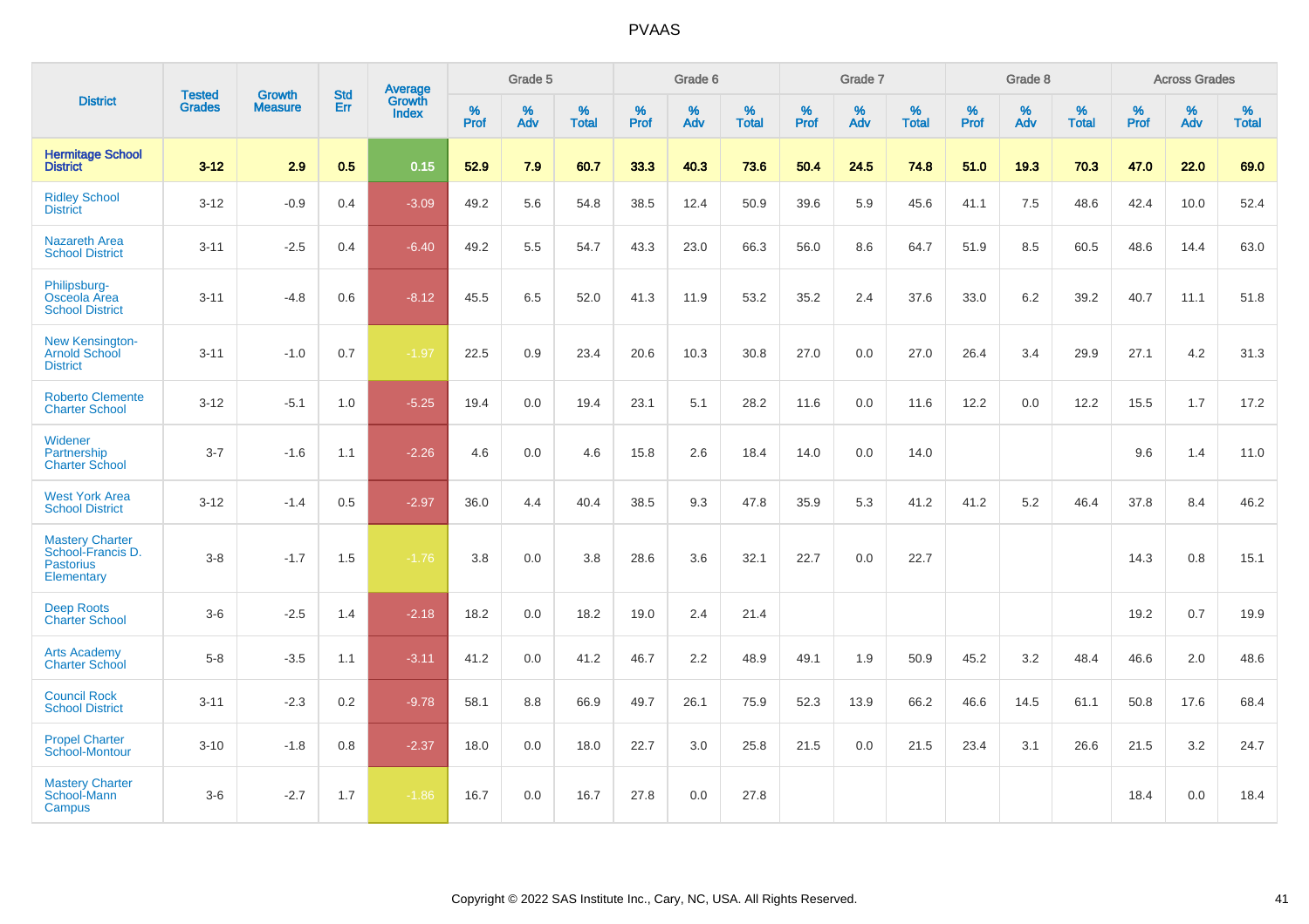# PVAAS

| District | Tested Grades | Growth Measure | Std Err | Average Growth Index | Grade 5 | | | Grade 6 | | | Grade 7 | | | Grade 8 | | | Across Grades | | |
|---|---|---|---|---|---|---|---|---|---|---|---|---|---|---|---|---|---|---|---|
| | | | | | % Prof | % Adv | % Total | % Prof | % Adv | % Total | % Prof | % Adv | % Total | % Prof | % Adv | % Total | % Prof | % Adv | % Total |
| **Hermitage School District** | **3-12** | **2.9** | **0.5** | **0.15** | **52.9** | **7.9** | **60.7** | **33.3** | **40.3** | **73.6** | **50.4** | **24.5** | **74.8** | **51.0** | **19.3** | **70.3** | **47.0** | **22.0** | **69.0** |
| Ridley School District | 3-12 | -0.9 | 0.4 | -3.09 | 49.2 | 5.6 | 54.8 | 38.5 | 12.4 | 50.9 | 39.6 | 5.9 | 45.6 | 41.1 | 7.5 | 48.6 | 42.4 | 10.0 | 52.4 |
| Nazareth Area School District | 3-11 | -2.5 | 0.4 | -6.40 | 49.2 | 5.5 | 54.7 | 43.3 | 23.0 | 66.3 | 56.0 | 8.6 | 64.7 | 51.9 | 8.5 | 60.5 | 48.6 | 14.4 | 63.0 |
| Philipsburg-Osceola Area School District | 3-11 | -4.8 | 0.6 | -8.12 | 45.5 | 6.5 | 52.0 | 41.3 | 11.9 | 53.2 | 35.2 | 2.4 | 37.6 | 33.0 | 6.2 | 39.2 | 40.7 | 11.1 | 51.8 |
| New Kensington-Arnold School District | 3-11 | -1.0 | 0.7 | -1.97 | 22.5 | 0.9 | 23.4 | 20.6 | 10.3 | 30.8 | 27.0 | 0.0 | 27.0 | 26.4 | 3.4 | 29.9 | 27.1 | 4.2 | 31.3 |
| Roberto Clemente Charter School | 3-12 | -5.1 | 1.0 | -5.25 | 19.4 | 0.0 | 19.4 | 23.1 | 5.1 | 28.2 | 11.6 | 0.0 | 11.6 | 12.2 | 0.0 | 12.2 | 15.5 | 1.7 | 17.2 |
| Widener Partnership Charter School | 3-7 | -1.6 | 1.1 | -2.26 | 4.6 | 0.0 | 4.6 | 15.8 | 2.6 | 18.4 | 14.0 | 0.0 | 14.0 | | | | 9.6 | 1.4 | 11.0 |
| West York Area School District | 3-12 | -1.4 | 0.5 | -2.97 | 36.0 | 4.4 | 40.4 | 38.5 | 9.3 | 47.8 | 35.9 | 5.3 | 41.2 | 41.2 | 5.2 | 46.4 | 37.8 | 8.4 | 46.2 |
| Mastery Charter School-Francis D. Pastorius Elementary | 3-8 | -1.7 | 1.5 | -1.76 | 3.8 | 0.0 | 3.8 | 28.6 | 3.6 | 32.1 | 22.7 | 0.0 | 22.7 | | | | 14.3 | 0.8 | 15.1 |
| Deep Roots Charter School | 3-6 | -2.5 | 1.4 | -2.18 | 18.2 | 0.0 | 18.2 | 19.0 | 2.4 | 21.4 | | | | | | | 19.2 | 0.7 | 19.9 |
| Arts Academy Charter School | 5-8 | -3.5 | 1.1 | -3.11 | 41.2 | 0.0 | 41.2 | 46.7 | 2.2 | 48.9 | 49.1 | 1.9 | 50.9 | 45.2 | 3.2 | 48.4 | 46.6 | 2.0 | 48.6 |
| Council Rock School District | 3-11 | -2.3 | 0.2 | -9.78 | 58.1 | 8.8 | 66.9 | 49.7 | 26.1 | 75.9 | 52.3 | 13.9 | 66.2 | 46.6 | 14.5 | 61.1 | 50.8 | 17.6 | 68.4 |
| Propel Charter School-Montour | 3-10 | -1.8 | 0.8 | -2.37 | 18.0 | 0.0 | 18.0 | 22.7 | 3.0 | 25.8 | 21.5 | 0.0 | 21.5 | 23.4 | 3.1 | 26.6 | 21.5 | 3.2 | 24.7 |
| Mastery Charter School-Mann Campus | 3-6 | -2.7 | 1.7 | -1.86 | 16.7 | 0.0 | 16.7 | 27.8 | 0.0 | 27.8 | | | | | | | 18.4 | 0.0 | 18.4 |

Copyright © 2022 SAS Institute Inc., Cary, NC, USA. All Rights Reserved.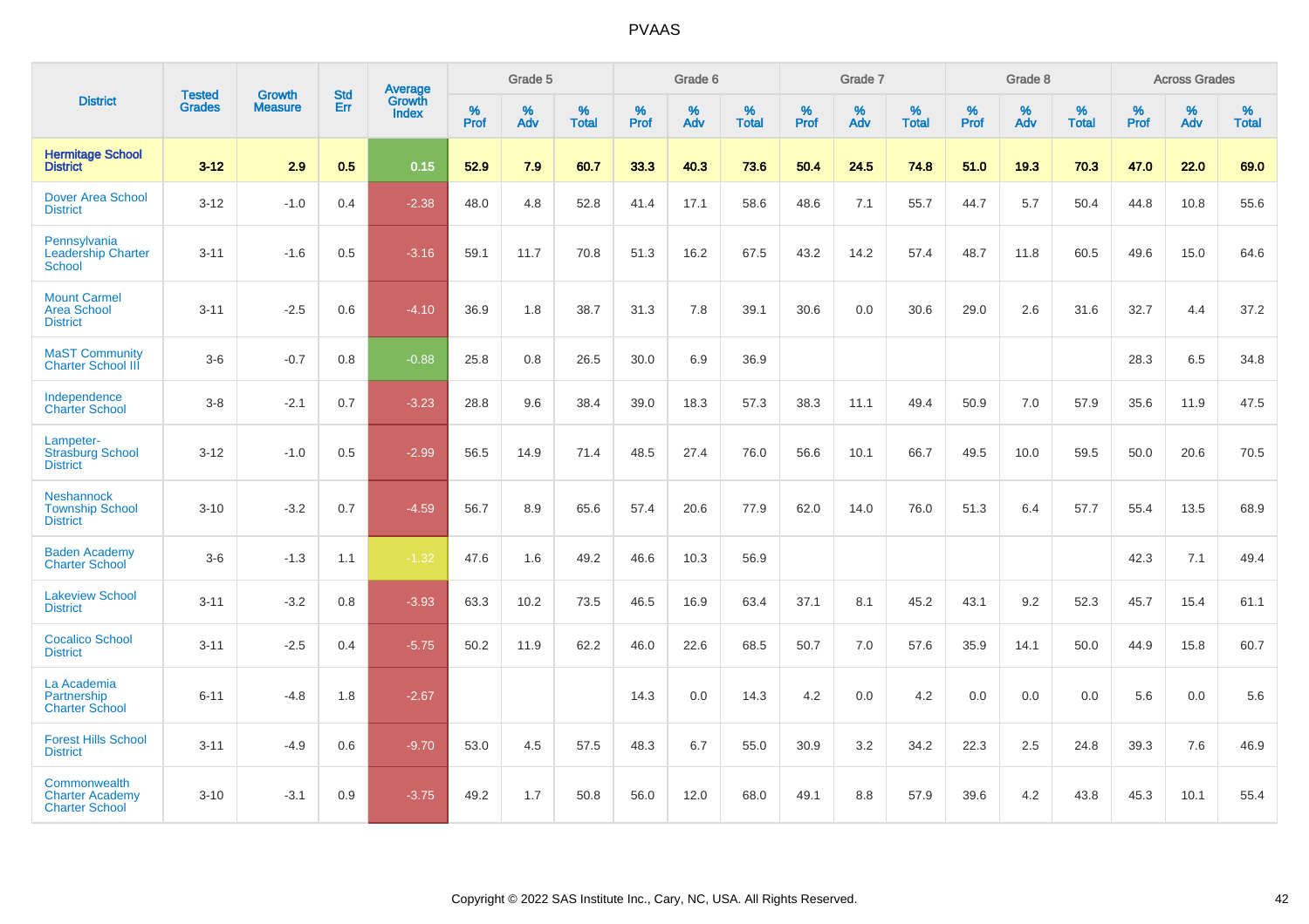# PVAAS

| District | Tested Grades | Growth Measure | Std Err | Average Growth Index | Grade 5 | | | Grade 6 | | | Grade 7 | | | Grade 8 | | | Across Grades | | |
|---|---|---|---|---|---|---|---|---|---|---|---|---|---|---|---|---|---|---|---|
| | | | | | % Prof | % Adv | % Total | % Prof | % Adv | % Total | % Prof | % Adv | % Total | % Prof | % Adv | % Total | % Prof | % Adv | % Total |
| **Hermitage School District** | **3-12** | **2.9** | **0.5** | **0.15** | **52.9** | **7.9** | **60.7** | **33.3** | **40.3** | **73.6** | **50.4** | **24.5** | **74.8** | **51.0** | **19.3** | **70.3** | **47.0** | **22.0** | **69.0** |
| Dover Area School District | 3-12 | -1.0 | 0.4 | -2.38 | 48.0 | 4.8 | 52.8 | 41.4 | 17.1 | 58.6 | 48.6 | 7.1 | 55.7 | 44.7 | 5.7 | 50.4 | 44.8 | 10.8 | 55.6 |
| Pennsylvania Leadership Charter School | 3-11 | -1.6 | 0.5 | -3.16 | 59.1 | 11.7 | 70.8 | 51.3 | 16.2 | 67.5 | 43.2 | 14.2 | 57.4 | 48.7 | 11.8 | 60.5 | 49.6 | 15.0 | 64.6 |
| Mount Carmel Area School District | 3-11 | -2.5 | 0.6 | -4.10 | 36.9 | 1.8 | 38.7 | 31.3 | 7.8 | 39.1 | 30.6 | 0.0 | 30.6 | 29.0 | 2.6 | 31.6 | 32.7 | 4.4 | 37.2 |
| MaST Community Charter School III | 3-6 | -0.7 | 0.8 | -0.88 | 25.8 | 0.8 | 26.5 | 30.0 | 6.9 | 36.9 | | | | | | | 28.3 | 6.5 | 34.8 |
| Independence Charter School | 3-8 | -2.1 | 0.7 | -3.23 | 28.8 | 9.6 | 38.4 | 39.0 | 18.3 | 57.3 | 38.3 | 11.1 | 49.4 | 50.9 | 7.0 | 57.9 | 35.6 | 11.9 | 47.5 |
| Lampeter-Strasburg School District | 3-12 | -1.0 | 0.5 | -2.99 | 56.5 | 14.9 | 71.4 | 48.5 | 27.4 | 76.0 | 56.6 | 10.1 | 66.7 | 49.5 | 10.0 | 59.5 | 50.0 | 20.6 | 70.5 |
| Neshannock Township School District | 3-10 | -3.2 | 0.7 | -4.59 | 56.7 | 8.9 | 65.6 | 57.4 | 20.6 | 77.9 | 62.0 | 14.0 | 76.0 | 51.3 | 6.4 | 57.7 | 55.4 | 13.5 | 68.9 |
| Baden Academy Charter School | 3-6 | -1.3 | 1.1 | -1.32 | 47.6 | 1.6 | 49.2 | 46.6 | 10.3 | 56.9 | | | | | | | 42.3 | 7.1 | 49.4 |
| Lakeview School District | 3-11 | -3.2 | 0.8 | -3.93 | 63.3 | 10.2 | 73.5 | 46.5 | 16.9 | 63.4 | 37.1 | 8.1 | 45.2 | 43.1 | 9.2 | 52.3 | 45.7 | 15.4 | 61.1 |
| Cocalico School District | 3-11 | -2.5 | 0.4 | -5.75 | 50.2 | 11.9 | 62.2 | 46.0 | 22.6 | 68.5 | 50.7 | 7.0 | 57.6 | 35.9 | 14.1 | 50.0 | 44.9 | 15.8 | 60.7 |
| La Academia Partnership Charter School | 6-11 | -4.8 | 1.8 | -2.67 | | | | 14.3 | 0.0 | 14.3 | 4.2 | 0.0 | 4.2 | 0.0 | 0.0 | 0.0 | 5.6 | 0.0 | 5.6 |
| Forest Hills School District | 3-11 | -4.9 | 0.6 | -9.70 | 53.0 | 4.5 | 57.5 | 48.3 | 6.7 | 55.0 | 30.9 | 3.2 | 34.2 | 22.3 | 2.5 | 24.8 | 39.3 | 7.6 | 46.9 |
| Commonwealth Charter Academy Charter School | 3-10 | -3.1 | 0.9 | -3.75 | 49.2 | 1.7 | 50.8 | 56.0 | 12.0 | 68.0 | 49.1 | 8.8 | 57.9 | 39.6 | 4.2 | 43.8 | 45.3 | 10.1 | 55.4 |

Copyright © 2022 SAS Institute Inc., Cary, NC, USA. All Rights Reserved.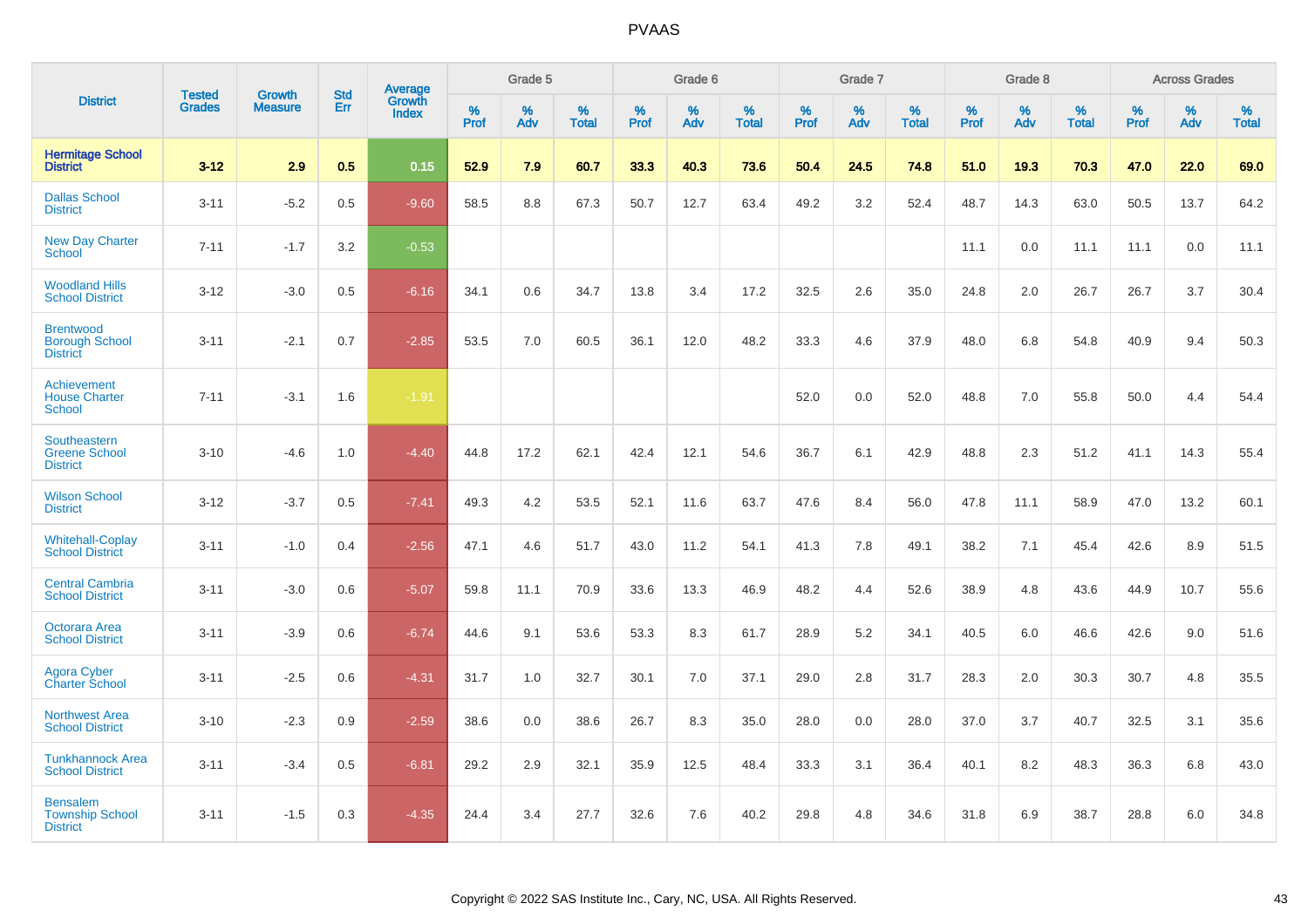PVAAS

| District | Tested Grades | Growth Measure | Std Err | Average Growth Index | Grade 5 | | | Grade 6 | | | Grade 7 | | | Grade 8 | | | Across Grades | | |
|---|---|---|---|---|---|---|---|---|---|---|---|---|---|---|---|---|---|---|---|
| | | | | | % Prof | % Adv | % Total | % Prof | % Adv | % Total | % Prof | % Adv | % Total | % Prof | % Adv | % Total | % Prof | % Adv | % Total |
| **Hermitage School District** | **3-12** | **2.9** | **0.5** | **0.15** | **52.9** | **7.9** | **60.7** | **33.3** | **40.3** | **73.6** | **50.4** | **24.5** | **74.8** | **51.0** | **19.3** | **70.3** | **47.0** | **22.0** | **69.0** |
| Dallas School District | 3-11 | -5.2 | 0.5 | -9.60 | 58.5 | 8.8 | 67.3 | 50.7 | 12.7 | 63.4 | 49.2 | 3.2 | 52.4 | 48.7 | 14.3 | 63.0 | 50.5 | 13.7 | 64.2 |
| New Day Charter School | 7-11 | -1.7 | 3.2 | -0.53 | | | | | | | | | | 11.1 | 0.0 | 11.1 | 11.1 | 0.0 | 11.1 |
| Woodland Hills School District | 3-12 | -3.0 | 0.5 | -6.16 | 34.1 | 0.6 | 34.7 | 13.8 | 3.4 | 17.2 | 32.5 | 2.6 | 35.0 | 24.8 | 2.0 | 26.7 | 26.7 | 3.7 | 30.4 |
| Brentwood Borough School District | 3-11 | -2.1 | 0.7 | -2.85 | 53.5 | 7.0 | 60.5 | 36.1 | 12.0 | 48.2 | 33.3 | 4.6 | 37.9 | 48.0 | 6.8 | 54.8 | 40.9 | 9.4 | 50.3 |
| Achievement House Charter School | 7-11 | -3.1 | 1.6 | -1.91 | | | | | | | 52.0 | 0.0 | 52.0 | 48.8 | 7.0 | 55.8 | 50.0 | 4.4 | 54.4 |
| Southeastern Greene School District | 3-10 | -4.6 | 1.0 | -4.40 | 44.8 | 17.2 | 62.1 | 42.4 | 12.1 | 54.6 | 36.7 | 6.1 | 42.9 | 48.8 | 2.3 | 51.2 | 41.1 | 14.3 | 55.4 |
| Wilson School District | 3-12 | -3.7 | 0.5 | -7.41 | 49.3 | 4.2 | 53.5 | 52.1 | 11.6 | 63.7 | 47.6 | 8.4 | 56.0 | 47.8 | 11.1 | 58.9 | 47.0 | 13.2 | 60.1 |
| Whitehall-Coplay School District | 3-11 | -1.0 | 0.4 | -2.56 | 47.1 | 4.6 | 51.7 | 43.0 | 11.2 | 54.1 | 41.3 | 7.8 | 49.1 | 38.2 | 7.1 | 45.4 | 42.6 | 8.9 | 51.5 |
| Central Cambria School District | 3-11 | -3.0 | 0.6 | -5.07 | 59.8 | 11.1 | 70.9 | 33.6 | 13.3 | 46.9 | 48.2 | 4.4 | 52.6 | 38.9 | 4.8 | 43.6 | 44.9 | 10.7 | 55.6 |
| Octorara Area School District | 3-11 | -3.9 | 0.6 | -6.74 | 44.6 | 9.1 | 53.6 | 53.3 | 8.3 | 61.7 | 28.9 | 5.2 | 34.1 | 40.5 | 6.0 | 46.6 | 42.6 | 9.0 | 51.6 |
| Agora Cyber Charter School | 3-11 | -2.5 | 0.6 | -4.31 | 31.7 | 1.0 | 32.7 | 30.1 | 7.0 | 37.1 | 29.0 | 2.8 | 31.7 | 28.3 | 2.0 | 30.3 | 30.7 | 4.8 | 35.5 |
| Northwest Area School District | 3-10 | -2.3 | 0.9 | -2.59 | 38.6 | 0.0 | 38.6 | 26.7 | 8.3 | 35.0 | 28.0 | 0.0 | 28.0 | 37.0 | 3.7 | 40.7 | 32.5 | 3.1 | 35.6 |
| Tunkhannock Area School District | 3-11 | -3.4 | 0.5 | -6.81 | 29.2 | 2.9 | 32.1 | 35.9 | 12.5 | 48.4 | 33.3 | 3.1 | 36.4 | 40.1 | 8.2 | 48.3 | 36.3 | 6.8 | 43.0 |
| Bensalem Township School District | 3-11 | -1.5 | 0.3 | -4.35 | 24.4 | 3.4 | 27.7 | 32.6 | 7.6 | 40.2 | 29.8 | 4.8 | 34.6 | 31.8 | 6.9 | 38.7 | 28.8 | 6.0 | 34.8 |

Copyright © 2022 SAS Institute Inc., Cary, NC, USA. All Rights Reserved.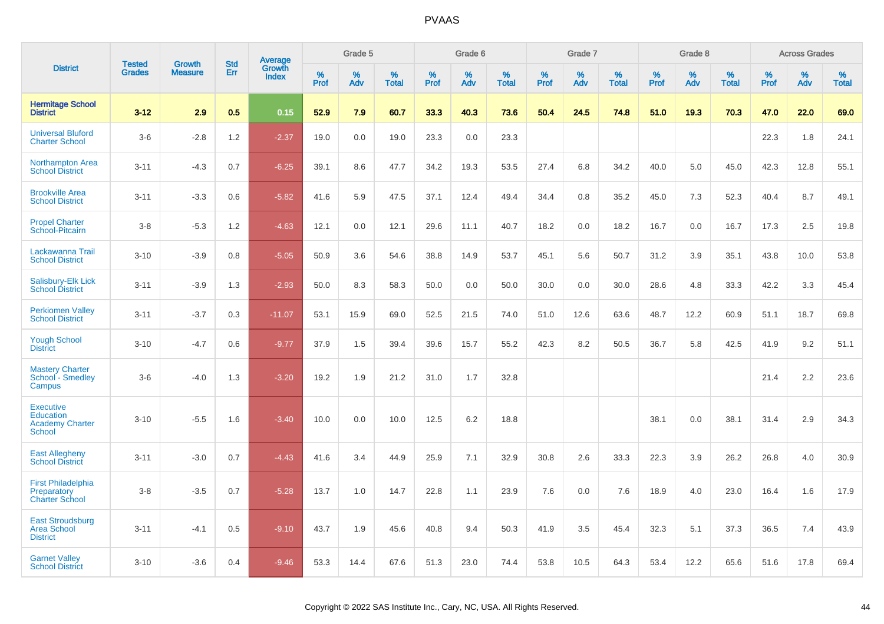# PVAAS

| District | Tested Grades | Growth Measure | Std Err | Average Growth Index | Grade 5 | | | Grade 6 | | | Grade 7 | | | Grade 8 | | | Across Grades | | |
|---|---|---|---|---|---|---|---|---|---|---|---|---|---|---|---|---|---|---|---|
| | | | | | % Prof | % Adv | % Total | % Prof | % Adv | % Total | % Prof | % Adv | % Total | % Prof | % Adv | % Total | % Prof | % Adv | % Total |
| **Hermitage School District** | **3-12** | **2.9** | **0.5** | **0.15** | **52.9** | **7.9** | **60.7** | **33.3** | **40.3** | **73.6** | **50.4** | **24.5** | **74.8** | **51.0** | **19.3** | **70.3** | **47.0** | **22.0** | **69.0** |
| Universal Bluford Charter School | 3-6 | -2.8 | 1.2 | -2.37 | 19.0 | 0.0 | 19.0 | 23.3 | 0.0 | 23.3 | | | | | | | 22.3 | 1.8 | 24.1 |
| Northampton Area School District | 3-11 | -4.3 | 0.7 | -6.25 | 39.1 | 8.6 | 47.7 | 34.2 | 19.3 | 53.5 | 27.4 | 6.8 | 34.2 | 40.0 | 5.0 | 45.0 | 42.3 | 12.8 | 55.1 |
| Brookville Area School District | 3-11 | -3.3 | 0.6 | -5.82 | 41.6 | 5.9 | 47.5 | 37.1 | 12.4 | 49.4 | 34.4 | 0.8 | 35.2 | 45.0 | 7.3 | 52.3 | 40.4 | 8.7 | 49.1 |
| Propel Charter School-Pitcairn | 3-8 | -5.3 | 1.2 | -4.63 | 12.1 | 0.0 | 12.1 | 29.6 | 11.1 | 40.7 | 18.2 | 0.0 | 18.2 | 16.7 | 0.0 | 16.7 | 17.3 | 2.5 | 19.8 |
| Lackawanna Trail School District | 3-10 | -3.9 | 0.8 | -5.05 | 50.9 | 3.6 | 54.6 | 38.8 | 14.9 | 53.7 | 45.1 | 5.6 | 50.7 | 31.2 | 3.9 | 35.1 | 43.8 | 10.0 | 53.8 |
| Salisbury-Elk Lick School District | 3-11 | -3.9 | 1.3 | -2.93 | 50.0 | 8.3 | 58.3 | 50.0 | 0.0 | 50.0 | 30.0 | 0.0 | 30.0 | 28.6 | 4.8 | 33.3 | 42.2 | 3.3 | 45.4 |
| Perkiomen Valley School District | 3-11 | -3.7 | 0.3 | -11.07 | 53.1 | 15.9 | 69.0 | 52.5 | 21.5 | 74.0 | 51.0 | 12.6 | 63.6 | 48.7 | 12.2 | 60.9 | 51.1 | 18.7 | 69.8 |
| Yough School District | 3-10 | -4.7 | 0.6 | -9.77 | 37.9 | 1.5 | 39.4 | 39.6 | 15.7 | 55.2 | 42.3 | 8.2 | 50.5 | 36.7 | 5.8 | 42.5 | 41.9 | 9.2 | 51.1 |
| Mastery Charter School - Smedley Campus | 3-6 | -4.0 | 1.3 | -3.20 | 19.2 | 1.9 | 21.2 | 31.0 | 1.7 | 32.8 | | | | | | | 21.4 | 2.2 | 23.6 |
| Executive Education Academy Charter School | 3-10 | -5.5 | 1.6 | -3.40 | 10.0 | 0.0 | 10.0 | 12.5 | 6.2 | 18.8 | | | | 38.1 | 0.0 | 38.1 | 31.4 | 2.9 | 34.3 |
| East Allegheny School District | 3-11 | -3.0 | 0.7 | -4.43 | 41.6 | 3.4 | 44.9 | 25.9 | 7.1 | 32.9 | 30.8 | 2.6 | 33.3 | 22.3 | 3.9 | 26.2 | 26.8 | 4.0 | 30.9 |
| First Philadelphia Preparatory Charter School | 3-8 | -3.5 | 0.7 | -5.28 | 13.7 | 1.0 | 14.7 | 22.8 | 1.1 | 23.9 | 7.6 | 0.0 | 7.6 | 18.9 | 4.0 | 23.0 | 16.4 | 1.6 | 17.9 |
| East Stroudsburg Area School District | 3-11 | -4.1 | 0.5 | -9.10 | 43.7 | 1.9 | 45.6 | 40.8 | 9.4 | 50.3 | 41.9 | 3.5 | 45.4 | 32.3 | 5.1 | 37.3 | 36.5 | 7.4 | 43.9 |
| Garnet Valley School District | 3-10 | -3.6 | 0.4 | -9.46 | 53.3 | 14.4 | 67.6 | 51.3 | 23.0 | 74.4 | 53.8 | 10.5 | 64.3 | 53.4 | 12.2 | 65.6 | 51.6 | 17.8 | 69.4 |

Copyright © 2022 SAS Institute Inc., Cary, NC, USA. All Rights Reserved.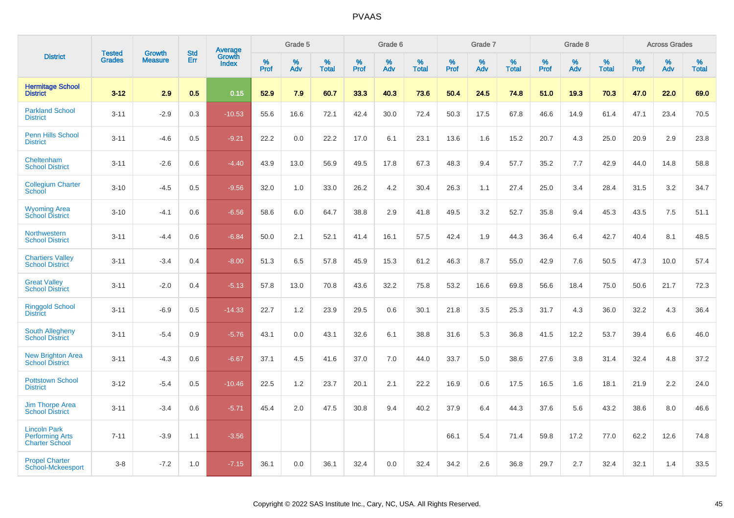# PVAAS

| District | Tested Grades | Growth Measure | Std Err | Average Growth Index | Grade 5 | | | Grade 6 | | | Grade 7 | | | Grade 8 | | | Across Grades | | |
|---|---|---|---|---|---|---|---|---|---|---|---|---|---|---|---|---|---|---|---|
| | | | | | % Prof | % Adv | % Total | % Prof | % Adv | % Total | % Prof | % Adv | % Total | % Prof | % Adv | % Total | % Prof | % Adv | % Total |
| **Hermitage School District** | **3-12** | **2.9** | **0.5** | **0.15** | **52.9** | **7.9** | **60.7** | **33.3** | **40.3** | **73.6** | **50.4** | **24.5** | **74.8** | **51.0** | **19.3** | **70.3** | **47.0** | **22.0** | **69.0** |
| Parkland School District | 3-11 | -2.9 | 0.3 | -10.53 | 55.6 | 16.6 | 72.1 | 42.4 | 30.0 | 72.4 | 50.3 | 17.5 | 67.8 | 46.6 | 14.9 | 61.4 | 47.1 | 23.4 | 70.5 |
| Penn Hills School District | 3-11 | -4.6 | 0.5 | -9.21 | 22.2 | 0.0 | 22.2 | 17.0 | 6.1 | 23.1 | 13.6 | 1.6 | 15.2 | 20.7 | 4.3 | 25.0 | 20.9 | 2.9 | 23.8 |
| Cheltenham School District | 3-11 | -2.6 | 0.6 | -4.40 | 43.9 | 13.0 | 56.9 | 49.5 | 17.8 | 67.3 | 48.3 | 9.4 | 57.7 | 35.2 | 7.7 | 42.9 | 44.0 | 14.8 | 58.8 |
| Collegium Charter School | 3-10 | -4.5 | 0.5 | -9.56 | 32.0 | 1.0 | 33.0 | 26.2 | 4.2 | 30.4 | 26.3 | 1.1 | 27.4 | 25.0 | 3.4 | 28.4 | 31.5 | 3.2 | 34.7 |
| Wyoming Area School District | 3-10 | -4.1 | 0.6 | -6.56 | 58.6 | 6.0 | 64.7 | 38.8 | 2.9 | 41.8 | 49.5 | 3.2 | 52.7 | 35.8 | 9.4 | 45.3 | 43.5 | 7.5 | 51.1 |
| Northwestern School District | 3-11 | -4.4 | 0.6 | -6.84 | 50.0 | 2.1 | 52.1 | 41.4 | 16.1 | 57.5 | 42.4 | 1.9 | 44.3 | 36.4 | 6.4 | 42.7 | 40.4 | 8.1 | 48.5 |
| Chartiers Valley School District | 3-11 | -3.4 | 0.4 | -8.00 | 51.3 | 6.5 | 57.8 | 45.9 | 15.3 | 61.2 | 46.3 | 8.7 | 55.0 | 42.9 | 7.6 | 50.5 | 47.3 | 10.0 | 57.4 |
| Great Valley School District | 3-11 | -2.0 | 0.4 | -5.13 | 57.8 | 13.0 | 70.8 | 43.6 | 32.2 | 75.8 | 53.2 | 16.6 | 69.8 | 56.6 | 18.4 | 75.0 | 50.6 | 21.7 | 72.3 |
| Ringgold School District | 3-11 | -6.9 | 0.5 | -14.33 | 22.7 | 1.2 | 23.9 | 29.5 | 0.6 | 30.1 | 21.8 | 3.5 | 25.3 | 31.7 | 4.3 | 36.0 | 32.2 | 4.3 | 36.4 |
| South Allegheny School District | 3-11 | -5.4 | 0.9 | -5.76 | 43.1 | 0.0 | 43.1 | 32.6 | 6.1 | 38.8 | 31.6 | 5.3 | 36.8 | 41.5 | 12.2 | 53.7 | 39.4 | 6.6 | 46.0 |
| New Brighton Area School District | 3-11 | -4.3 | 0.6 | -6.67 | 37.1 | 4.5 | 41.6 | 37.0 | 7.0 | 44.0 | 33.7 | 5.0 | 38.6 | 27.6 | 3.8 | 31.4 | 32.4 | 4.8 | 37.2 |
| Pottstown School District | 3-12 | -5.4 | 0.5 | -10.46 | 22.5 | 1.2 | 23.7 | 20.1 | 2.1 | 22.2 | 16.9 | 0.6 | 17.5 | 16.5 | 1.6 | 18.1 | 21.9 | 2.2 | 24.0 |
| Jim Thorpe Area School District | 3-11 | -3.4 | 0.6 | -5.71 | 45.4 | 2.0 | 47.5 | 30.8 | 9.4 | 40.2 | 37.9 | 6.4 | 44.3 | 37.6 | 5.6 | 43.2 | 38.6 | 8.0 | 46.6 |
| Lincoln Park Performing Arts Charter School | 7-11 | -3.9 | 1.1 | -3.56 | | | | | | | 66.1 | 5.4 | 71.4 | 59.8 | 17.2 | 77.0 | 62.2 | 12.6 | 74.8 |
| Propel Charter School-Mckeesport | 3-8 | -7.2 | 1.0 | -7.15 | 36.1 | 0.0 | 36.1 | 32.4 | 0.0 | 32.4 | 34.2 | 2.6 | 36.8 | 29.7 | 2.7 | 32.4 | 32.1 | 1.4 | 33.5 |

Copyright © 2022 SAS Institute Inc., Cary, NC, USA. All Rights Reserved.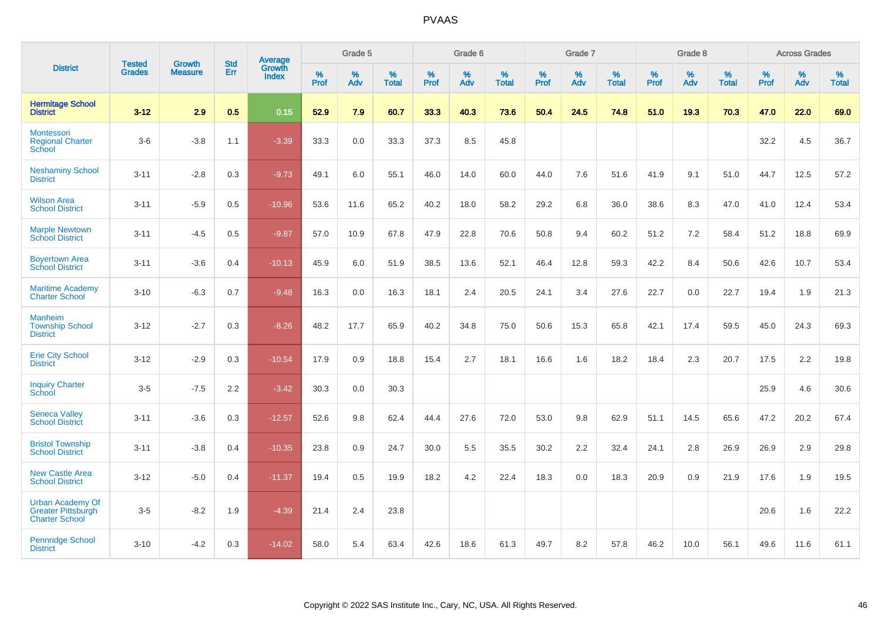| District | Tested Grades | Growth Measure | Std Err | Average Growth Index | Grade 5 | | | Grade 6 | | | Grade 7 | | | Grade 8 | | | Across Grades | | |
|---|---|---|---|---|---|---|---|---|---|---|---|---|---|---|---|---|---|---|---|
| | | | | | % Prof | % Adv | % Total | % Prof | % Adv | % Total | % Prof | % Adv | % Total | % Prof | % Adv | % Total | % Prof | % Adv | % Total |
| **Hermitage School District** | **3-12** | **2.9** | **0.5** | **0.15** | **52.9** | **7.9** | **60.7** | **33.3** | **40.3** | **73.6** | **50.4** | **24.5** | **74.8** | **51.0** | **19.3** | **70.3** | **47.0** | **22.0** | **69.0** |
| Montessori Regional Charter School | 3-6 | -3.8 | 1.1 | -3.39 | 33.3 | 0.0 | 33.3 | 37.3 | 8.5 | 45.8 | | | | | | | 32.2 | 4.5 | 36.7 |
| Neshaminy School District | 3-11 | -2.8 | 0.3 | -9.73 | 49.1 | 6.0 | 55.1 | 46.0 | 14.0 | 60.0 | 44.0 | 7.6 | 51.6 | 41.9 | 9.1 | 51.0 | 44.7 | 12.5 | 57.2 |
| Wilson Area School District | 3-11 | -5.9 | 0.5 | -10.96 | 53.6 | 11.6 | 65.2 | 40.2 | 18.0 | 58.2 | 29.2 | 6.8 | 36.0 | 38.6 | 8.3 | 47.0 | 41.0 | 12.4 | 53.4 |
| Marple Newtown School District | 3-11 | -4.5 | 0.5 | -9.87 | 57.0 | 10.9 | 67.8 | 47.9 | 22.8 | 70.6 | 50.8 | 9.4 | 60.2 | 51.2 | 7.2 | 58.4 | 51.2 | 18.8 | 69.9 |
| Boyertown Area School District | 3-11 | -3.6 | 0.4 | -10.13 | 45.9 | 6.0 | 51.9 | 38.5 | 13.6 | 52.1 | 46.4 | 12.8 | 59.3 | 42.2 | 8.4 | 50.6 | 42.6 | 10.7 | 53.4 |
| Maritime Academy Charter School | 3-10 | -6.3 | 0.7 | -9.48 | 16.3 | 0.0 | 16.3 | 18.1 | 2.4 | 20.5 | 24.1 | 3.4 | 27.6 | 22.7 | 0.0 | 22.7 | 19.4 | 1.9 | 21.3 |
| Manheim Township School District | 3-12 | -2.7 | 0.3 | -8.26 | 48.2 | 17.7 | 65.9 | 40.2 | 34.8 | 75.0 | 50.6 | 15.3 | 65.8 | 42.1 | 17.4 | 59.5 | 45.0 | 24.3 | 69.3 |
| Erie City School District | 3-12 | -2.9 | 0.3 | -10.54 | 17.9 | 0.9 | 18.8 | 15.4 | 2.7 | 18.1 | 16.6 | 1.6 | 18.2 | 18.4 | 2.3 | 20.7 | 17.5 | 2.2 | 19.8 |
| Inquiry Charter School | 3-5 | -7.5 | 2.2 | -3.42 | 30.3 | 0.0 | 30.3 | | | | | | | | | | 25.9 | 4.6 | 30.6 |
| Seneca Valley School District | 3-11 | -3.6 | 0.3 | -12.57 | 52.6 | 9.8 | 62.4 | 44.4 | 27.6 | 72.0 | 53.0 | 9.8 | 62.9 | 51.1 | 14.5 | 65.6 | 47.2 | 20.2 | 67.4 |
| Bristol Township School District | 3-11 | -3.8 | 0.4 | -10.35 | 23.8 | 0.9 | 24.7 | 30.0 | 5.5 | 35.5 | 30.2 | 2.2 | 32.4 | 24.1 | 2.8 | 26.9 | 26.9 | 2.9 | 29.8 |
| New Castle Area School District | 3-12 | -5.0 | 0.4 | -11.37 | 19.4 | 0.5 | 19.9 | 18.2 | 4.2 | 22.4 | 18.3 | 0.0 | 18.3 | 20.9 | 0.9 | 21.9 | 17.6 | 1.9 | 19.5 |
| Urban Academy Of Greater Pittsburgh Charter School | 3-5 | -8.2 | 1.9 | -4.39 | 21.4 | 2.4 | 23.8 | | | | | | | | | | 20.6 | 1.6 | 22.2 |
| Pennridge School District | 3-10 | -4.2 | 0.3 | -14.02 | 58.0 | 5.4 | 63.4 | 42.6 | 18.6 | 61.3 | 49.7 | 8.2 | 57.8 | 46.2 | 10.0 | 56.1 | 49.6 | 11.6 | 61.1 |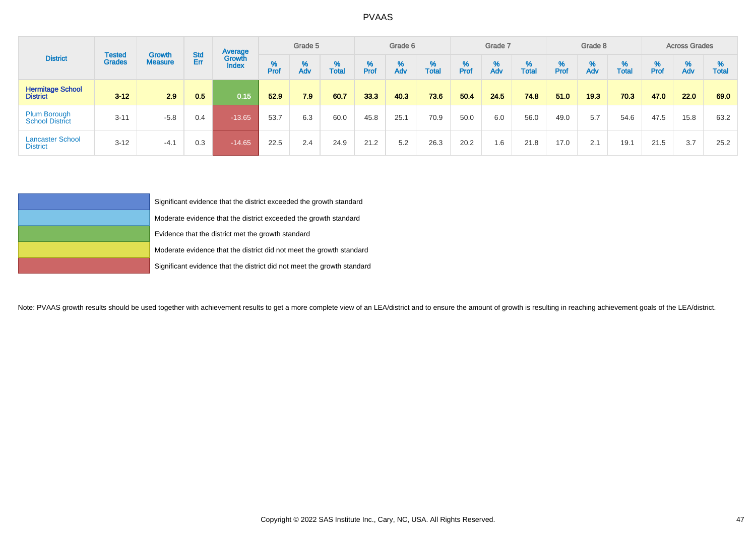# PVAAS

| District | Tested Grades | Growth Measure | Std Err | Average Growth Index | Grade 5 | | | Grade 6 | | | Grade 7 | | | Grade 8 | | | Across Grades | | |
|---|---|---|---|---|---|---|---|---|---|---|---|---|---|---|---|---|---|---|---|
| | | | | | % Prof | % Adv | % Total | % Prof | % Adv | % Total | % Prof | % Adv | % Total | % Prof | % Adv | % Total | % Prof | % Adv | % Total |
| **Hermitage School District** | **3-12** | **2.9** | **0.5** | **0.15** | **52.9** | **7.9** | **60.7** | **33.3** | **40.3** | **73.6** | **50.4** | **24.5** | **74.8** | **51.0** | **19.3** | **70.3** | **47.0** | **22.0** | **69.0** |
| Plum Borough School District | 3-11 | -5.8 | 0.4 | -13.65 | 53.7 | 6.3 | 60.0 | 45.8 | 25.1 | 70.9 | 50.0 | 6.0 | 56.0 | 49.0 | 5.7 | 54.6 | 47.5 | 15.8 | 63.2 |
| Lancaster School District | 3-12 | -4.1 | 0.3 | -14.65 | 22.5 | 2.4 | 24.9 | 21.2 | 5.2 | 26.3 | 20.2 | 1.6 | 21.8 | 17.0 | 2.1 | 19.1 | 21.5 | 3.7 | 25.2 |

Significant evidence that the district exceeded the growth standard

Moderate evidence that the district exceeded the growth standard

Evidence that the district met the growth standard

Moderate evidence that the district did not meet the growth standard

Significant evidence that the district did not meet the growth standard

Note: PVAAS growth results should be used together with achievement results to get a more complete view of an LEA/district and to ensure the amount of growth is resulting in reaching achievement goals of the LEA/district.

Copyright © 2022 SAS Institute Inc., Cary, NC, USA. All Rights Reserved.